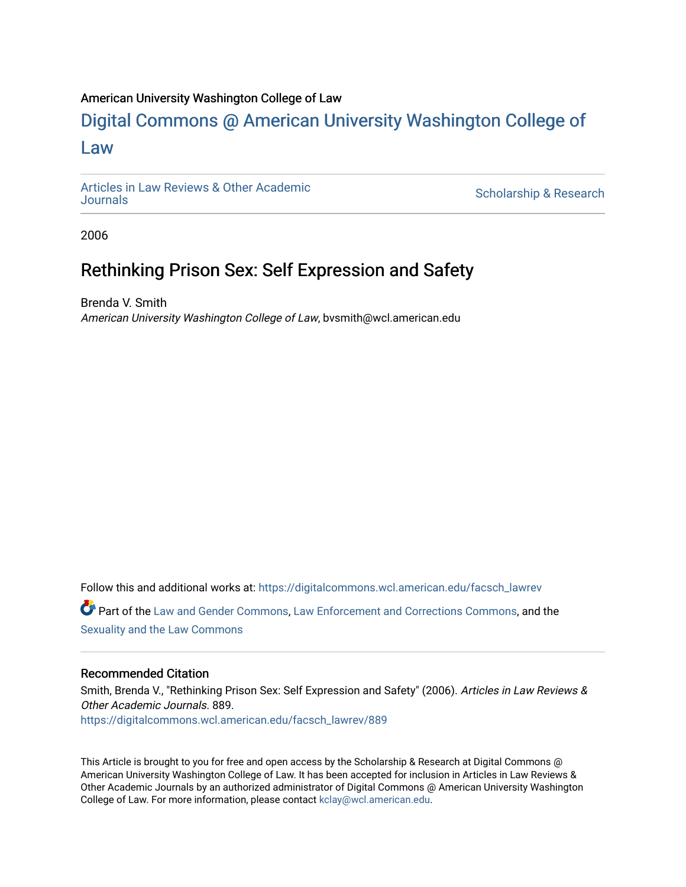American University Washington College of Law

# Digital Commons @ American University Washington College of Law

Articles in Law Reviews & Other Academic Journals

Scholarship & Research

2006

## Rethinking Prison Sex: Self Expression and Safety

Brenda V. Smith

*American University Washington College of Law*, bvsmith@wcl.american.edu

Follow this and additional works at: https://digitalcommons.wcl.american.edu/facsch_lawrev

Part of the Law and Gender Commons, Law Enforcement and Corrections Commons, and the Sexuality and the Law Commons

### Recommended Citation

Smith, Brenda V., "Rethinking Prison Sex: Self Expression and Safety" (2006). *Articles in Law Reviews & Other Academic Journals*. 889.
https://digitalcommons.wcl.american.edu/facsch_lawrev/889

This Article is brought to you for free and open access by the Scholarship & Research at Digital Commons @ American University Washington College of Law. It has been accepted for inclusion in Articles in Law Reviews & Other Academic Journals by an authorized administrator of Digital Commons @ American University Washington College of Law. For more information, please contact kclay@wcl.american.edu.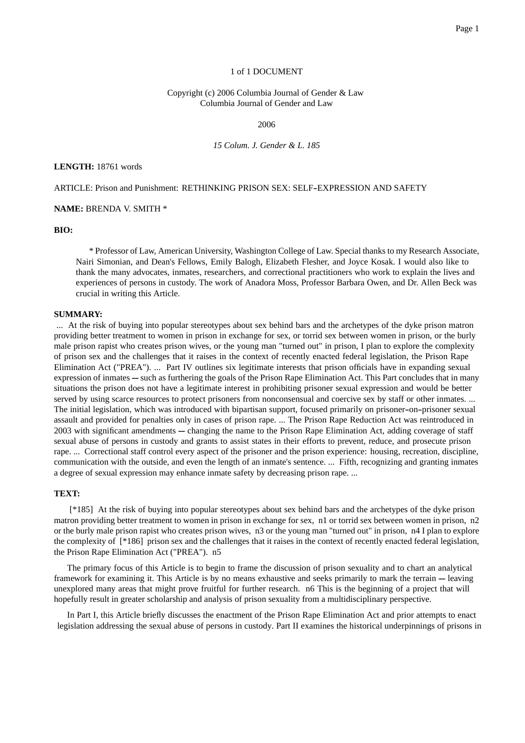1 of 1 DOCUMENT

Copyright (c) 2006 Columbia Journal of Gender & Law
Columbia Journal of Gender and Law

2006

*15 Colum. J. Gender & L. 185*

**LENGTH:** 18761 words

ARTICLE: Prison and Punishment: RETHINKING PRISON SEX: SELF-EXPRESSION AND SAFETY

**NAME:** BRENDA V. SMITH *

**BIO:**

* Professor of Law, American University, Washington College of Law. Special thanks to my Research Associate, Nairi Simonian, and Dean's Fellows, Emily Balogh, Elizabeth Flesher, and Joyce Kosak. I would also like to thank the many advocates, inmates, researchers, and correctional practitioners who work to explain the lives and experiences of persons in custody. The work of Anadora Moss, Professor Barbara Owen, and Dr. Allen Beck was crucial in writing this Article.

**SUMMARY:**

... At the risk of buying into popular stereotypes about sex behind bars and the archetypes of the dyke prison matron providing better treatment to women in prison in exchange for sex, or torrid sex between women in prison, or the burly male prison rapist who creates prison wives, or the young man "turned out" in prison, I plan to explore the complexity of prison sex and the challenges that it raises in the context of recently enacted federal legislation, the Prison Rape Elimination Act ("PREA"). ... Part IV outlines six legitimate interests that prison officials have in expanding sexual expression of inmates -- such as furthering the goals of the Prison Rape Elimination Act. This Part concludes that in many situations the prison does not have a legitimate interest in prohibiting prisoner sexual expression and would be better served by using scarce resources to protect prisoners from nonconsensual and coercive sex by staff or other inmates. ... The initial legislation, which was introduced with bipartisan support, focused primarily on prisoner-on-prisoner sexual assault and provided for penalties only in cases of prison rape. ... The Prison Rape Reduction Act was reintroduced in 2003 with significant amendments -- changing the name to the Prison Rape Elimination Act, adding coverage of staff sexual abuse of persons in custody and grants to assist states in their efforts to prevent, reduce, and prosecute prison rape. ... Correctional staff control every aspect of the prisoner and the prison experience: housing, recreation, discipline, communication with the outside, and even the length of an inmate's sentence. ... Fifth, recognizing and granting inmates a degree of sexual expression may enhance inmate safety by decreasing prison rape. ...

**TEXT:**

[*185] At the risk of buying into popular stereotypes about sex behind bars and the archetypes of the dyke prison matron providing better treatment to women in prison in exchange for sex, n1 or torrid sex between women in prison, n2 or the burly male prison rapist who creates prison wives, n3 or the young man "turned out" in prison, n4 I plan to explore the complexity of [*186] prison sex and the challenges that it raises in the context of recently enacted federal legislation, the Prison Rape Elimination Act ("PREA"). n5

The primary focus of this Article is to begin to frame the discussion of prison sexuality and to chart an analytical framework for examining it. This Article is by no means exhaustive and seeks primarily to mark the terrain -- leaving unexplored many areas that might prove fruitful for further research. n6 This is the beginning of a project that will hopefully result in greater scholarship and analysis of prison sexuality from a multidisciplinary perspective.

In Part I, this Article briefly discusses the enactment of the Prison Rape Elimination Act and prior attempts to enact legislation addressing the sexual abuse of persons in custody. Part II examines the historical underpinnings of prisons in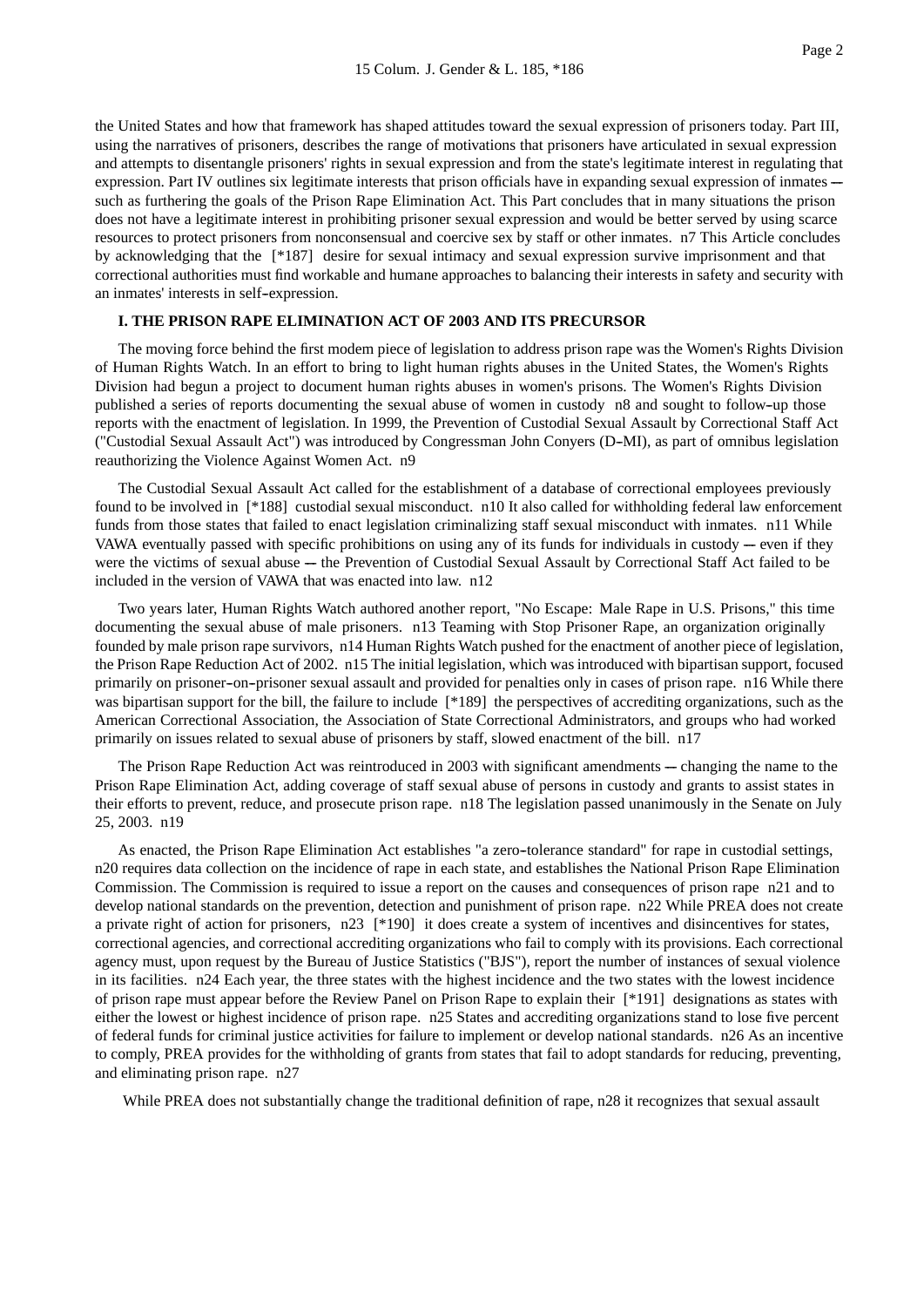the United States and how that framework has shaped attitudes toward the sexual expression of prisoners today. Part III, using the narratives of prisoners, describes the range of motivations that prisoners have articulated in sexual expression and attempts to disentangle prisoners' rights in sexual expression and from the state's legitimate interest in regulating that expression. Part IV outlines six legitimate interests that prison officials have in expanding sexual expression of inmates -- such as furthering the goals of the Prison Rape Elimination Act. This Part concludes that in many situations the prison does not have a legitimate interest in prohibiting prisoner sexual expression and would be better served by using scarce resources to protect prisoners from nonconsensual and coercive sex by staff or other inmates. n7 This Article concludes by acknowledging that the [*187] desire for sexual intimacy and sexual expression survive imprisonment and that correctional authorities must find workable and humane approaches to balancing their interests in safety and security with an inmates' interests in self-expression.

**I. THE PRISON RAPE ELIMINATION ACT OF 2003 AND ITS PRECURSOR**

The moving force behind the first modem piece of legislation to address prison rape was the Women's Rights Division of Human Rights Watch. In an effort to bring to light human rights abuses in the United States, the Women's Rights Division had begun a project to document human rights abuses in women's prisons. The Women's Rights Division published a series of reports documenting the sexual abuse of women in custody n8 and sought to follow-up those reports with the enactment of legislation. In 1999, the Prevention of Custodial Sexual Assault by Correctional Staff Act ("Custodial Sexual Assault Act") was introduced by Congressman John Conyers (D-MI), as part of omnibus legislation reauthorizing the Violence Against Women Act. n9

The Custodial Sexual Assault Act called for the establishment of a database of correctional employees previously found to be involved in [*188] custodial sexual misconduct. n10 It also called for withholding federal law enforcement funds from those states that failed to enact legislation criminalizing staff sexual misconduct with inmates. n11 While VAWA eventually passed with specific prohibitions on using any of its funds for individuals in custody -- even if they were the victims of sexual abuse -- the Prevention of Custodial Sexual Assault by Correctional Staff Act failed to be included in the version of VAWA that was enacted into law. n12

Two years later, Human Rights Watch authored another report, "No Escape: Male Rape in U.S. Prisons," this time documenting the sexual abuse of male prisoners. n13 Teaming with Stop Prisoner Rape, an organization originally founded by male prison rape survivors, n14 Human Rights Watch pushed for the enactment of another piece of legislation, the Prison Rape Reduction Act of 2002. n15 The initial legislation, which was introduced with bipartisan support, focused primarily on prisoner-on-prisoner sexual assault and provided for penalties only in cases of prison rape. n16 While there was bipartisan support for the bill, the failure to include [*189] the perspectives of accrediting organizations, such as the American Correctional Association, the Association of State Correctional Administrators, and groups who had worked primarily on issues related to sexual abuse of prisoners by staff, slowed enactment of the bill. n17

The Prison Rape Reduction Act was reintroduced in 2003 with significant amendments -- changing the name to the Prison Rape Elimination Act, adding coverage of staff sexual abuse of persons in custody and grants to assist states in their efforts to prevent, reduce, and prosecute prison rape. n18 The legislation passed unanimously in the Senate on July 25, 2003. n19

As enacted, the Prison Rape Elimination Act establishes "a zero-tolerance standard" for rape in custodial settings, n20 requires data collection on the incidence of rape in each state, and establishes the National Prison Rape Elimination Commission. The Commission is required to issue a report on the causes and consequences of prison rape n21 and to develop national standards on the prevention, detection and punishment of prison rape. n22 While PREA does not create a private right of action for prisoners, n23 [*190] it does create a system of incentives and disincentives for states, correctional agencies, and correctional accrediting organizations who fail to comply with its provisions. Each correctional agency must, upon request by the Bureau of Justice Statistics ("BJS"), report the number of instances of sexual violence in its facilities. n24 Each year, the three states with the highest incidence and the two states with the lowest incidence of prison rape must appear before the Review Panel on Prison Rape to explain their [*191] designations as states with either the lowest or highest incidence of prison rape. n25 States and accrediting organizations stand to lose five percent of federal funds for criminal justice activities for failure to implement or develop national standards. n26 As an incentive to comply, PREA provides for the withholding of grants from states that fail to adopt standards for reducing, preventing, and eliminating prison rape. n27

While PREA does not substantially change the traditional definition of rape, n28 it recognizes that sexual assault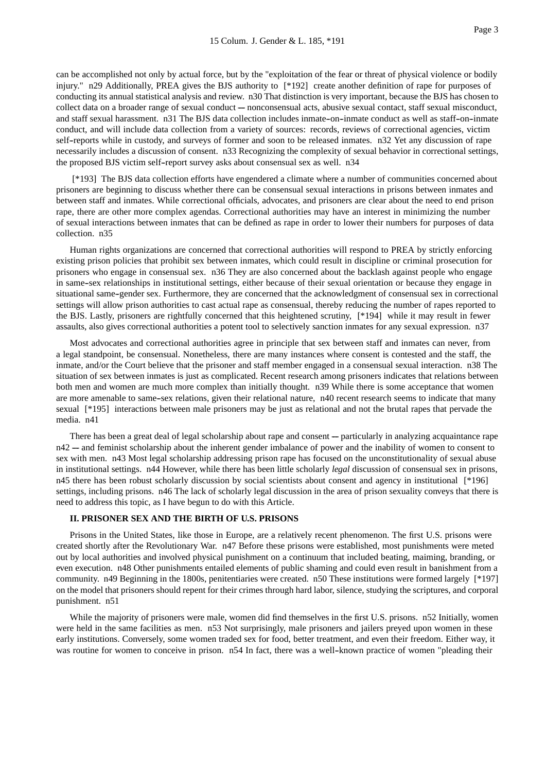can be accomplished not only by actual force, but by the "exploitation of the fear or threat of physical violence or bodily injury." n29 Additionally, PREA gives the BJS authority to [*192] create another definition of rape for purposes of conducting its annual statistical analysis and review. n30 That distinction is very important, because the BJS has chosen to collect data on a broader range of sexual conduct -- nonconsensual acts, abusive sexual contact, staff sexual misconduct, and staff sexual harassment. n31 The BJS data collection includes inmate-on-inmate conduct as well as staff-on-inmate conduct, and will include data collection from a variety of sources: records, reviews of correctional agencies, victim self-reports while in custody, and surveys of former and soon to be released inmates. n32 Yet any discussion of rape necessarily includes a discussion of consent. n33 Recognizing the complexity of sexual behavior in correctional settings, the proposed BJS victim self-report survey asks about consensual sex as well. n34

[*193] The BJS data collection efforts have engendered a climate where a number of communities concerned about prisoners are beginning to discuss whether there can be consensual sexual interactions in prisons between inmates and between staff and inmates. While correctional officials, advocates, and prisoners are clear about the need to end prison rape, there are other more complex agendas. Correctional authorities may have an interest in minimizing the number of sexual interactions between inmates that can be defined as rape in order to lower their numbers for purposes of data collection. n35

Human rights organizations are concerned that correctional authorities will respond to PREA by strictly enforcing existing prison policies that prohibit sex between inmates, which could result in discipline or criminal prosecution for prisoners who engage in consensual sex. n36 They are also concerned about the backlash against people who engage in same-sex relationships in institutional settings, either because of their sexual orientation or because they engage in situational same-gender sex. Furthermore, they are concerned that the acknowledgment of consensual sex in correctional settings will allow prison authorities to cast actual rape as consensual, thereby reducing the number of rapes reported to the BJS. Lastly, prisoners are rightfully concerned that this heightened scrutiny, [*194] while it may result in fewer assaults, also gives correctional authorities a potent tool to selectively sanction inmates for any sexual expression. n37

Most advocates and correctional authorities agree in principle that sex between staff and inmates can never, from a legal standpoint, be consensual. Nonetheless, there are many instances where consent is contested and the staff, the inmate, and/or the Court believe that the prisoner and staff member engaged in a consensual sexual interaction. n38 The situation of sex between inmates is just as complicated. Recent research among prisoners indicates that relations between both men and women are much more complex than initially thought. n39 While there is some acceptance that women are more amenable to same-sex relations, given their relational nature, n40 recent research seems to indicate that many sexual [*195] interactions between male prisoners may be just as relational and not the brutal rapes that pervade the media. n41

There has been a great deal of legal scholarship about rape and consent -- particularly in analyzing acquaintance rape n42 -- and feminist scholarship about the inherent gender imbalance of power and the inability of women to consent to sex with men. n43 Most legal scholarship addressing prison rape has focused on the unconstitutionality of sexual abuse in institutional settings. n44 However, while there has been little scholarly *legal* discussion of consensual sex in prisons, n45 there has been robust scholarly discussion by social scientists about consent and agency in institutional [*196] settings, including prisons. n46 The lack of scholarly legal discussion in the area of prison sexuality conveys that there is need to address this topic, as I have begun to do with this Article.

**II. PRISONER SEX AND THE BIRTH OF U.S. PRISONS**

Prisons in the United States, like those in Europe, are a relatively recent phenomenon. The first U.S. prisons were created shortly after the Revolutionary War. n47 Before these prisons were established, most punishments were meted out by local authorities and involved physical punishment on a continuum that included beating, maiming, branding, or even execution. n48 Other punishments entailed elements of public shaming and could even result in banishment from a community. n49 Beginning in the 1800s, penitentiaries were created. n50 These institutions were formed largely [*197] on the model that prisoners should repent for their crimes through hard labor, silence, studying the scriptures, and corporal punishment. n51

While the majority of prisoners were male, women did find themselves in the first U.S. prisons. n52 Initially, women were held in the same facilities as men. n53 Not surprisingly, male prisoners and jailers preyed upon women in these early institutions. Conversely, some women traded sex for food, better treatment, and even their freedom. Either way, it was routine for women to conceive in prison. n54 In fact, there was a well-known practice of women "pleading their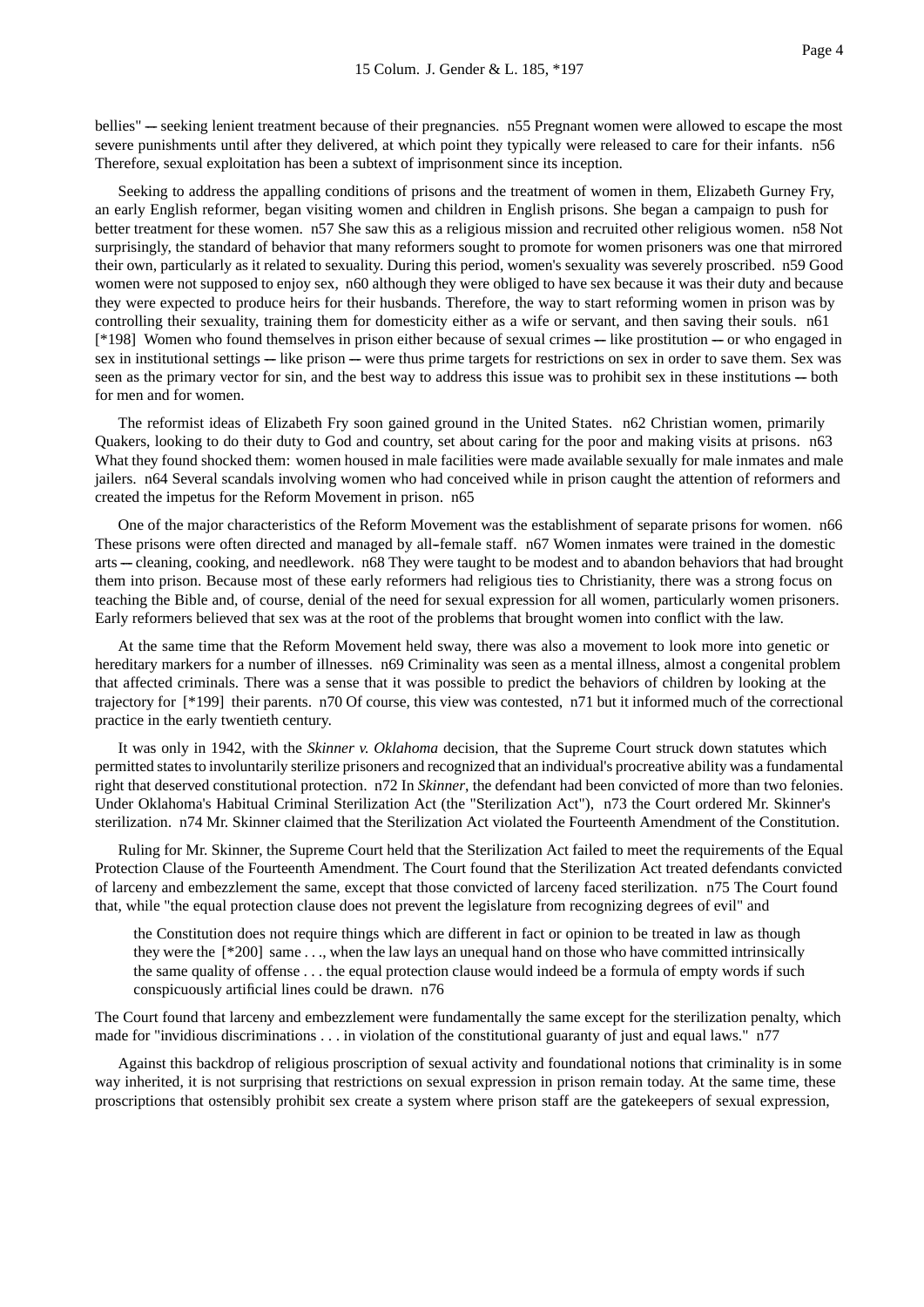bellies" -- seeking lenient treatment because of their pregnancies. n55 Pregnant women were allowed to escape the most severe punishments until after they delivered, at which point they typically were released to care for their infants. n56 Therefore, sexual exploitation has been a subtext of imprisonment since its inception.

Seeking to address the appalling conditions of prisons and the treatment of women in them, Elizabeth Gurney Fry, an early English reformer, began visiting women and children in English prisons. She began a campaign to push for better treatment for these women. n57 She saw this as a religious mission and recruited other religious women. n58 Not surprisingly, the standard of behavior that many reformers sought to promote for women prisoners was one that mirrored their own, particularly as it related to sexuality. During this period, women's sexuality was severely proscribed. n59 Good women were not supposed to enjoy sex, n60 although they were obliged to have sex because it was their duty and because they were expected to produce heirs for their husbands. Therefore, the way to start reforming women in prison was by controlling their sexuality, training them for domesticity either as a wife or servant, and then saving their souls. n61 [*198] Women who found themselves in prison either because of sexual crimes -- like prostitution -- or who engaged in sex in institutional settings -- like prison -- were thus prime targets for restrictions on sex in order to save them. Sex was seen as the primary vector for sin, and the best way to address this issue was to prohibit sex in these institutions -- both for men and for women.

The reformist ideas of Elizabeth Fry soon gained ground in the United States. n62 Christian women, primarily Quakers, looking to do their duty to God and country, set about caring for the poor and making visits at prisons. n63 What they found shocked them: women housed in male facilities were made available sexually for male inmates and male jailers. n64 Several scandals involving women who had conceived while in prison caught the attention of reformers and created the impetus for the Reform Movement in prison. n65

One of the major characteristics of the Reform Movement was the establishment of separate prisons for women. n66 These prisons were often directed and managed by all-female staff. n67 Women inmates were trained in the domestic arts -- cleaning, cooking, and needlework. n68 They were taught to be modest and to abandon behaviors that had brought them into prison. Because most of these early reformers had religious ties to Christianity, there was a strong focus on teaching the Bible and, of course, denial of the need for sexual expression for all women, particularly women prisoners. Early reformers believed that sex was at the root of the problems that brought women into conflict with the law.

At the same time that the Reform Movement held sway, there was also a movement to look more into genetic or hereditary markers for a number of illnesses. n69 Criminality was seen as a mental illness, almost a congenital problem that affected criminals. There was a sense that it was possible to predict the behaviors of children by looking at the trajectory for [*199] their parents. n70 Of course, this view was contested, n71 but it informed much of the correctional practice in the early twentieth century.

It was only in 1942, with the *Skinner v. Oklahoma* decision, that the Supreme Court struck down statutes which permitted states to involuntarily sterilize prisoners and recognized that an individual's procreative ability was a fundamental right that deserved constitutional protection. n72 In *Skinner*, the defendant had been convicted of more than two felonies. Under Oklahoma's Habitual Criminal Sterilization Act (the "Sterilization Act"), n73 the Court ordered Mr. Skinner's sterilization. n74 Mr. Skinner claimed that the Sterilization Act violated the Fourteenth Amendment of the Constitution.

Ruling for Mr. Skinner, the Supreme Court held that the Sterilization Act failed to meet the requirements of the Equal Protection Clause of the Fourteenth Amendment. The Court found that the Sterilization Act treated defendants convicted of larceny and embezzlement the same, except that those convicted of larceny faced sterilization. n75 The Court found that, while "the equal protection clause does not prevent the legislature from recognizing degrees of evil" and

> the Constitution does not require things which are different in fact or opinion to be treated in law as though they were the [*200] same . . ., when the law lays an unequal hand on those who have committed intrinsically the same quality of offense . . . the equal protection clause would indeed be a formula of empty words if such conspicuously artificial lines could be drawn. n76

The Court found that larceny and embezzlement were fundamentally the same except for the sterilization penalty, which made for "invidious discriminations . . . in violation of the constitutional guaranty of just and equal laws." n77

Against this backdrop of religious proscription of sexual activity and foundational notions that criminality is in some way inherited, it is not surprising that restrictions on sexual expression in prison remain today. At the same time, these proscriptions that ostensibly prohibit sex create a system where prison staff are the gatekeepers of sexual expression,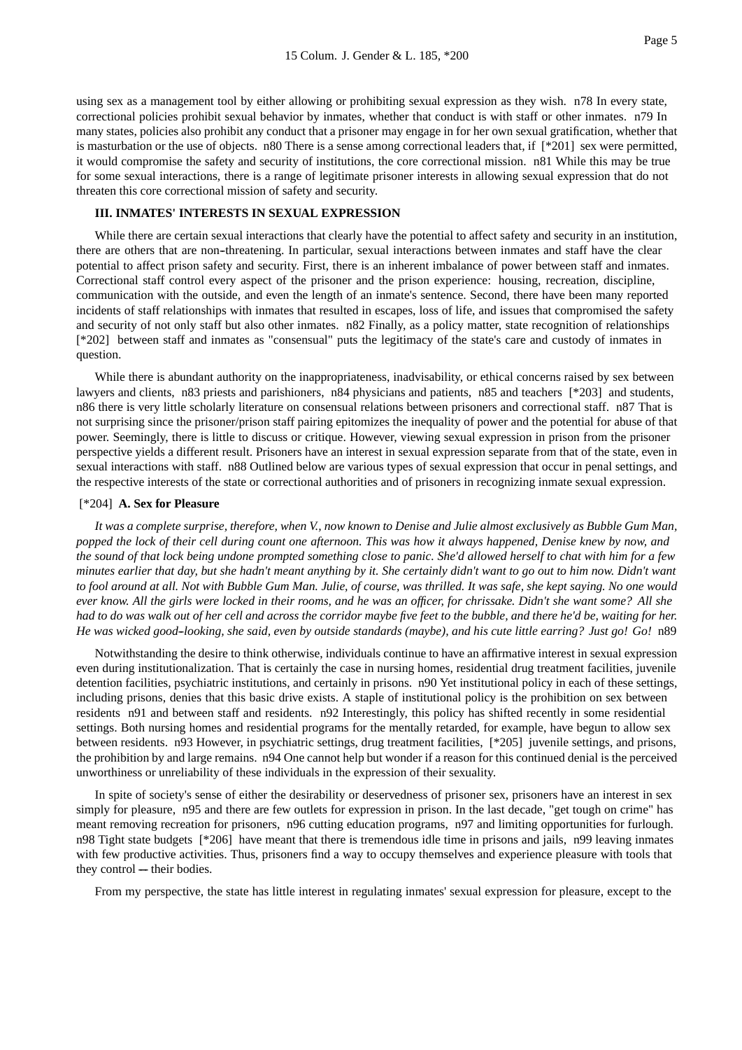using sex as a management tool by either allowing or prohibiting sexual expression as they wish. n78 In every state, correctional policies prohibit sexual behavior by inmates, whether that conduct is with staff or other inmates. n79 In many states, policies also prohibit any conduct that a prisoner may engage in for her own sexual gratification, whether that is masturbation or the use of objects. n80 There is a sense among correctional leaders that, if [*201] sex were permitted, it would compromise the safety and security of institutions, the core correctional mission. n81 While this may be true for some sexual interactions, there is a range of legitimate prisoner interests in allowing sexual expression that do not threaten this core correctional mission of safety and security.

### III. INMATES' INTERESTS IN SEXUAL EXPRESSION

While there are certain sexual interactions that clearly have the potential to affect safety and security in an institution, there are others that are non-threatening. In particular, sexual interactions between inmates and staff have the clear potential to affect prison safety and security. First, there is an inherent imbalance of power between staff and inmates. Correctional staff control every aspect of the prisoner and the prison experience: housing, recreation, discipline, communication with the outside, and even the length of an inmate's sentence. Second, there have been many reported incidents of staff relationships with inmates that resulted in escapes, loss of life, and issues that compromised the safety and security of not only staff but also other inmates. n82 Finally, as a policy matter, state recognition of relationships [*202] between staff and inmates as "consensual" puts the legitimacy of the state's care and custody of inmates in question.

While there is abundant authority on the inappropriateness, inadvisability, or ethical concerns raised by sex between lawyers and clients, n83 priests and parishioners, n84 physicians and patients, n85 and teachers [*203] and students, n86 there is very little scholarly literature on consensual relations between prisoners and correctional staff. n87 That is not surprising since the prisoner/prison staff pairing epitomizes the inequality of power and the potential for abuse of that power. Seemingly, there is little to discuss or critique. However, viewing sexual expression in prison from the prisoner perspective yields a different result. Prisoners have an interest in sexual expression separate from that of the state, even in sexual interactions with staff. n88 Outlined below are various types of sexual expression that occur in penal settings, and the respective interests of the state or correctional authorities and of prisoners in recognizing inmate sexual expression.

#### [*204] A. Sex for Pleasure

*It was a complete surprise, therefore, when V., now known to Denise and Julie almost exclusively as Bubble Gum Man, popped the lock of their cell during count one afternoon. This was how it always happened, Denise knew by now, and the sound of that lock being undone prompted something close to panic. She'd allowed herself to chat with him for a few minutes earlier that day, but she hadn't meant anything by it. She certainly didn't want to go out to him now. Didn't want to fool around at all. Not with Bubble Gum Man. Julie, of course, was thrilled. It was safe, she kept saying. No one would ever know. All the girls were locked in their rooms, and he was an officer, for chrissake. Didn't she want some? All she had to do was walk out of her cell and across the corridor maybe five feet to the bubble, and there he'd be, waiting for her. He was wicked good-looking, she said, even by outside standards (maybe), and his cute little earring? Just go! Go!* n89

Notwithstanding the desire to think otherwise, individuals continue to have an affirmative interest in sexual expression even during institutionalization. That is certainly the case in nursing homes, residential drug treatment facilities, juvenile detention facilities, psychiatric institutions, and certainly in prisons. n90 Yet institutional policy in each of these settings, including prisons, denies that this basic drive exists. A staple of institutional policy is the prohibition on sex between residents n91 and between staff and residents. n92 Interestingly, this policy has shifted recently in some residential settings. Both nursing homes and residential programs for the mentally retarded, for example, have begun to allow sex between residents. n93 However, in psychiatric settings, drug treatment facilities, [*205] juvenile settings, and prisons, the prohibition by and large remains. n94 One cannot help but wonder if a reason for this continued denial is the perceived unworthiness or unreliability of these individuals in the expression of their sexuality.

In spite of society's sense of either the desirability or deservedness of prisoner sex, prisoners have an interest in sex simply for pleasure, n95 and there are few outlets for expression in prison. In the last decade, "get tough on crime" has meant removing recreation for prisoners, n96 cutting education programs, n97 and limiting opportunities for furlough. n98 Tight state budgets [*206] have meant that there is tremendous idle time in prisons and jails, n99 leaving inmates with few productive activities. Thus, prisoners find a way to occupy themselves and experience pleasure with tools that they control — their bodies.

From my perspective, the state has little interest in regulating inmates' sexual expression for pleasure, except to the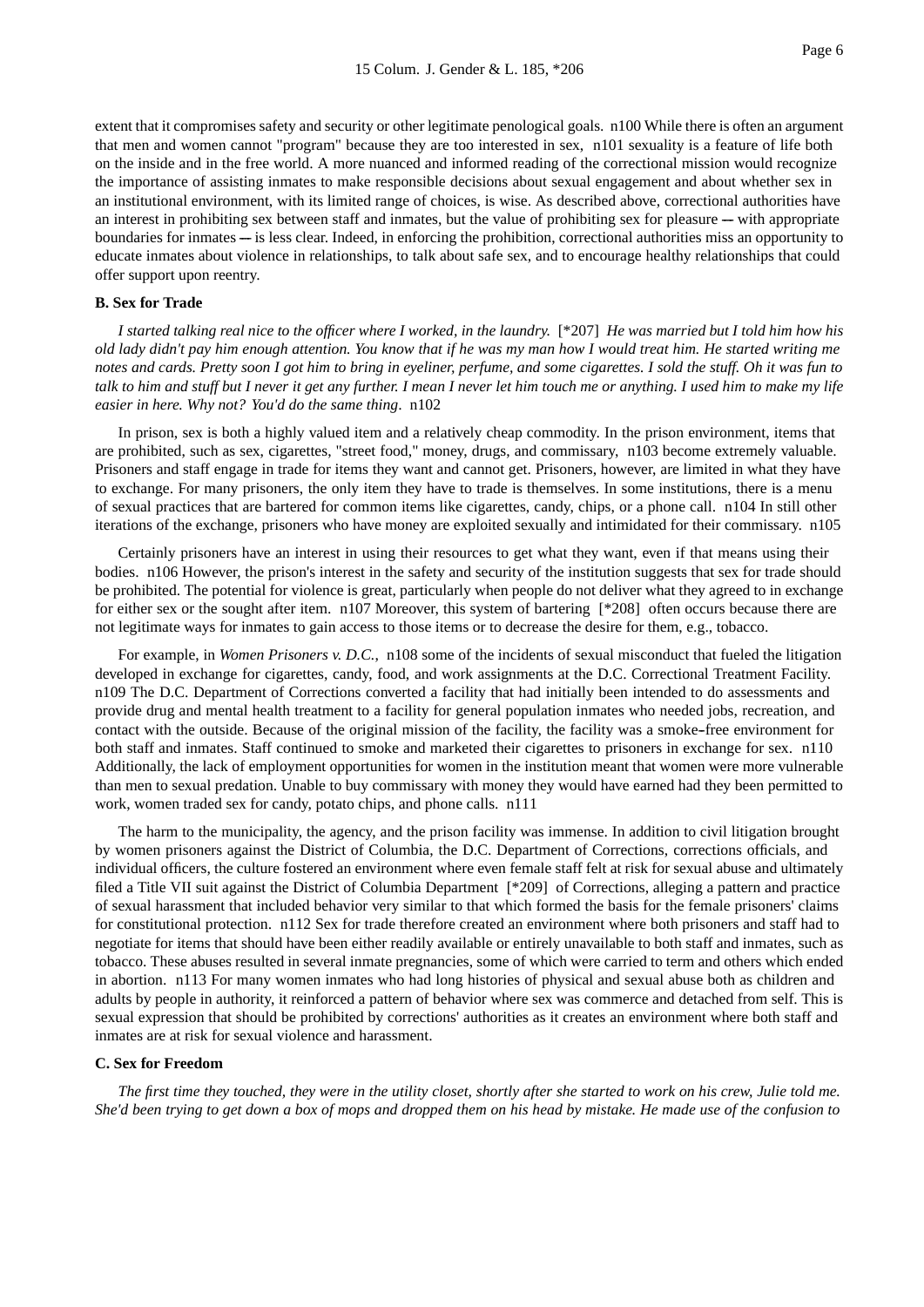extent that it compromises safety and security or other legitimate penological goals. n100 While there is often an argument that men and women cannot "program" because they are too interested in sex, n101 sexuality is a feature of life both on the inside and in the free world. A more nuanced and informed reading of the correctional mission would recognize the importance of assisting inmates to make responsible decisions about sexual engagement and about whether sex in an institutional environment, with its limited range of choices, is wise. As described above, correctional authorities have an interest in prohibiting sex between staff and inmates, but the value of prohibiting sex for pleasure -- with appropriate boundaries for inmates -- is less clear. Indeed, in enforcing the prohibition, correctional authorities miss an opportunity to educate inmates about violence in relationships, to talk about safe sex, and to encourage healthy relationships that could offer support upon reentry.

**B. Sex for Trade**

*I started talking real nice to the officer where I worked, in the laundry.* [*207] *He was married but I told him how his old lady didn't pay him enough attention. You know that if he was my man how I would treat him. He started writing me notes and cards. Pretty soon I got him to bring in eyeliner, perfume, and some cigarettes. I sold the stuff. Oh it was fun to talk to him and stuff but I never it get any further. I mean I never let him touch me or anything. I used him to make my life easier in here. Why not? You'd do the same thing.* n102

In prison, sex is both a highly valued item and a relatively cheap commodity. In the prison environment, items that are prohibited, such as sex, cigarettes, "street food," money, drugs, and commissary, n103 become extremely valuable. Prisoners and staff engage in trade for items they want and cannot get. Prisoners, however, are limited in what they have to exchange. For many prisoners, the only item they have to trade is themselves. In some institutions, there is a menu of sexual practices that are bartered for common items like cigarettes, candy, chips, or a phone call. n104 In still other iterations of the exchange, prisoners who have money are exploited sexually and intimidated for their commissary. n105

Certainly prisoners have an interest in using their resources to get what they want, even if that means using their bodies. n106 However, the prison's interest in the safety and security of the institution suggests that sex for trade should be prohibited. The potential for violence is great, particularly when people do not deliver what they agreed to in exchange for either sex or the sought after item. n107 Moreover, this system of bartering [*208] often occurs because there are not legitimate ways for inmates to gain access to those items or to decrease the desire for them, e.g., tobacco.

For example, in *Women Prisoners v. D.C.*, n108 some of the incidents of sexual misconduct that fueled the litigation developed in exchange for cigarettes, candy, food, and work assignments at the D.C. Correctional Treatment Facility. n109 The D.C. Department of Corrections converted a facility that had initially been intended to do assessments and provide drug and mental health treatment to a facility for general population inmates who needed jobs, recreation, and contact with the outside. Because of the original mission of the facility, the facility was a smoke-free environment for both staff and inmates. Staff continued to smoke and marketed their cigarettes to prisoners in exchange for sex. n110 Additionally, the lack of employment opportunities for women in the institution meant that women were more vulnerable than men to sexual predation. Unable to buy commissary with money they would have earned had they been permitted to work, women traded sex for candy, potato chips, and phone calls. n111

The harm to the municipality, the agency, and the prison facility was immense. In addition to civil litigation brought by women prisoners against the District of Columbia, the D.C. Department of Corrections, corrections officials, and individual officers, the culture fostered an environment where even female staff felt at risk for sexual abuse and ultimately filed a Title VII suit against the District of Columbia Department [*209] of Corrections, alleging a pattern and practice of sexual harassment that included behavior very similar to that which formed the basis for the female prisoners' claims for constitutional protection. n112 Sex for trade therefore created an environment where both prisoners and staff had to negotiate for items that should have been either readily available or entirely unavailable to both staff and inmates, such as tobacco. These abuses resulted in several inmate pregnancies, some of which were carried to term and others which ended in abortion. n113 For many women inmates who had long histories of physical and sexual abuse both as children and adults by people in authority, it reinforced a pattern of behavior where sex was commerce and detached from self. This is sexual expression that should be prohibited by corrections' authorities as it creates an environment where both staff and inmates are at risk for sexual violence and harassment.

**C. Sex for Freedom**

*The first time they touched, they were in the utility closet, shortly after she started to work on his crew, Julie told me. She'd been trying to get down a box of mops and dropped them on his head by mistake. He made use of the confusion to*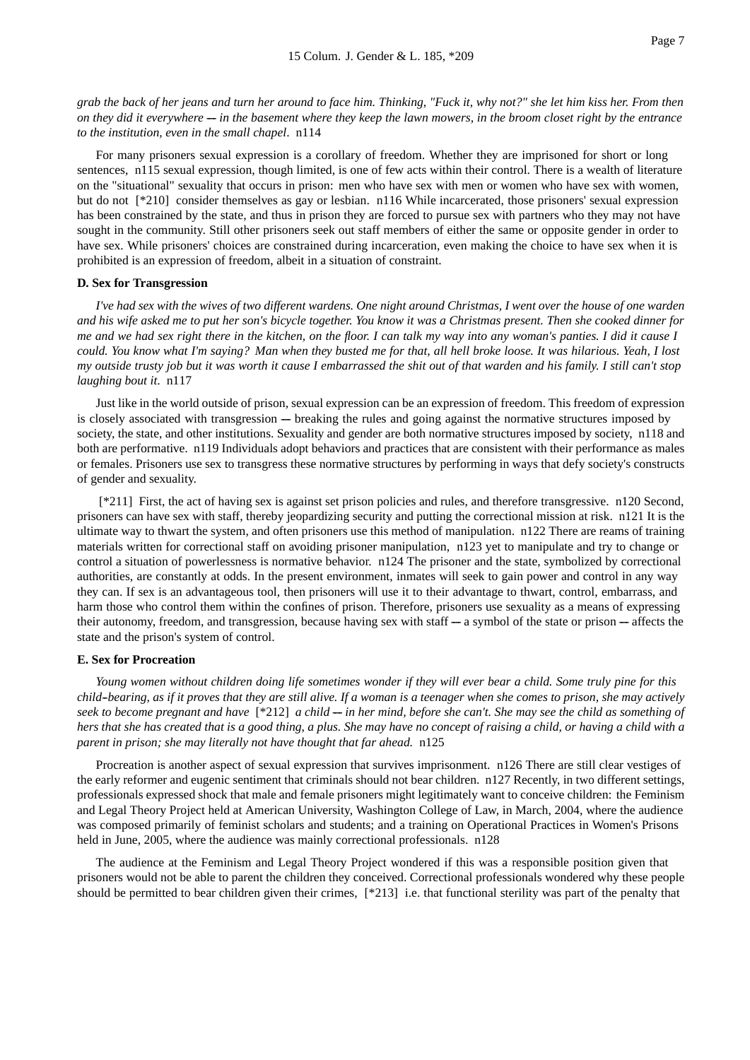*grab the back of her jeans and turn her around to face him. Thinking, "Fuck it, why not?" she let him kiss her. From then on they did it everywhere -- in the basement where they keep the lawn mowers, in the broom closet right by the entrance to the institution, even in the small chapel.* n114

For many prisoners sexual expression is a corollary of freedom. Whether they are imprisoned for short or long sentences, n115 sexual expression, though limited, is one of few acts within their control. There is a wealth of literature on the "situational" sexuality that occurs in prison: men who have sex with men or women who have sex with women, but do not [*210] consider themselves as gay or lesbian. n116 While incarcerated, those prisoners' sexual expression has been constrained by the state, and thus in prison they are forced to pursue sex with partners who they may not have sought in the community. Still other prisoners seek out staff members of either the same or opposite gender in order to have sex. While prisoners' choices are constrained during incarceration, even making the choice to have sex when it is prohibited is an expression of freedom, albeit in a situation of constraint.

**D. Sex for Transgression**

*I've had sex with the wives of two different wardens. One night around Christmas, I went over the house of one warden and his wife asked me to put her son's bicycle together. You know it was a Christmas present. Then she cooked dinner for me and we had sex right there in the kitchen, on the floor. I can talk my way into any woman's panties. I did it cause I could. You know what I'm saying? Man when they busted me for that, all hell broke loose. It was hilarious. Yeah, I lost my outside trusty job but it was worth it cause I embarrassed the shit out of that warden and his family. I still can't stop laughing bout it.* n117

Just like in the world outside of prison, sexual expression can be an expression of freedom. This freedom of expression is closely associated with transgression -- breaking the rules and going against the normative structures imposed by society, the state, and other institutions. Sexuality and gender are both normative structures imposed by society, n118 and both are performative. n119 Individuals adopt behaviors and practices that are consistent with their performance as males or females. Prisoners use sex to transgress these normative structures by performing in ways that defy society's constructs of gender and sexuality.

[*211] First, the act of having sex is against set prison policies and rules, and therefore transgressive. n120 Second, prisoners can have sex with staff, thereby jeopardizing security and putting the correctional mission at risk. n121 It is the ultimate way to thwart the system, and often prisoners use this method of manipulation. n122 There are reams of training materials written for correctional staff on avoiding prisoner manipulation, n123 yet to manipulate and try to change or control a situation of powerlessness is normative behavior. n124 The prisoner and the state, symbolized by correctional authorities, are constantly at odds. In the present environment, inmates will seek to gain power and control in any way they can. If sex is an advantageous tool, then prisoners will use it to their advantage to thwart, control, embarrass, and harm those who control them within the confines of prison. Therefore, prisoners use sexuality as a means of expressing their autonomy, freedom, and transgression, because having sex with staff -- a symbol of the state or prison -- affects the state and the prison's system of control.

**E. Sex for Procreation**

*Young women without children doing life sometimes wonder if they will ever bear a child. Some truly pine for this child-bearing, as if it proves that they are still alive. If a woman is a teenager when she comes to prison, she may actively seek to become pregnant and have* [*212] *a child -- in her mind, before she can't. She may see the child as something of hers that she has created that is a good thing, a plus. She may have no concept of raising a child, or having a child with a parent in prison; she may literally not have thought that far ahead.* n125

Procreation is another aspect of sexual expression that survives imprisonment. n126 There are still clear vestiges of the early reformer and eugenic sentiment that criminals should not bear children. n127 Recently, in two different settings, professionals expressed shock that male and female prisoners might legitimately want to conceive children: the Feminism and Legal Theory Project held at American University, Washington College of Law, in March, 2004, where the audience was composed primarily of feminist scholars and students; and a training on Operational Practices in Women's Prisons held in June, 2005, where the audience was mainly correctional professionals. n128

The audience at the Feminism and Legal Theory Project wondered if this was a responsible position given that prisoners would not be able to parent the children they conceived. Correctional professionals wondered why these people should be permitted to bear children given their crimes, [*213] i.e. that functional sterility was part of the penalty that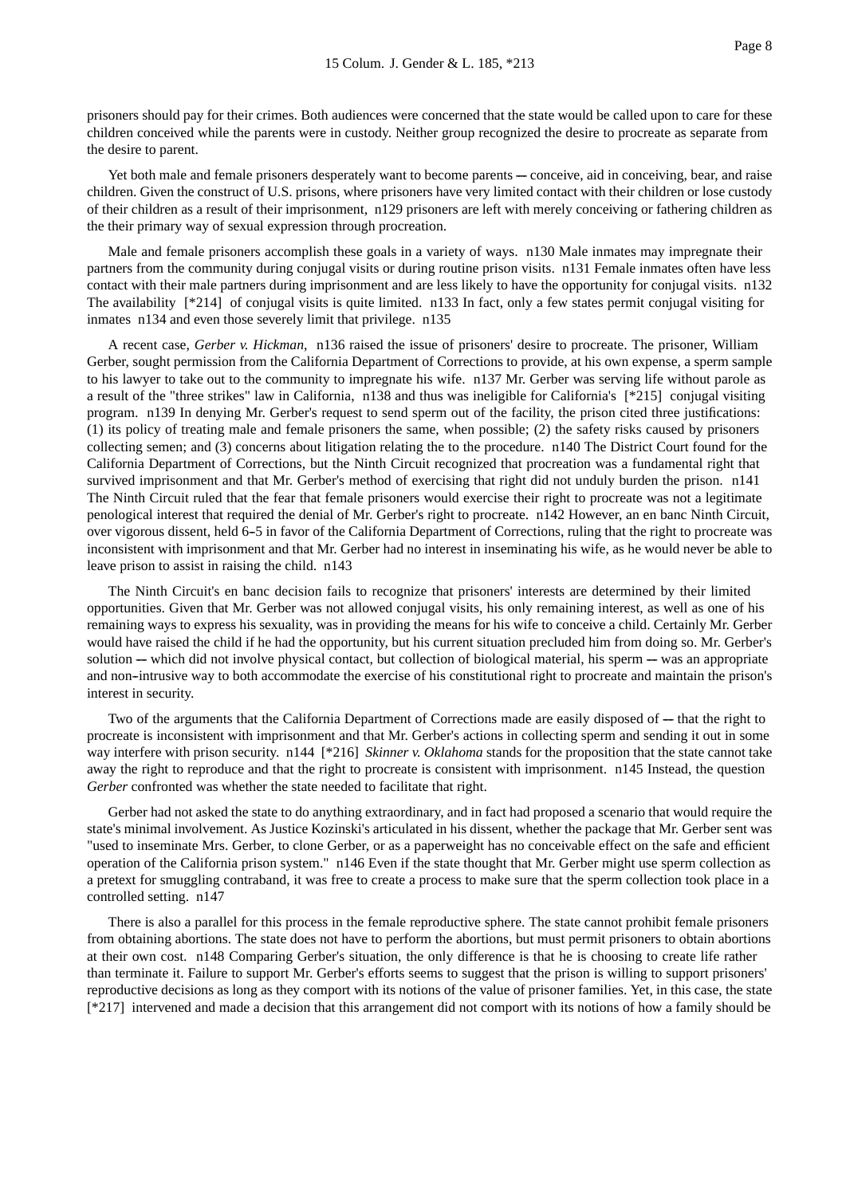prisoners should pay for their crimes. Both audiences were concerned that the state would be called upon to care for these children conceived while the parents were in custody. Neither group recognized the desire to procreate as separate from the desire to parent.

Yet both male and female prisoners desperately want to become parents -- conceive, aid in conceiving, bear, and raise children. Given the construct of U.S. prisons, where prisoners have very limited contact with their children or lose custody of their children as a result of their imprisonment, n129 prisoners are left with merely conceiving or fathering children as the their primary way of sexual expression through procreation.

Male and female prisoners accomplish these goals in a variety of ways. n130 Male inmates may impregnate their partners from the community during conjugal visits or during routine prison visits. n131 Female inmates often have less contact with their male partners during imprisonment and are less likely to have the opportunity for conjugal visits. n132 The availability [*214] of conjugal visits is quite limited. n133 In fact, only a few states permit conjugal visiting for inmates n134 and even those severely limit that privilege. n135

A recent case, *Gerber v. Hickman*, n136 raised the issue of prisoners' desire to procreate. The prisoner, William Gerber, sought permission from the California Department of Corrections to provide, at his own expense, a sperm sample to his lawyer to take out to the community to impregnate his wife. n137 Mr. Gerber was serving life without parole as a result of the "three strikes" law in California, n138 and thus was ineligible for California's [*215] conjugal visiting program. n139 In denying Mr. Gerber's request to send sperm out of the facility, the prison cited three justifications: (1) its policy of treating male and female prisoners the same, when possible; (2) the safety risks caused by prisoners collecting semen; and (3) concerns about litigation relating the to the procedure. n140 The District Court found for the California Department of Corrections, but the Ninth Circuit recognized that procreation was a fundamental right that survived imprisonment and that Mr. Gerber's method of exercising that right did not unduly burden the prison. n141 The Ninth Circuit ruled that the fear that female prisoners would exercise their right to procreate was not a legitimate penological interest that required the denial of Mr. Gerber's right to procreate. n142 However, an en banc Ninth Circuit, over vigorous dissent, held 6-5 in favor of the California Department of Corrections, ruling that the right to procreate was inconsistent with imprisonment and that Mr. Gerber had no interest in inseminating his wife, as he would never be able to leave prison to assist in raising the child. n143

The Ninth Circuit's en banc decision fails to recognize that prisoners' interests are determined by their limited opportunities. Given that Mr. Gerber was not allowed conjugal visits, his only remaining interest, as well as one of his remaining ways to express his sexuality, was in providing the means for his wife to conceive a child. Certainly Mr. Gerber would have raised the child if he had the opportunity, but his current situation precluded him from doing so. Mr. Gerber's solution -- which did not involve physical contact, but collection of biological material, his sperm -- was an appropriate and non-intrusive way to both accommodate the exercise of his constitutional right to procreate and maintain the prison's interest in security.

Two of the arguments that the California Department of Corrections made are easily disposed of -- that the right to procreate is inconsistent with imprisonment and that Mr. Gerber's actions in collecting sperm and sending it out in some way interfere with prison security. n144 [*216] *Skinner v. Oklahoma* stands for the proposition that the state cannot take away the right to reproduce and that the right to procreate is consistent with imprisonment. n145 Instead, the question *Gerber* confronted was whether the state needed to facilitate that right.

Gerber had not asked the state to do anything extraordinary, and in fact had proposed a scenario that would require the state's minimal involvement. As Justice Kozinski's articulated in his dissent, whether the package that Mr. Gerber sent was "used to inseminate Mrs. Gerber, to clone Gerber, or as a paperweight has no conceivable effect on the safe and efficient operation of the California prison system." n146 Even if the state thought that Mr. Gerber might use sperm collection as a pretext for smuggling contraband, it was free to create a process to make sure that the sperm collection took place in a controlled setting. n147

There is also a parallel for this process in the female reproductive sphere. The state cannot prohibit female prisoners from obtaining abortions. The state does not have to perform the abortions, but must permit prisoners to obtain abortions at their own cost. n148 Comparing Gerber's situation, the only difference is that he is choosing to create life rather than terminate it. Failure to support Mr. Gerber's efforts seems to suggest that the prison is willing to support prisoners' reproductive decisions as long as they comport with its notions of the value of prisoner families. Yet, in this case, the state [*217] intervened and made a decision that this arrangement did not comport with its notions of how a family should be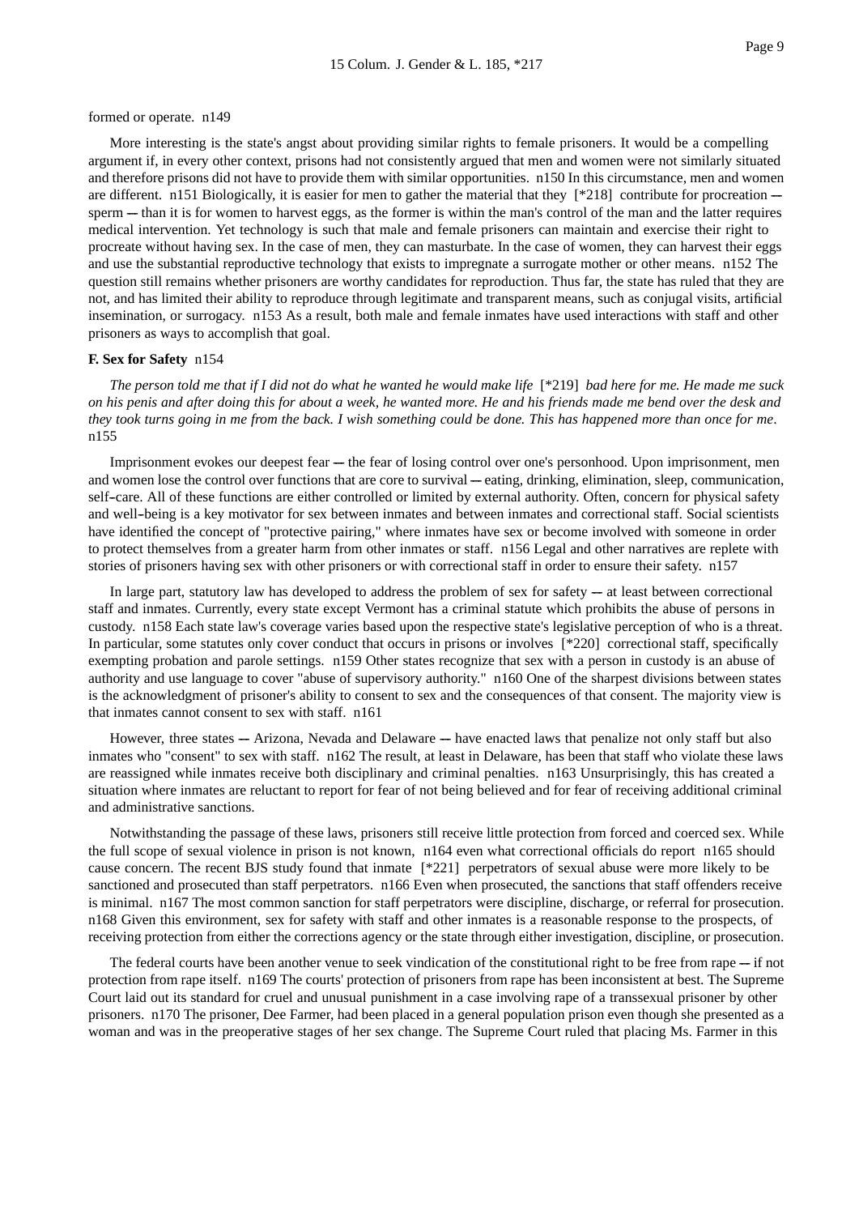formed or operate. n149

More interesting is the state's angst about providing similar rights to female prisoners. It would be a compelling argument if, in every other context, prisons had not consistently argued that men and women were not similarly situated and therefore prisons did not have to provide them with similar opportunities. n150 In this circumstance, men and women are different. n151 Biologically, it is easier for men to gather the material that they [*218] contribute for procreation -- sperm -- than it is for women to harvest eggs, as the former is within the man's control of the man and the latter requires medical intervention. Yet technology is such that male and female prisoners can maintain and exercise their right to procreate without having sex. In the case of men, they can masturbate. In the case of women, they can harvest their eggs and use the substantial reproductive technology that exists to impregnate a surrogate mother or other means. n152 The question still remains whether prisoners are worthy candidates for reproduction. Thus far, the state has ruled that they are not, and has limited their ability to reproduce through legitimate and transparent means, such as conjugal visits, artificial insemination, or surrogacy. n153 As a result, both male and female inmates have used interactions with staff and other prisoners as ways to accomplish that goal.

**F. Sex for Safety** n154

*The person told me that if I did not do what he wanted he would make life* [*219] *bad here for me. He made me suck on his penis and after doing this for about a week, he wanted more. He and his friends made me bend over the desk and they took turns going in me from the back. I wish something could be done. This has happened more than once for me.* n155

Imprisonment evokes our deepest fear -- the fear of losing control over one's personhood. Upon imprisonment, men and women lose the control over functions that are core to survival -- eating, drinking, elimination, sleep, communication, self-care. All of these functions are either controlled or limited by external authority. Often, concern for physical safety and well-being is a key motivator for sex between inmates and between inmates and correctional staff. Social scientists have identified the concept of "protective pairing," where inmates have sex or become involved with someone in order to protect themselves from a greater harm from other inmates or staff. n156 Legal and other narratives are replete with stories of prisoners having sex with other prisoners or with correctional staff in order to ensure their safety. n157

In large part, statutory law has developed to address the problem of sex for safety -- at least between correctional staff and inmates. Currently, every state except Vermont has a criminal statute which prohibits the abuse of persons in custody. n158 Each state law's coverage varies based upon the respective state's legislative perception of who is a threat. In particular, some statutes only cover conduct that occurs in prisons or involves [*220] correctional staff, specifically exempting probation and parole settings. n159 Other states recognize that sex with a person in custody is an abuse of authority and use language to cover "abuse of supervisory authority." n160 One of the sharpest divisions between states is the acknowledgment of prisoner's ability to consent to sex and the consequences of that consent. The majority view is that inmates cannot consent to sex with staff. n161

However, three states -- Arizona, Nevada and Delaware -- have enacted laws that penalize not only staff but also inmates who "consent" to sex with staff. n162 The result, at least in Delaware, has been that staff who violate these laws are reassigned while inmates receive both disciplinary and criminal penalties. n163 Unsurprisingly, this has created a situation where inmates are reluctant to report for fear of not being believed and for fear of receiving additional criminal and administrative sanctions.

Notwithstanding the passage of these laws, prisoners still receive little protection from forced and coerced sex. While the full scope of sexual violence in prison is not known, n164 even what correctional officials do report n165 should cause concern. The recent BJS study found that inmate [*221] perpetrators of sexual abuse were more likely to be sanctioned and prosecuted than staff perpetrators. n166 Even when prosecuted, the sanctions that staff offenders receive is minimal. n167 The most common sanction for staff perpetrators were discipline, discharge, or referral for prosecution. n168 Given this environment, sex for safety with staff and other inmates is a reasonable response to the prospects, of receiving protection from either the corrections agency or the state through either investigation, discipline, or prosecution.

The federal courts have been another venue to seek vindication of the constitutional right to be free from rape -- if not protection from rape itself. n169 The courts' protection of prisoners from rape has been inconsistent at best. The Supreme Court laid out its standard for cruel and unusual punishment in a case involving rape of a transsexual prisoner by other prisoners. n170 The prisoner, Dee Farmer, had been placed in a general population prison even though she presented as a woman and was in the preoperative stages of her sex change. The Supreme Court ruled that placing Ms. Farmer in this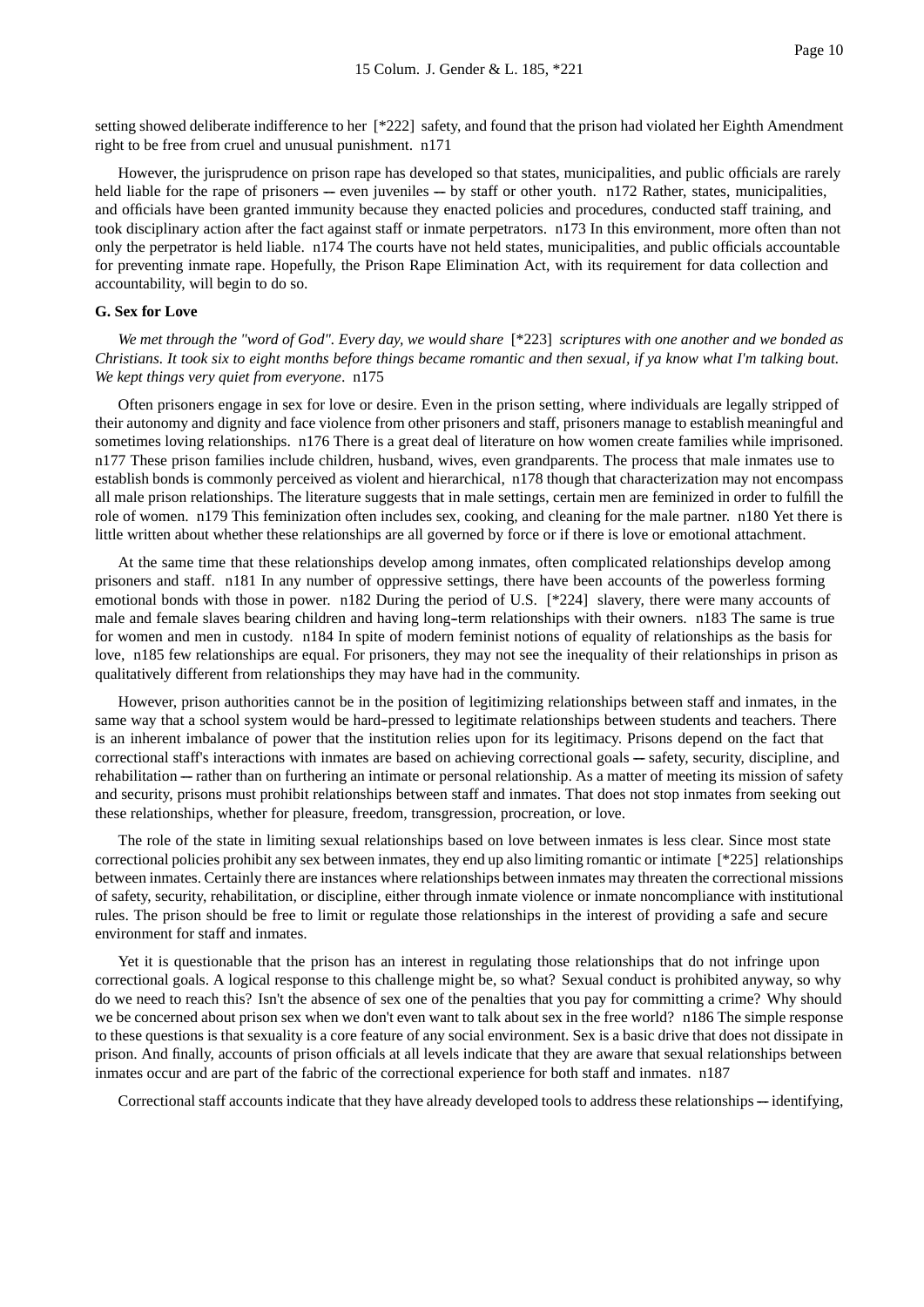setting showed deliberate indifference to her [*222] safety, and found that the prison had violated her Eighth Amendment right to be free from cruel and unusual punishment. n171

However, the jurisprudence on prison rape has developed so that states, municipalities, and public officials are rarely held liable for the rape of prisoners -- even juveniles -- by staff or other youth. n172 Rather, states, municipalities, and officials have been granted immunity because they enacted policies and procedures, conducted staff training, and took disciplinary action after the fact against staff or inmate perpetrators. n173 In this environment, more often than not only the perpetrator is held liable. n174 The courts have not held states, municipalities, and public officials accountable for preventing inmate rape. Hopefully, the Prison Rape Elimination Act, with its requirement for data collection and accountability, will begin to do so.

**G. Sex for Love**

*We met through the "word of God". Every day, we would share* [*223] *scriptures with one another and we bonded as Christians. It took six to eight months before things became romantic and then sexual, if ya know what I'm talking bout. We kept things very quiet from everyone*. n175

Often prisoners engage in sex for love or desire. Even in the prison setting, where individuals are legally stripped of their autonomy and dignity and face violence from other prisoners and staff, prisoners manage to establish meaningful and sometimes loving relationships. n176 There is a great deal of literature on how women create families while imprisoned. n177 These prison families include children, husband, wives, even grandparents. The process that male inmates use to establish bonds is commonly perceived as violent and hierarchical, n178 though that characterization may not encompass all male prison relationships. The literature suggests that in male settings, certain men are feminized in order to fulfill the role of women. n179 This feminization often includes sex, cooking, and cleaning for the male partner. n180 Yet there is little written about whether these relationships are all governed by force or if there is love or emotional attachment.

At the same time that these relationships develop among inmates, often complicated relationships develop among prisoners and staff. n181 In any number of oppressive settings, there have been accounts of the powerless forming emotional bonds with those in power. n182 During the period of U.S. [*224] slavery, there were many accounts of male and female slaves bearing children and having long-term relationships with their owners. n183 The same is true for women and men in custody. n184 In spite of modern feminist notions of equality of relationships as the basis for love, n185 few relationships are equal. For prisoners, they may not see the inequality of their relationships in prison as qualitatively different from relationships they may have had in the community.

However, prison authorities cannot be in the position of legitimizing relationships between staff and inmates, in the same way that a school system would be hard-pressed to legitimate relationships between students and teachers. There is an inherent imbalance of power that the institution relies upon for its legitimacy. Prisons depend on the fact that correctional staff's interactions with inmates are based on achieving correctional goals -- safety, security, discipline, and rehabilitation -- rather than on furthering an intimate or personal relationship. As a matter of meeting its mission of safety and security, prisons must prohibit relationships between staff and inmates. That does not stop inmates from seeking out these relationships, whether for pleasure, freedom, transgression, procreation, or love.

The role of the state in limiting sexual relationships based on love between inmates is less clear. Since most state correctional policies prohibit any sex between inmates, they end up also limiting romantic or intimate [*225] relationships between inmates. Certainly there are instances where relationships between inmates may threaten the correctional missions of safety, security, rehabilitation, or discipline, either through inmate violence or inmate noncompliance with institutional rules. The prison should be free to limit or regulate those relationships in the interest of providing a safe and secure environment for staff and inmates.

Yet it is questionable that the prison has an interest in regulating those relationships that do not infringe upon correctional goals. A logical response to this challenge might be, so what? Sexual conduct is prohibited anyway, so why do we need to reach this? Isn't the absence of sex one of the penalties that you pay for committing a crime? Why should we be concerned about prison sex when we don't even want to talk about sex in the free world? n186 The simple response to these questions is that sexuality is a core feature of any social environment. Sex is a basic drive that does not dissipate in prison. And finally, accounts of prison officials at all levels indicate that they are aware that sexual relationships between inmates occur and are part of the fabric of the correctional experience for both staff and inmates. n187

Correctional staff accounts indicate that they have already developed tools to address these relationships -- identifying,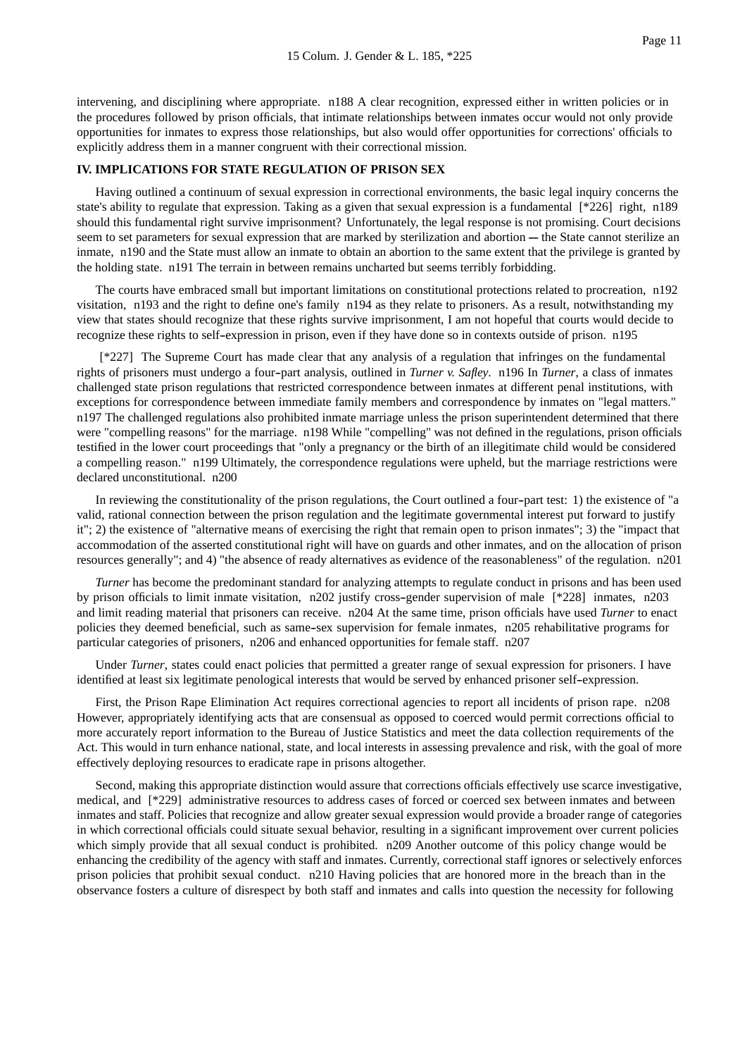intervening, and disciplining where appropriate. n188 A clear recognition, expressed either in written policies or in the procedures followed by prison officials, that intimate relationships between inmates occur would not only provide opportunities for inmates to express those relationships, but also would offer opportunities for corrections' officials to explicitly address them in a manner congruent with their correctional mission.

## IV. IMPLICATIONS FOR STATE REGULATION OF PRISON SEX

Having outlined a continuum of sexual expression in correctional environments, the basic legal inquiry concerns the state's ability to regulate that expression. Taking as a given that sexual expression is a fundamental [*226] right, n189 should this fundamental right survive imprisonment? Unfortunately, the legal response is not promising. Court decisions seem to set parameters for sexual expression that are marked by sterilization and abortion -- the State cannot sterilize an inmate, n190 and the State must allow an inmate to obtain an abortion to the same extent that the privilege is granted by the holding state. n191 The terrain in between remains uncharted but seems terribly forbidding.

The courts have embraced small but important limitations on constitutional protections related to procreation, n192 visitation, n193 and the right to define one's family n194 as they relate to prisoners. As a result, notwithstanding my view that states should recognize that these rights survive imprisonment, I am not hopeful that courts would decide to recognize these rights to self-expression in prison, even if they have done so in contexts outside of prison. n195

[*227] The Supreme Court has made clear that any analysis of a regulation that infringes on the fundamental rights of prisoners must undergo a four-part analysis, outlined in *Turner v. Safley*. n196 In *Turner*, a class of inmates challenged state prison regulations that restricted correspondence between inmates at different penal institutions, with exceptions for correspondence between immediate family members and correspondence by inmates on "legal matters." n197 The challenged regulations also prohibited inmate marriage unless the prison superintendent determined that there were "compelling reasons" for the marriage. n198 While "compelling" was not defined in the regulations, prison officials testified in the lower court proceedings that "only a pregnancy or the birth of an illegitimate child would be considered a compelling reason." n199 Ultimately, the correspondence regulations were upheld, but the marriage restrictions were declared unconstitutional. n200

In reviewing the constitutionality of the prison regulations, the Court outlined a four-part test: 1) the existence of "a valid, rational connection between the prison regulation and the legitimate governmental interest put forward to justify it"; 2) the existence of "alternative means of exercising the right that remain open to prison inmates"; 3) the "impact that accommodation of the asserted constitutional right will have on guards and other inmates, and on the allocation of prison resources generally"; and 4) "the absence of ready alternatives as evidence of the reasonableness" of the regulation. n201

*Turner* has become the predominant standard for analyzing attempts to regulate conduct in prisons and has been used by prison officials to limit inmate visitation, n202 justify cross-gender supervision of male [*228] inmates, n203 and limit reading material that prisoners can receive. n204 At the same time, prison officials have used *Turner* to enact policies they deemed beneficial, such as same-sex supervision for female inmates, n205 rehabilitative programs for particular categories of prisoners, n206 and enhanced opportunities for female staff. n207

Under *Turner*, states could enact policies that permitted a greater range of sexual expression for prisoners. I have identified at least six legitimate penological interests that would be served by enhanced prisoner self-expression.

First, the Prison Rape Elimination Act requires correctional agencies to report all incidents of prison rape. n208 However, appropriately identifying acts that are consensual as opposed to coerced would permit corrections official to more accurately report information to the Bureau of Justice Statistics and meet the data collection requirements of the Act. This would in turn enhance national, state, and local interests in assessing prevalence and risk, with the goal of more effectively deploying resources to eradicate rape in prisons altogether.

Second, making this appropriate distinction would assure that corrections officials effectively use scarce investigative, medical, and [*229] administrative resources to address cases of forced or coerced sex between inmates and between inmates and staff. Policies that recognize and allow greater sexual expression would provide a broader range of categories in which correctional officials could situate sexual behavior, resulting in a significant improvement over current policies which simply provide that all sexual conduct is prohibited. n209 Another outcome of this policy change would be enhancing the credibility of the agency with staff and inmates. Currently, correctional staff ignores or selectively enforces prison policies that prohibit sexual conduct. n210 Having policies that are honored more in the breach than in the observance fosters a culture of disrespect by both staff and inmates and calls into question the necessity for following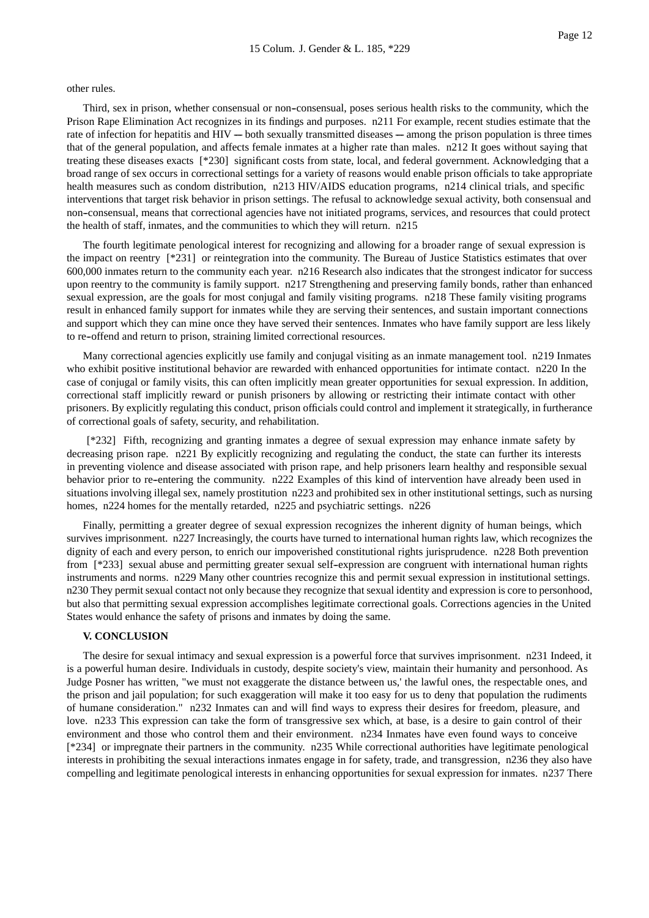other rules.

Third, sex in prison, whether consensual or non-consensual, poses serious health risks to the community, which the Prison Rape Elimination Act recognizes in its findings and purposes. n211 For example, recent studies estimate that the rate of infection for hepatitis and HIV -- both sexually transmitted diseases -- among the prison population is three times that of the general population, and affects female inmates at a higher rate than males. n212 It goes without saying that treating these diseases exacts [*230] significant costs from state, local, and federal government. Acknowledging that a broad range of sex occurs in correctional settings for a variety of reasons would enable prison officials to take appropriate health measures such as condom distribution, n213 HIV/AIDS education programs, n214 clinical trials, and specific interventions that target risk behavior in prison settings. The refusal to acknowledge sexual activity, both consensual and non-consensual, means that correctional agencies have not initiated programs, services, and resources that could protect the health of staff, inmates, and the communities to which they will return. n215

The fourth legitimate penological interest for recognizing and allowing for a broader range of sexual expression is the impact on reentry [*231] or reintegration into the community. The Bureau of Justice Statistics estimates that over 600,000 inmates return to the community each year. n216 Research also indicates that the strongest indicator for success upon reentry to the community is family support. n217 Strengthening and preserving family bonds, rather than enhanced sexual expression, are the goals for most conjugal and family visiting programs. n218 These family visiting programs result in enhanced family support for inmates while they are serving their sentences, and sustain important connections and support which they can mine once they have served their sentences. Inmates who have family support are less likely to re-offend and return to prison, straining limited correctional resources.

Many correctional agencies explicitly use family and conjugal visiting as an inmate management tool. n219 Inmates who exhibit positive institutional behavior are rewarded with enhanced opportunities for intimate contact. n220 In the case of conjugal or family visits, this can often implicitly mean greater opportunities for sexual expression. In addition, correctional staff implicitly reward or punish prisoners by allowing or restricting their intimate contact with other prisoners. By explicitly regulating this conduct, prison officials could control and implement it strategically, in furtherance of correctional goals of safety, security, and rehabilitation.

[*232] Fifth, recognizing and granting inmates a degree of sexual expression may enhance inmate safety by decreasing prison rape. n221 By explicitly recognizing and regulating the conduct, the state can further its interests in preventing violence and disease associated with prison rape, and help prisoners learn healthy and responsible sexual behavior prior to re-entering the community. n222 Examples of this kind of intervention have already been used in situations involving illegal sex, namely prostitution n223 and prohibited sex in other institutional settings, such as nursing homes, n224 homes for the mentally retarded, n225 and psychiatric settings. n226

Finally, permitting a greater degree of sexual expression recognizes the inherent dignity of human beings, which survives imprisonment. n227 Increasingly, the courts have turned to international human rights law, which recognizes the dignity of each and every person, to enrich our impoverished constitutional rights jurisprudence. n228 Both prevention from [*233] sexual abuse and permitting greater sexual self-expression are congruent with international human rights instruments and norms. n229 Many other countries recognize this and permit sexual expression in institutional settings. n230 They permit sexual contact not only because they recognize that sexual identity and expression is core to personhood, but also that permitting sexual expression accomplishes legitimate correctional goals. Corrections agencies in the United States would enhance the safety of prisons and inmates by doing the same.

## V. CONCLUSION

The desire for sexual intimacy and sexual expression is a powerful force that survives imprisonment. n231 Indeed, it is a powerful human desire. Individuals in custody, despite society's view, maintain their humanity and personhood. As Judge Posner has written, "we must not exaggerate the distance between us,' the lawful ones, the respectable ones, and the prison and jail population; for such exaggeration will make it too easy for us to deny that population the rudiments of humane consideration." n232 Inmates can and will find ways to express their desires for freedom, pleasure, and love. n233 This expression can take the form of transgressive sex which, at base, is a desire to gain control of their environment and those who control them and their environment. n234 Inmates have even found ways to conceive [*234] or impregnate their partners in the community. n235 While correctional authorities have legitimate penological interests in prohibiting the sexual interactions inmates engage in for safety, trade, and transgression, n236 they also have compelling and legitimate penological interests in enhancing opportunities for sexual expression for inmates. n237 There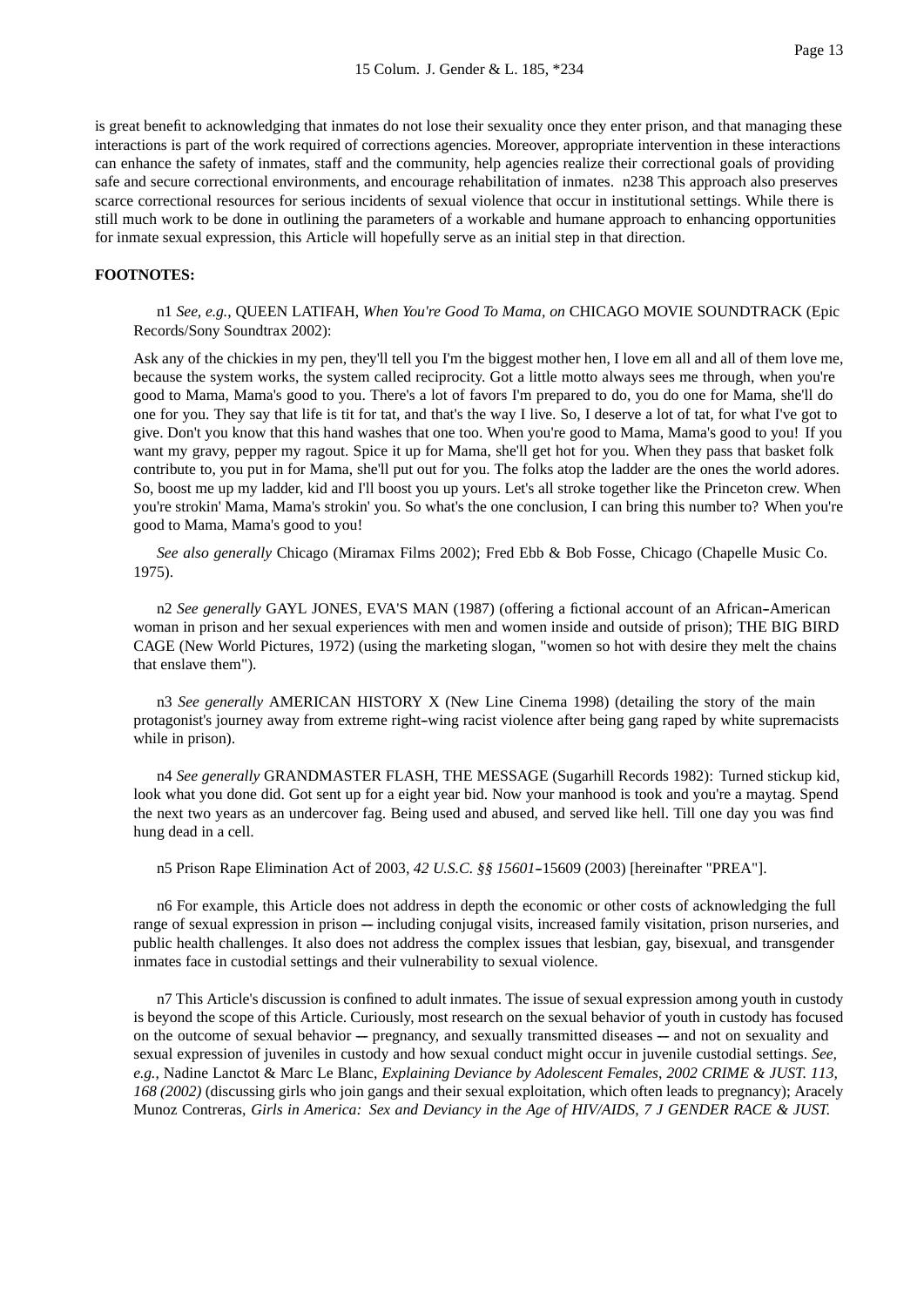is great benefit to acknowledging that inmates do not lose their sexuality once they enter prison, and that managing these interactions is part of the work required of corrections agencies. Moreover, appropriate intervention in these interactions can enhance the safety of inmates, staff and the community, help agencies realize their correctional goals of providing safe and secure correctional environments, and encourage rehabilitation of inmates. n238 This approach also preserves scarce correctional resources for serious incidents of sexual violence that occur in institutional settings. While there is still much work to be done in outlining the parameters of a workable and humane approach to enhancing opportunities for inmate sexual expression, this Article will hopefully serve as an initial step in that direction.

**FOOTNOTES:**

n1 *See, e.g.*, QUEEN LATIFAH, *When You're Good To Mama, on* CHICAGO MOVIE SOUNDTRACK (Epic Records/Sony Soundtrax 2002):

Ask any of the chickies in my pen, they'll tell you I'm the biggest mother hen, I love em all and all of them love me, because the system works, the system called reciprocity. Got a little motto always sees me through, when you're good to Mama, Mama's good to you. There's a lot of favors I'm prepared to do, you do one for Mama, she'll do one for you. They say that life is tit for tat, and that's the way I live. So, I deserve a lot of tat, for what I've got to give. Don't you know that this hand washes that one too. When you're good to Mama, Mama's good to you! If you want my gravy, pepper my ragout. Spice it up for Mama, she'll get hot for you. When they pass that basket folk contribute to, you put in for Mama, she'll put out for you. The folks atop the ladder are the ones the world adores. So, boost me up my ladder, kid and I'll boost you up yours. Let's all stroke together like the Princeton crew. When you're strokin' Mama, Mama's strokin' you. So what's the one conclusion, I can bring this number to? When you're good to Mama, Mama's good to you!

*See also generally* Chicago (Miramax Films 2002); Fred Ebb & Bob Fosse, Chicago (Chapelle Music Co. 1975).

n2 *See generally* GAYL JONES, EVA'S MAN (1987) (offering a fictional account of an African-American woman in prison and her sexual experiences with men and women inside and outside of prison); THE BIG BIRD CAGE (New World Pictures, 1972) (using the marketing slogan, "women so hot with desire they melt the chains that enslave them").

n3 *See generally* AMERICAN HISTORY X (New Line Cinema 1998) (detailing the story of the main protagonist's journey away from extreme right-wing racist violence after being gang raped by white supremacists while in prison).

n4 *See generally* GRANDMASTER FLASH, THE MESSAGE (Sugarhill Records 1982): Turned stickup kid, look what you done did. Got sent up for a eight year bid. Now your manhood is took and you're a maytag. Spend the next two years as an undercover fag. Being used and abused, and served like hell. Till one day you was find hung dead in a cell.

n5 Prison Rape Elimination Act of 2003, *42 U.S.C. §§ 15601*-15609 (2003) [hereinafter "PREA"].

n6 For example, this Article does not address in depth the economic or other costs of acknowledging the full range of sexual expression in prison -- including conjugal visits, increased family visitation, prison nurseries, and public health challenges. It also does not address the complex issues that lesbian, gay, bisexual, and transgender inmates face in custodial settings and their vulnerability to sexual violence.

n7 This Article's discussion is confined to adult inmates. The issue of sexual expression among youth in custody is beyond the scope of this Article. Curiously, most research on the sexual behavior of youth in custody has focused on the outcome of sexual behavior -- pregnancy, and sexually transmitted diseases -- and not on sexuality and sexual expression of juveniles in custody and how sexual conduct might occur in juvenile custodial settings. *See, e.g.*, Nadine Lanctot & Marc Le Blanc, *Explaining Deviance by Adolescent Females, 2002 CRIME & JUST. 113, 168 (2002)* (discussing girls who join gangs and their sexual exploitation, which often leads to pregnancy); Aracely Munoz Contreras, *Girls in America: Sex and Deviancy in the Age of HIV/AIDS, 7 J GENDER RACE & JUST.*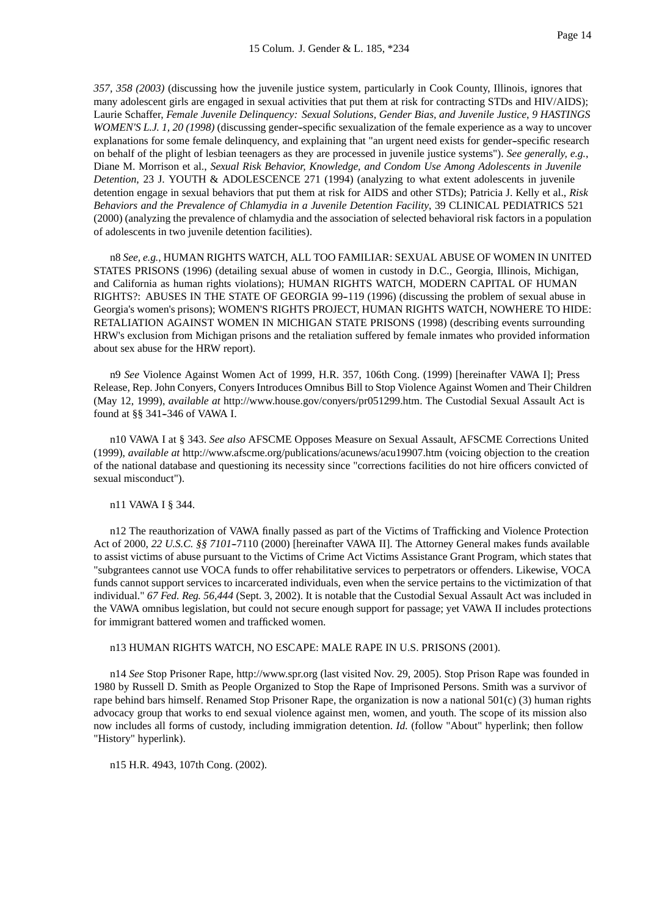*357, 358 (2003)* (discussing how the juvenile justice system, particularly in Cook County, Illinois, ignores that many adolescent girls are engaged in sexual activities that put them at risk for contracting STDs and HIV/AIDS); Laurie Schaffer, *Female Juvenile Delinquency: Sexual Solutions, Gender Bias, and Juvenile Justice, 9 HASTINGS WOMEN'S L.J. 1, 20 (1998)* (discussing gender-specific sexualization of the female experience as a way to uncover explanations for some female delinquency, and explaining that "an urgent need exists for gender-specific research on behalf of the plight of lesbian teenagers as they are processed in juvenile justice systems"). *See generally, e.g.*, Diane M. Morrison et al., *Sexual Risk Behavior, Knowledge, and Condom Use Among Adolescents in Juvenile Detention*, 23 J. YOUTH & ADOLESCENCE 271 (1994) (analyzing to what extent adolescents in juvenile detention engage in sexual behaviors that put them at risk for AIDS and other STDs); Patricia J. Kelly et al., *Risk Behaviors and the Prevalence of Chlamydia in a Juvenile Detention Facility*, 39 CLINICAL PEDIATRICS 521 (2000) (analyzing the prevalence of chlamydia and the association of selected behavioral risk factors in a population of adolescents in two juvenile detention facilities).

n8 *See, e.g.*, HUMAN RIGHTS WATCH, ALL TOO FAMILIAR: SEXUAL ABUSE OF WOMEN IN UNITED STATES PRISONS (1996) (detailing sexual abuse of women in custody in D.C., Georgia, Illinois, Michigan, and California as human rights violations); HUMAN RIGHTS WATCH, MODERN CAPITAL OF HUMAN RIGHTS?: ABUSES IN THE STATE OF GEORGIA 99-119 (1996) (discussing the problem of sexual abuse in Georgia's women's prisons); WOMEN'S RIGHTS PROJECT, HUMAN RIGHTS WATCH, NOWHERE TO HIDE: RETALIATION AGAINST WOMEN IN MICHIGAN STATE PRISONS (1998) (describing events surrounding HRW's exclusion from Michigan prisons and the retaliation suffered by female inmates who provided information about sex abuse for the HRW report).

n9 *See* Violence Against Women Act of 1999, H.R. 357, 106th Cong. (1999) [hereinafter VAWA I]; Press Release, Rep. John Conyers, Conyers Introduces Omnibus Bill to Stop Violence Against Women and Their Children (May 12, 1999), *available at* http://www.house.gov/conyers/pr051299.htm. The Custodial Sexual Assault Act is found at §§ 341-346 of VAWA I.

n10 VAWA I at § 343. *See also* AFSCME Opposes Measure on Sexual Assault, AFSCME Corrections United (1999), *available at* http://www.afscme.org/publications/acunews/acu19907.htm (voicing objection to the creation of the national database and questioning its necessity since "corrections facilities do not hire officers convicted of sexual misconduct").

n11 VAWA I § 344.

n12 The reauthorization of VAWA finally passed as part of the Victims of Trafficking and Violence Protection Act of 2000, *22 U.S.C. §§ 7101*-7110 (2000) [hereinafter VAWA II]. The Attorney General makes funds available to assist victims of abuse pursuant to the Victims of Crime Act Victims Assistance Grant Program, which states that "subgrantees cannot use VOCA funds to offer rehabilitative services to perpetrators or offenders. Likewise, VOCA funds cannot support services to incarcerated individuals, even when the service pertains to the victimization of that individual." *67 Fed. Reg. 56,444* (Sept. 3, 2002). It is notable that the Custodial Sexual Assault Act was included in the VAWA omnibus legislation, but could not secure enough support for passage; yet VAWA II includes protections for immigrant battered women and trafficked women.

n13 HUMAN RIGHTS WATCH, NO ESCAPE: MALE RAPE IN U.S. PRISONS (2001).

n14 *See* Stop Prisoner Rape, http://www.spr.org (last visited Nov. 29, 2005). Stop Prison Rape was founded in 1980 by Russell D. Smith as People Organized to Stop the Rape of Imprisoned Persons. Smith was a survivor of rape behind bars himself. Renamed Stop Prisoner Rape, the organization is now a national 501(c) (3) human rights advocacy group that works to end sexual violence against men, women, and youth. The scope of its mission also now includes all forms of custody, including immigration detention. *Id.* (follow "About" hyperlink; then follow "History" hyperlink).

n15 H.R. 4943, 107th Cong. (2002).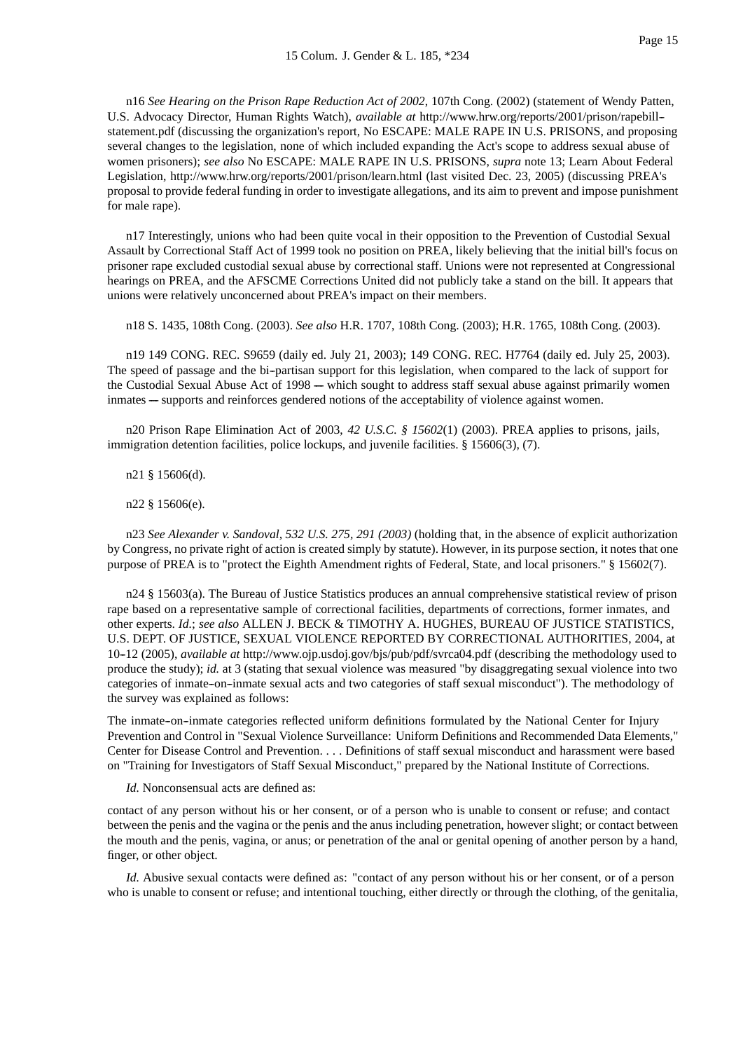n16 *See Hearing on the Prison Rape Reduction Act of 2002*, 107th Cong. (2002) (statement of Wendy Patten, U.S. Advocacy Director, Human Rights Watch), *available at* http://www.hrw.org/reports/2001/prison/rapebill-statement.pdf (discussing the organization's report, No ESCAPE: MALE RAPE IN U.S. PRISONS, and proposing several changes to the legislation, none of which included expanding the Act's scope to address sexual abuse of women prisoners); *see also* No ESCAPE: MALE RAPE IN U.S. PRISONS, *supra* note 13; Learn About Federal Legislation, http://www.hrw.org/reports/2001/prison/learn.html (last visited Dec. 23, 2005) (discussing PREA's proposal to provide federal funding in order to investigate allegations, and its aim to prevent and impose punishment for male rape).

n17 Interestingly, unions who had been quite vocal in their opposition to the Prevention of Custodial Sexual Assault by Correctional Staff Act of 1999 took no position on PREA, likely believing that the initial bill's focus on prisoner rape excluded custodial sexual abuse by correctional staff. Unions were not represented at Congressional hearings on PREA, and the AFSCME Corrections United did not publicly take a stand on the bill. It appears that unions were relatively unconcerned about PREA's impact on their members.

n18 S. 1435, 108th Cong. (2003). *See also* H.R. 1707, 108th Cong. (2003); H.R. 1765, 108th Cong. (2003).

n19 149 CONG. REC. S9659 (daily ed. July 21, 2003); 149 CONG. REC. H7764 (daily ed. July 25, 2003). The speed of passage and the bi-partisan support for this legislation, when compared to the lack of support for the Custodial Sexual Abuse Act of 1998 -- which sought to address staff sexual abuse against primarily women inmates -- supports and reinforces gendered notions of the acceptability of violence against women.

n20 Prison Rape Elimination Act of 2003, *42 U.S.C. § 15602*(1) (2003). PREA applies to prisons, jails, immigration detention facilities, police lockups, and juvenile facilities. § 15606(3), (7).

n21 § 15606(d).

n22 § 15606(e).

n23 *See Alexander v. Sandoval, 532 U.S. 275, 291 (2003)* (holding that, in the absence of explicit authorization by Congress, no private right of action is created simply by statute). However, in its purpose section, it notes that one purpose of PREA is to "protect the Eighth Amendment rights of Federal, State, and local prisoners." § 15602(7).

n24 § 15603(a). The Bureau of Justice Statistics produces an annual comprehensive statistical review of prison rape based on a representative sample of correctional facilities, departments of corrections, former inmates, and other experts. *Id.*; *see also* ALLEN J. BECK & TIMOTHY A. HUGHES, BUREAU OF JUSTICE STATISTICS, U.S. DEPT. OF JUSTICE, SEXUAL VIOLENCE REPORTED BY CORRECTIONAL AUTHORITIES, 2004, at 10-12 (2005), *available at* http://www.ojp.usdoj.gov/bjs/pub/pdf/svrca04.pdf (describing the methodology used to produce the study); *id.* at 3 (stating that sexual violence was measured "by disaggregating sexual violence into two categories of inmate-on-inmate sexual acts and two categories of staff sexual misconduct"). The methodology of the survey was explained as follows:

The inmate-on-inmate categories reflected uniform definitions formulated by the National Center for Injury Prevention and Control in "Sexual Violence Surveillance: Uniform Definitions and Recommended Data Elements," Center for Disease Control and Prevention. . . . Definitions of staff sexual misconduct and harassment were based on "Training for Investigators of Staff Sexual Misconduct," prepared by the National Institute of Corrections.

*Id.* Nonconsensual acts are defined as:

contact of any person without his or her consent, or of a person who is unable to consent or refuse; and contact between the penis and the vagina or the penis and the anus including penetration, however slight; or contact between the mouth and the penis, vagina, or anus; or penetration of the anal or genital opening of another person by a hand, finger, or other object.

*Id.* Abusive sexual contacts were defined as: "contact of any person without his or her consent, or of a person who is unable to consent or refuse; and intentional touching, either directly or through the clothing, of the genitalia,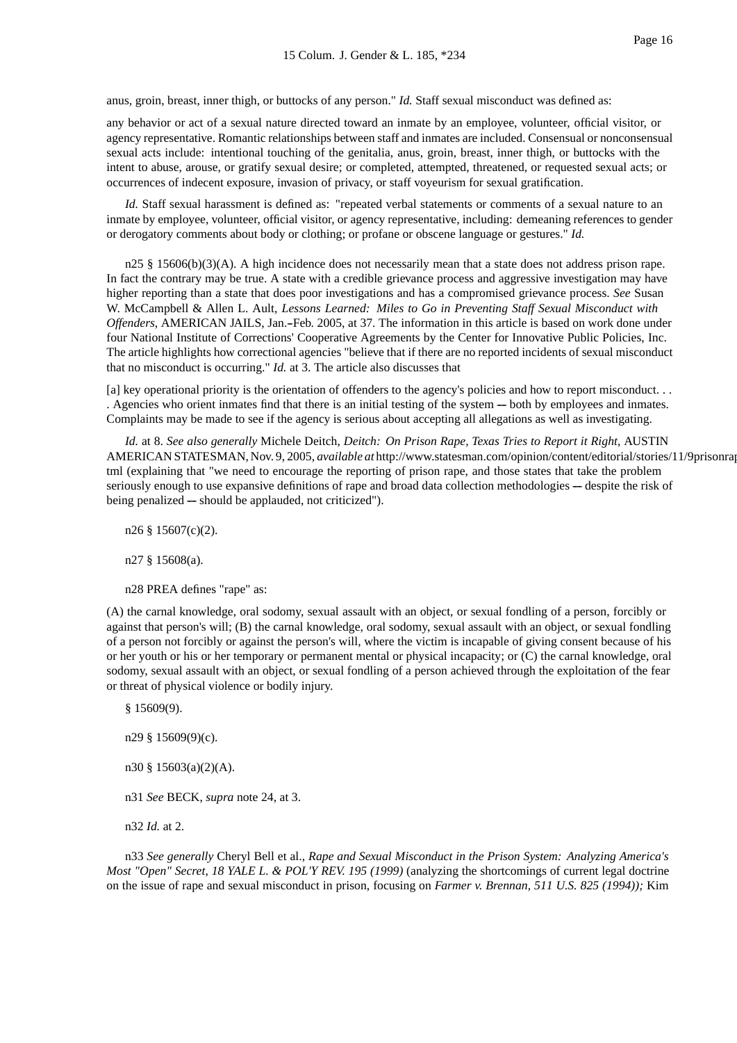anus, groin, breast, inner thigh, or buttocks of any person." *Id.* Staff sexual misconduct was defined as:

any behavior or act of a sexual nature directed toward an inmate by an employee, volunteer, official visitor, or agency representative. Romantic relationships between staff and inmates are included. Consensual or nonconsensual sexual acts include: intentional touching of the genitalia, anus, groin, breast, inner thigh, or buttocks with the intent to abuse, arouse, or gratify sexual desire; or completed, attempted, threatened, or requested sexual acts; or occurrences of indecent exposure, invasion of privacy, or staff voyeurism for sexual gratification.

*Id.* Staff sexual harassment is defined as: "repeated verbal statements or comments of a sexual nature to an inmate by employee, volunteer, official visitor, or agency representative, including: demeaning references to gender or derogatory comments about body or clothing; or profane or obscene language or gestures." *Id.*

n25 § 15606(b)(3)(A). A high incidence does not necessarily mean that a state does not address prison rape. In fact the contrary may be true. A state with a credible grievance process and aggressive investigation may have higher reporting than a state that does poor investigations and has a compromised grievance process. *See* Susan W. McCampbell & Allen L. Ault, *Lessons Learned: Miles to Go in Preventing Staff Sexual Misconduct with Offenders*, AMERICAN JAILS, Jan.–Feb. 2005, at 37. The information in this article is based on work done under four National Institute of Corrections' Cooperative Agreements by the Center for Innovative Public Policies, Inc. The article highlights how correctional agencies "believe that if there are no reported incidents of sexual misconduct that no misconduct is occurring." *Id.* at 3. The article also discusses that

[a] key operational priority is the orientation of offenders to the agency's policies and how to report misconduct. . . . Agencies who orient inmates find that there is an initial testing of the system -- both by employees and inmates. Complaints may be made to see if the agency is serious about accepting all allegations as well as investigating.

*Id.* at 8. *See also generally* Michele Deitch, *Deitch: On Prison Rape, Texas Tries to Report it Right*, AUSTIN AMERICAN STATESMAN, Nov. 9, 2005, *available at* http://www.statesman.com/opinion/content/editorial/stories/11/9prisonrap tml (explaining that "we need to encourage the reporting of prison rape, and those states that take the problem seriously enough to use expansive definitions of rape and broad data collection methodologies -- despite the risk of being penalized -- should be applauded, not criticized").

n26 § 15607(c)(2).

n27 § 15608(a).

n28 PREA defines "rape" as:

(A) the carnal knowledge, oral sodomy, sexual assault with an object, or sexual fondling of a person, forcibly or against that person's will; (B) the carnal knowledge, oral sodomy, sexual assault with an object, or sexual fondling of a person not forcibly or against the person's will, where the victim is incapable of giving consent because of his or her youth or his or her temporary or permanent mental or physical incapacity; or (C) the carnal knowledge, oral sodomy, sexual assault with an object, or sexual fondling of a person achieved through the exploitation of the fear or threat of physical violence or bodily injury.

§ 15609(9).

n29 § 15609(9)(c).

n30 § 15603(a)(2)(A).

n31 *See* BECK, *supra* note 24, at 3.

n32 *Id.* at 2.

n33 *See generally* Cheryl Bell et al., *Rape and Sexual Misconduct in the Prison System: Analyzing America's Most "Open" Secret, 18 YALE L. & POL'Y REV. 195 (1999)* (analyzing the shortcomings of current legal doctrine on the issue of rape and sexual misconduct in prison, focusing on *Farmer v. Brennan, 511 U.S. 825 (1994));* Kim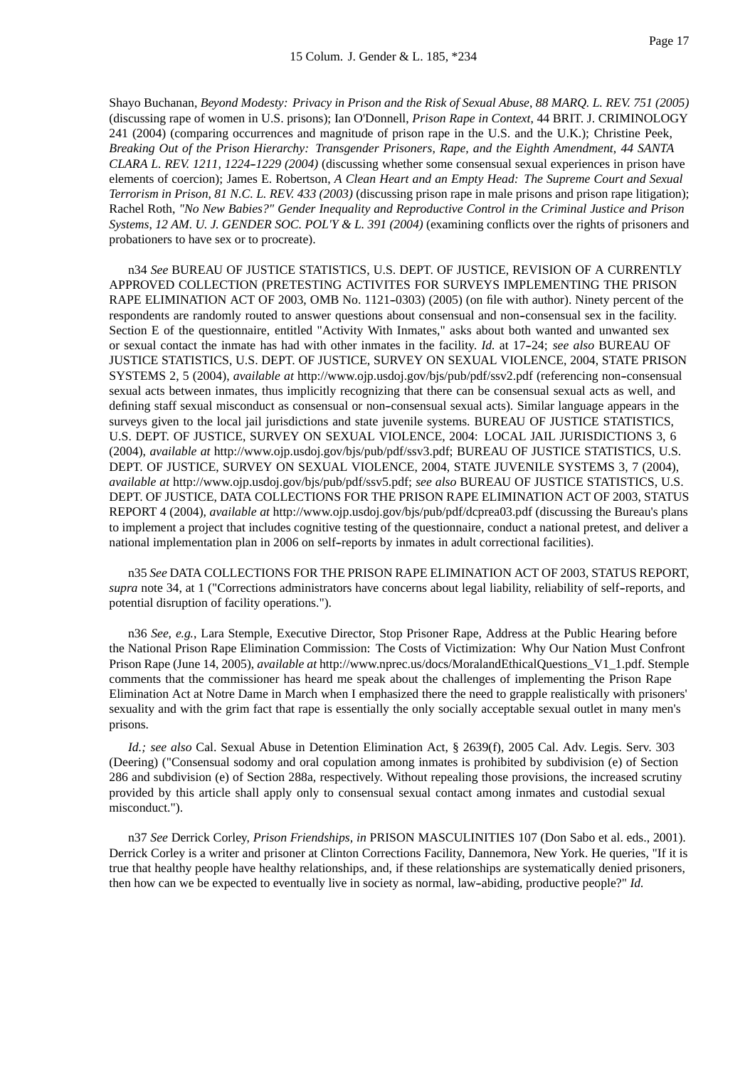Shayo Buchanan, *Beyond Modesty: Privacy in Prison and the Risk of Sexual Abuse*, *88 MARQ. L. REV. 751 (2005)* (discussing rape of women in U.S. prisons); Ian O'Donnell, *Prison Rape in Context*, 44 BRIT. J. CRIMINOLOGY 241 (2004) (comparing occurrences and magnitude of prison rape in the U.S. and the U.K.); Christine Peek, *Breaking Out of the Prison Hierarchy: Transgender Prisoners, Rape, and the Eighth Amendment*, *44 SANTA CLARA L. REV. 1211, 1224-1229 (2004)* (discussing whether some consensual sexual experiences in prison have elements of coercion); James E. Robertson, *A Clean Heart and an Empty Head: The Supreme Court and Sexual Terrorism in Prison*, *81 N.C. L. REV. 433 (2003)* (discussing prison rape in male prisons and prison rape litigation); Rachel Roth, *"No New Babies?" Gender Inequality and Reproductive Control in the Criminal Justice and Prison Systems*, *12 AM. U. J. GENDER SOC. POL'Y & L. 391 (2004)* (examining conflicts over the rights of prisoners and probationers to have sex or to procreate).

n34 *See* BUREAU OF JUSTICE STATISTICS, U.S. DEPT. OF JUSTICE, REVISION OF A CURRENTLY APPROVED COLLECTION (PRETESTING ACTIVITES FOR SURVEYS IMPLEMENTING THE PRISON RAPE ELIMINATION ACT OF 2003, OMB No. 1121-0303) (2005) (on file with author). Ninety percent of the respondents are randomly routed to answer questions about consensual and non-consensual sex in the facility. Section E of the questionnaire, entitled "Activity With Inmates," asks about both wanted and unwanted sex or sexual contact the inmate has had with other inmates in the facility. *Id.* at 17-24; *see also* BUREAU OF JUSTICE STATISTICS, U.S. DEPT. OF JUSTICE, SURVEY ON SEXUAL VIOLENCE, 2004, STATE PRISON SYSTEMS 2, 5 (2004), *available at* http://www.ojp.usdoj.gov/bjs/pub/pdf/ssv2.pdf (referencing non-consensual sexual acts between inmates, thus implicitly recognizing that there can be consensual sexual acts as well, and defining staff sexual misconduct as consensual or non-consensual sexual acts). Similar language appears in the surveys given to the local jail jurisdictions and state juvenile systems. BUREAU OF JUSTICE STATISTICS, U.S. DEPT. OF JUSTICE, SURVEY ON SEXUAL VIOLENCE, 2004: LOCAL JAIL JURISDICTIONS 3, 6 (2004), *available at* http://www.ojp.usdoj.gov/bjs/pub/pdf/ssv3.pdf; BUREAU OF JUSTICE STATISTICS, U.S. DEPT. OF JUSTICE, SURVEY ON SEXUAL VIOLENCE, 2004, STATE JUVENILE SYSTEMS 3, 7 (2004), *available at* http://www.ojp.usdoj.gov/bjs/pub/pdf/ssv5.pdf; *see also* BUREAU OF JUSTICE STATISTICS, U.S. DEPT. OF JUSTICE, DATA COLLECTIONS FOR THE PRISON RAPE ELIMINATION ACT OF 2003, STATUS REPORT 4 (2004), *available at* http://www.ojp.usdoj.gov/bjs/pub/pdf/dcprea03.pdf (discussing the Bureau's plans to implement a project that includes cognitive testing of the questionnaire, conduct a national pretest, and deliver a national implementation plan in 2006 on self-reports by inmates in adult correctional facilities).

n35 *See* DATA COLLECTIONS FOR THE PRISON RAPE ELIMINATION ACT OF 2003, STATUS REPORT, *supra* note 34, at 1 ("Corrections administrators have concerns about legal liability, reliability of self-reports, and potential disruption of facility operations.").

n36 *See, e.g.*, Lara Stemple, Executive Director, Stop Prisoner Rape, Address at the Public Hearing before the National Prison Rape Elimination Commission: The Costs of Victimization: Why Our Nation Must Confront Prison Rape (June 14, 2005), *available at* http://www.nprec.us/docs/MoralandEthicalQuestions_V1_1.pdf. Stemple comments that the commissioner has heard me speak about the challenges of implementing the Prison Rape Elimination Act at Notre Dame in March when I emphasized there the need to grapple realistically with prisoners' sexuality and with the grim fact that rape is essentially the only socially acceptable sexual outlet in many men's prisons.

*Id.; see also* Cal. Sexual Abuse in Detention Elimination Act, § 2639(f), 2005 Cal. Adv. Legis. Serv. 303 (Deering) ("Consensual sodomy and oral copulation among inmates is prohibited by subdivision (e) of Section 286 and subdivision (e) of Section 288a, respectively. Without repealing those provisions, the increased scrutiny provided by this article shall apply only to consensual sexual contact among inmates and custodial sexual misconduct.").

n37 *See* Derrick Corley, *Prison Friendships*, *in* PRISON MASCULINITIES 107 (Don Sabo et al. eds., 2001). Derrick Corley is a writer and prisoner at Clinton Corrections Facility, Dannemora, New York. He queries, "If it is true that healthy people have healthy relationships, and, if these relationships are systematically denied prisoners, then how can we be expected to eventually live in society as normal, law-abiding, productive people?" *Id.*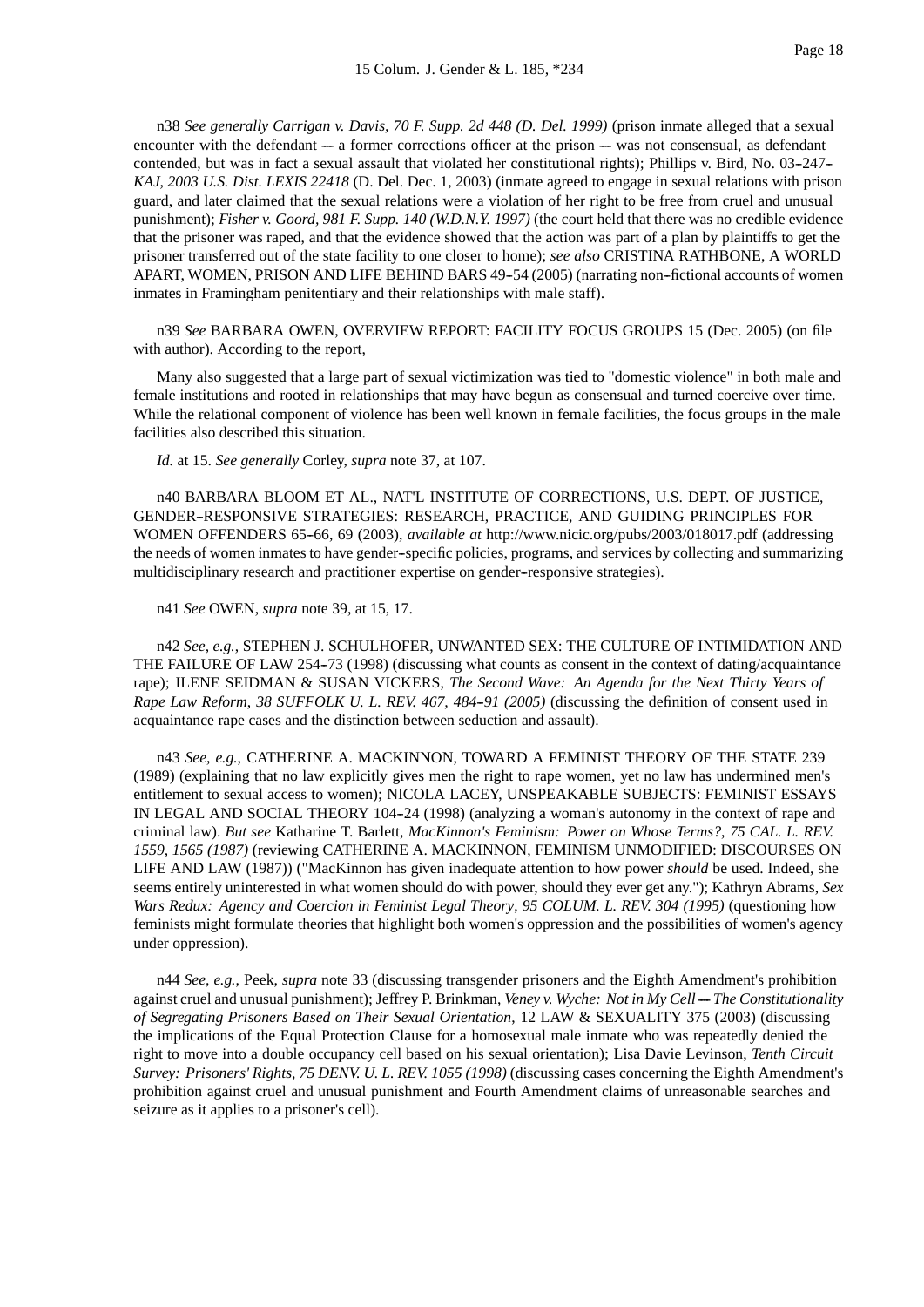n38 *See generally Carrigan v. Davis, 70 F. Supp. 2d 448 (D. Del. 1999)* (prison inmate alleged that a sexual encounter with the defendant -- a former corrections officer at the prison -- was not consensual, as defendant contended, but was in fact a sexual assault that violated her constitutional rights); Phillips v. Bird, No. 03-247-*KAJ, 2003 U.S. Dist. LEXIS 22418* (D. Del. Dec. 1, 2003) (inmate agreed to engage in sexual relations with prison guard, and later claimed that the sexual relations were a violation of her right to be free from cruel and unusual punishment); *Fisher v. Goord, 981 F. Supp. 140 (W.D.N.Y. 1997)* (the court held that there was no credible evidence that the prisoner was raped, and that the evidence showed that the action was part of a plan by plaintiffs to get the prisoner transferred out of the state facility to one closer to home); *see also* CRISTINA RATHBONE, A WORLD APART, WOMEN, PRISON AND LIFE BEHIND BARS 49-54 (2005) (narrating non-fictional accounts of women inmates in Framingham penitentiary and their relationships with male staff).

n39 *See* BARBARA OWEN, OVERVIEW REPORT: FACILITY FOCUS GROUPS 15 (Dec. 2005) (on file with author). According to the report,

Many also suggested that a large part of sexual victimization was tied to "domestic violence" in both male and female institutions and rooted in relationships that may have begun as consensual and turned coercive over time. While the relational component of violence has been well known in female facilities, the focus groups in the male facilities also described this situation.

*Id.* at 15. *See generally* Corley, *supra* note 37, at 107.

n40 BARBARA BLOOM ET AL., NAT'L INSTITUTE OF CORRECTIONS, U.S. DEPT. OF JUSTICE, GENDER-RESPONSIVE STRATEGIES: RESEARCH, PRACTICE, AND GUIDING PRINCIPLES FOR WOMEN OFFENDERS 65-66, 69 (2003), *available at* http://www.nicic.org/pubs/2003/018017.pdf (addressing the needs of women inmates to have gender-specific policies, programs, and services by collecting and summarizing multidisciplinary research and practitioner expertise on gender-responsive strategies).

n41 *See* OWEN, *supra* note 39, at 15, 17.

n42 *See, e.g.,* STEPHEN J. SCHULHOFER, UNWANTED SEX: THE CULTURE OF INTIMIDATION AND THE FAILURE OF LAW 254-73 (1998) (discussing what counts as consent in the context of dating/acquaintance rape); ILENE SEIDMAN & SUSAN VICKERS, *The Second Wave: An Agenda for the Next Thirty Years of Rape Law Reform, 38 SUFFOLK U. L. REV. 467, 484-91 (2005)* (discussing the definition of consent used in acquaintance rape cases and the distinction between seduction and assault).

n43 *See, e.g.,* CATHERINE A. MACKINNON, TOWARD A FEMINIST THEORY OF THE STATE 239 (1989) (explaining that no law explicitly gives men the right to rape women, yet no law has undermined men's entitlement to sexual access to women); NICOLA LACEY, UNSPEAKABLE SUBJECTS: FEMINIST ESSAYS IN LEGAL AND SOCIAL THEORY 104-24 (1998) (analyzing a woman's autonomy in the context of rape and criminal law). *But see* Katharine T. Barlett, *MacKinnon's Feminism: Power on Whose Terms?, 75 CAL. L. REV. 1559, 1565 (1987)* (reviewing CATHERINE A. MACKINNON, FEMINISM UNMODIFIED: DISCOURSES ON LIFE AND LAW (1987)) ("MacKinnon has given inadequate attention to how power *should* be used. Indeed, she seems entirely uninterested in what women should do with power, should they ever get any."); Kathryn Abrams, *Sex Wars Redux: Agency and Coercion in Feminist Legal Theory, 95 COLUM. L. REV. 304 (1995)* (questioning how feminists might formulate theories that highlight both women's oppression and the possibilities of women's agency under oppression).

n44 *See, e.g.,* Peek, *supra* note 33 (discussing transgender prisoners and the Eighth Amendment's prohibition against cruel and unusual punishment); Jeffrey P. Brinkman, *Veney v. Wyche: Not in My Cell -- The Constitutionality of Segregating Prisoners Based on Their Sexual Orientation*, 12 LAW & SEXUALITY 375 (2003) (discussing the implications of the Equal Protection Clause for a homosexual male inmate who was repeatedly denied the right to move into a double occupancy cell based on his sexual orientation); Lisa Davie Levinson, *Tenth Circuit Survey: Prisoners' Rights, 75 DENV. U. L. REV. 1055 (1998)* (discussing cases concerning the Eighth Amendment's prohibition against cruel and unusual punishment and Fourth Amendment claims of unreasonable searches and seizure as it applies to a prisoner's cell).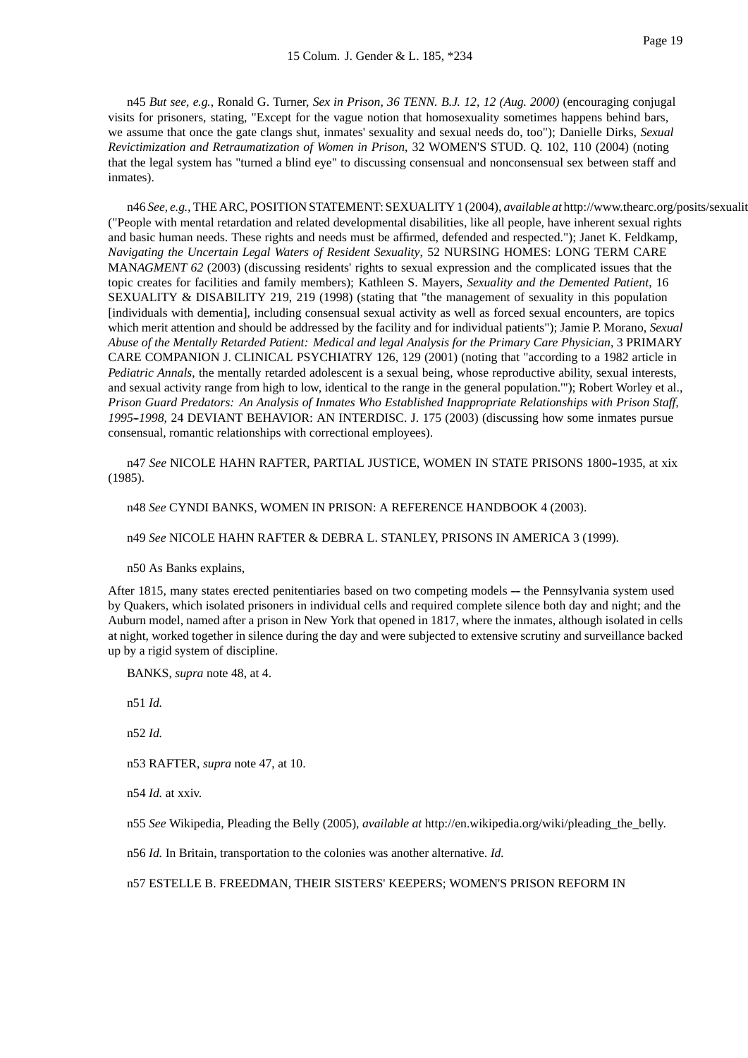n45 *But see, e.g.*, Ronald G. Turner, *Sex in Prison*, *36 TENN. B.J. 12, 12 (Aug. 2000)* (encouraging conjugal visits for prisoners, stating, "Except for the vague notion that homosexuality sometimes happens behind bars, we assume that once the gate clangs shut, inmates' sexuality and sexual needs do, too"); Danielle Dirks, *Sexual Revictimization and Retraumatization of Women in Prison*, 32 WOMEN'S STUD. Q. 102, 110 (2004) (noting that the legal system has "turned a blind eye" to discussing consensual and nonconsensual sex between staff and inmates).

n46 *See, e.g.*, THE ARC, POSITION STATEMENT: SEXUALITY 1 (2004), *available at* http://www.thearc.org/posits/sexualit ("People with mental retardation and related developmental disabilities, like all people, have inherent sexual rights and basic human needs. These rights and needs must be affirmed, defended and respected."); Janet K. Feldkamp, *Navigating the Uncertain Legal Waters of Resident Sexuality*, 52 NURSING HOMES: LONG TERM CARE MAN*AGMENT 62* (2003) (discussing residents' rights to sexual expression and the complicated issues that the topic creates for facilities and family members); Kathleen S. Mayers, *Sexuality and the Demented Patient*, 16 SEXUALITY & DISABILITY 219, 219 (1998) (stating that "the management of sexuality in this population [individuals with dementia], including consensual sexual activity as well as forced sexual encounters, are topics which merit attention and should be addressed by the facility and for individual patients"); Jamie P. Morano, *Sexual Abuse of the Mentally Retarded Patient: Medical and legal Analysis for the Primary Care Physician*, 3 PRIMARY CARE COMPANION J. CLINICAL PSYCHIATRY 126, 129 (2001) (noting that "according to a 1982 article in *Pediatric Annals*, the mentally retarded adolescent is a sexual being, whose reproductive ability, sexual interests, and sexual activity range from high to low, identical to the range in the general population.'"); Robert Worley et al., *Prison Guard Predators: An Analysis of Inmates Who Established Inappropriate Relationships with Prison Staff, 1995-1998*, 24 DEVIANT BEHAVIOR: AN INTERDISC. J. 175 (2003) (discussing how some inmates pursue consensual, romantic relationships with correctional employees).

n47 *See* NICOLE HAHN RAFTER, PARTIAL JUSTICE, WOMEN IN STATE PRISONS 1800-1935, at xix (1985).

n48 *See* CYNDI BANKS, WOMEN IN PRISON: A REFERENCE HANDBOOK 4 (2003).

n49 *See* NICOLE HAHN RAFTER & DEBRA L. STANLEY, PRISONS IN AMERICA 3 (1999).

n50 As Banks explains,

After 1815, many states erected penitentiaries based on two competing models -- the Pennsylvania system used by Quakers, which isolated prisoners in individual cells and required complete silence both day and night; and the Auburn model, named after a prison in New York that opened in 1817, where the inmates, although isolated in cells at night, worked together in silence during the day and were subjected to extensive scrutiny and surveillance backed up by a rigid system of discipline.

BANKS, *supra* note 48, at 4.

n51 *Id.*

n52 *Id.*

n53 RAFTER, *supra* note 47, at 10.

n54 *Id.* at xxiv.

n55 *See* Wikipedia, Pleading the Belly (2005), *available at* http://en.wikipedia.org/wiki/pleading_the_belly.

n56 *Id.* In Britain, transportation to the colonies was another alternative. *Id.*

n57 ESTELLE B. FREEDMAN, THEIR SISTERS' KEEPERS; WOMEN'S PRISON REFORM IN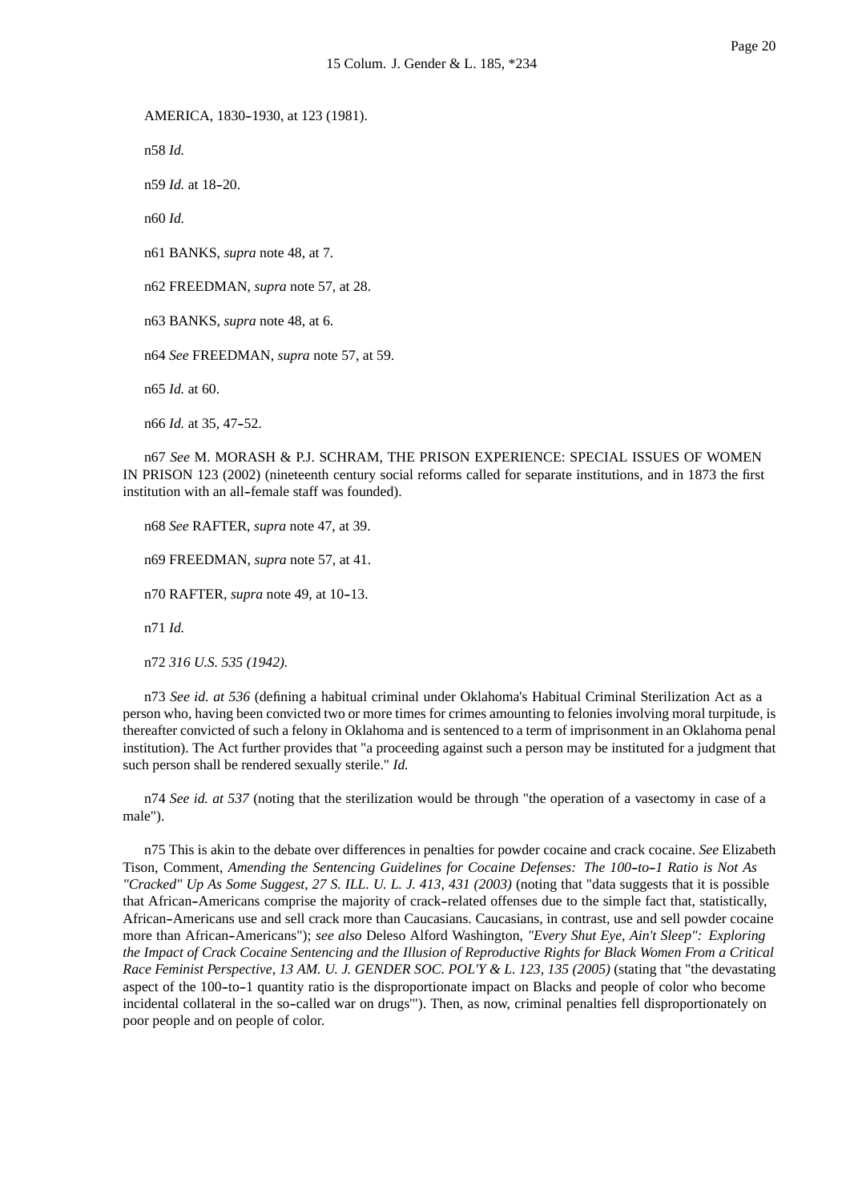AMERICA, 1830-1930, at 123 (1981).

n58 *Id.*

n59 *Id.* at 18-20.

n60 *Id.*

n61 BANKS, *supra* note 48, at 7.

n62 FREEDMAN, *supra* note 57, at 28.

n63 BANKS, *supra* note 48, at 6.

n64 *See* FREEDMAN, *supra* note 57, at 59.

n65 *Id.* at 60.

n66 *Id.* at 35, 47-52.

n67 *See* M. MORASH & P.J. SCHRAM, THE PRISON EXPERIENCE: SPECIAL ISSUES OF WOMEN IN PRISON 123 (2002) (nineteenth century social reforms called for separate institutions, and in 1873 the first institution with an all-female staff was founded).

n68 *See* RAFTER, *supra* note 47, at 39.

n69 FREEDMAN, *supra* note 57, at 41.

n70 RAFTER, *supra* note 49, at 10-13.

n71 *Id.*

n72 *316 U.S. 535 (1942).*

n73 *See id. at 536* (defining a habitual criminal under Oklahoma's Habitual Criminal Sterilization Act as a person who, having been convicted two or more times for crimes amounting to felonies involving moral turpitude, is thereafter convicted of such a felony in Oklahoma and is sentenced to a term of imprisonment in an Oklahoma penal institution). The Act further provides that "a proceeding against such a person may be instituted for a judgment that such person shall be rendered sexually sterile." *Id.*

n74 *See id. at 537* (noting that the sterilization would be through "the operation of a vasectomy in case of a male").

n75 This is akin to the debate over differences in penalties for powder cocaine and crack cocaine. *See* Elizabeth Tison, Comment, *Amending the Sentencing Guidelines for Cocaine Defenses: The 100-to-1 Ratio is Not As "Cracked" Up As Some Suggest, 27 S. ILL. U. L. J. 413, 431 (2003)* (noting that "data suggests that it is possible that African-Americans comprise the majority of crack-related offenses due to the simple fact that, statistically, African-Americans use and sell crack more than Caucasians. Caucasians, in contrast, use and sell powder cocaine more than African-Americans"); *see also* Deleso Alford Washington, *"Every Shut Eye, Ain't Sleep": Exploring the Impact of Crack Cocaine Sentencing and the Illusion of Reproductive Rights for Black Women From a Critical Race Feminist Perspective, 13 AM. U. J. GENDER SOC. POL'Y & L. 123, 135 (2005)* (stating that "the devastating aspect of the 100-to-1 quantity ratio is the disproportionate impact on Blacks and people of color who become incidental collateral in the so-called war on drugs'"). Then, as now, criminal penalties fell disproportionately on poor people and on people of color.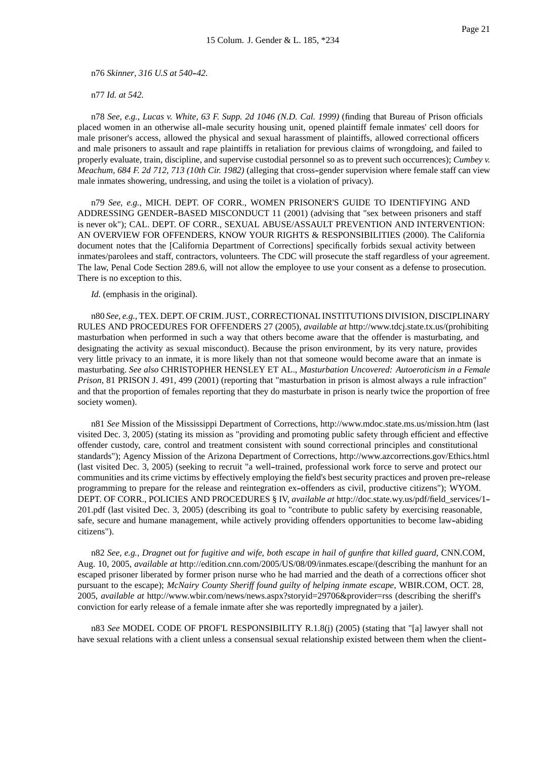n76 *Skinner, 316 U.S at 540-42.*

n77 *Id. at 542.*

n78 *See, e.g., Lucas v. White, 63 F. Supp. 2d 1046 (N.D. Cal. 1999)* (finding that Bureau of Prison officials placed women in an otherwise all-male security housing unit, opened plaintiff female inmates' cell doors for male prisoner's access, allowed the physical and sexual harassment of plaintiffs, allowed correctional officers and male prisoners to assault and rape plaintiffs in retaliation for previous claims of wrongdoing, and failed to properly evaluate, train, discipline, and supervise custodial personnel so as to prevent such occurrences); *Cumbey v. Meachum, 684 F. 2d 712, 713 (10th Cir. 1982)* (alleging that cross-gender supervision where female staff can view male inmates showering, undressing, and using the toilet is a violation of privacy).

n79 *See, e.g.*, MICH. DEPT. OF CORR., WOMEN PRISONER'S GUIDE TO IDENTIFYING AND ADDRESSING GENDER-BASED MISCONDUCT 11 (2001) (advising that "sex between prisoners and staff is never ok"); CAL. DEPT. OF CORR., SEXUAL ABUSE/ASSAULT PREVENTION AND INTERVENTION: AN OVERVIEW FOR OFFENDERS, KNOW YOUR RIGHTS & RESPONSIBILITIES (2000). The California document notes that the [California Department of Corrections] specifically forbids sexual activity between inmates/parolees and staff, contractors, volunteers. The CDC will prosecute the staff regardless of your agreement. The law, Penal Code Section 289.6, will not allow the employee to use your consent as a defense to prosecution. There is no exception to this.

*Id.* (emphasis in the original).

n80 *See, e.g.*, TEX. DEPT. OF CRIM. JUST., CORRECTIONAL INSTITUTIONS DIVISION, DISCIPLINARY RULES AND PROCEDURES FOR OFFENDERS 27 (2005), *available at* http://www.tdcj.state.tx.us/(prohibiting masturbation when performed in such a way that others become aware that the offender is masturbating, and designating the activity as sexual misconduct). Because the prison environment, by its very nature, provides very little privacy to an inmate, it is more likely than not that someone would become aware that an inmate is masturbating. *See also* CHRISTOPHER HENSLEY ET AL., *Masturbation Uncovered: Autoeroticism in a Female Prison*, 81 PRISON J. 491, 499 (2001) (reporting that "masturbation in prison is almost always a rule infraction" and that the proportion of females reporting that they do masturbate in prison is nearly twice the proportion of free society women).

n81 *See* Mission of the Mississippi Department of Corrections, http://www.mdoc.state.ms.us/mission.htm (last visited Dec. 3, 2005) (stating its mission as "providing and promoting public safety through efficient and effective offender custody, care, control and treatment consistent with sound correctional principles and constitutional standards"); Agency Mission of the Arizona Department of Corrections, http://www.azcorrections.gov/Ethics.html (last visited Dec. 3, 2005) (seeking to recruit "a well-trained, professional work force to serve and protect our communities and its crime victims by effectively employing the field's best security practices and proven pre-release programming to prepare for the release and reintegration ex-offenders as civil, productive citizens"); WYOM. DEPT. OF CORR., POLICIES AND PROCEDURES § IV, *available at* http://doc.state.wy.us/pdf/field_services/1-201.pdf (last visited Dec. 3, 2005) (describing its goal to "contribute to public safety by exercising reasonable, safe, secure and humane management, while actively providing offenders opportunities to become law-abiding citizens").

n82 *See, e.g., Dragnet out for fugitive and wife, both escape in hail of gunfire that killed guard*, CNN.COM, Aug. 10, 2005, *available at* http://edition.cnn.com/2005/US/08/09/inmates.escape/(describing the manhunt for an escaped prisoner liberated by former prison nurse who he had married and the death of a corrections officer shot pursuant to the escape); *McNairy County Sheriff found guilty of helping inmate escape*, WBIR.COM, OCT. 28, 2005, *available at* http://www.wbir.com/news/news.aspx?storyid=29706&provider=rss (describing the sheriff's conviction for early release of a female inmate after she was reportedly impregnated by a jailer).

n83 *See* MODEL CODE OF PROF'L RESPONSIBILITY R.1.8(j) (2005) (stating that "[a] lawyer shall not have sexual relations with a client unless a consensual sexual relationship existed between them when the client-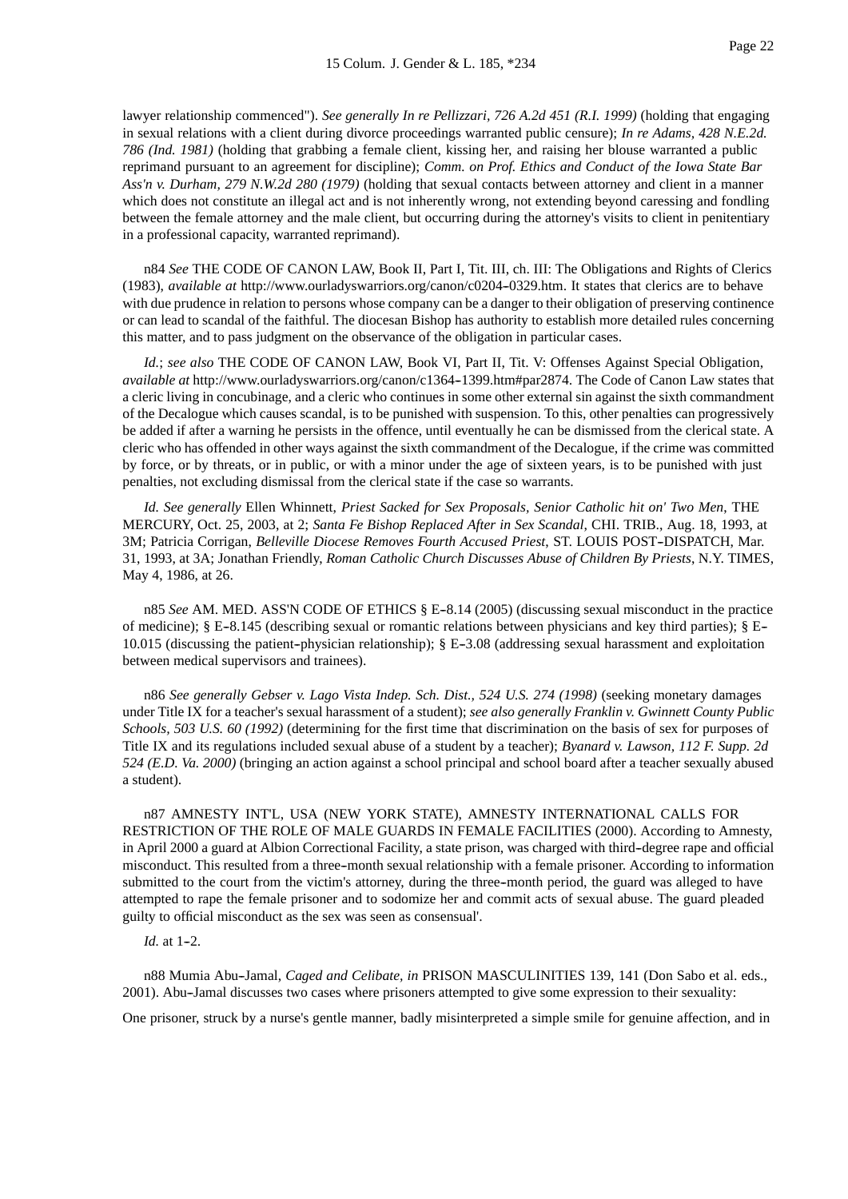lawyer relationship commenced"). *See generally In re Pellizzari, 726 A.2d 451 (R.I. 1999)* (holding that engaging in sexual relations with a client during divorce proceedings warranted public censure); *In re Adams, 428 N.E.2d. 786 (Ind. 1981)* (holding that grabbing a female client, kissing her, and raising her blouse warranted a public reprimand pursuant to an agreement for discipline); *Comm. on Prof. Ethics and Conduct of the Iowa State Bar Ass'n v. Durham, 279 N.W.2d 280 (1979)* (holding that sexual contacts between attorney and client in a manner which does not constitute an illegal act and is not inherently wrong, not extending beyond caressing and fondling between the female attorney and the male client, but occurring during the attorney's visits to client in penitentiary in a professional capacity, warranted reprimand).

n84 *See* THE CODE OF CANON LAW, Book II, Part I, Tit. III, ch. III: The Obligations and Rights of Clerics (1983), *available at* http://www.ourladyswarriors.org/canon/c0204-0329.htm. It states that clerics are to behave with due prudence in relation to persons whose company can be a danger to their obligation of preserving continence or can lead to scandal of the faithful. The diocesan Bishop has authority to establish more detailed rules concerning this matter, and to pass judgment on the observance of the obligation in particular cases.

*Id.*; *see also* THE CODE OF CANON LAW, Book VI, Part II, Tit. V: Offenses Against Special Obligation, *available at* http://www.ourladyswarriors.org/canon/c1364-1399.htm#par2874. The Code of Canon Law states that a cleric living in concubinage, and a cleric who continues in some other external sin against the sixth commandment of the Decalogue which causes scandal, is to be punished with suspension. To this, other penalties can progressively be added if after a warning he persists in the offence, until eventually he can be dismissed from the clerical state. A cleric who has offended in other ways against the sixth commandment of the Decalogue, if the crime was committed by force, or by threats, or in public, or with a minor under the age of sixteen years, is to be punished with just penalties, not excluding dismissal from the clerical state if the case so warrants.

*Id. See generally* Ellen Whinnett, *Priest Sacked for Sex Proposals, Senior Catholic hit on' Two Men*, THE MERCURY, Oct. 25, 2003, at 2; *Santa Fe Bishop Replaced After in Sex Scandal*, CHI. TRIB., Aug. 18, 1993, at 3M; Patricia Corrigan, *Belleville Diocese Removes Fourth Accused Priest*, ST. LOUIS POST-DISPATCH, Mar. 31, 1993, at 3A; Jonathan Friendly, *Roman Catholic Church Discusses Abuse of Children By Priests*, N.Y. TIMES, May 4, 1986, at 26.

n85 *See* AM. MED. ASS'N CODE OF ETHICS § E-8.14 (2005) (discussing sexual misconduct in the practice of medicine); § E-8.145 (describing sexual or romantic relations between physicians and key third parties); § E-10.015 (discussing the patient-physician relationship); § E-3.08 (addressing sexual harassment and exploitation between medical supervisors and trainees).

n86 *See generally Gebser v. Lago Vista Indep. Sch. Dist., 524 U.S. 274 (1998)* (seeking monetary damages under Title IX for a teacher's sexual harassment of a student); *see also generally Franklin v. Gwinnett County Public Schools, 503 U.S. 60 (1992)* (determining for the first time that discrimination on the basis of sex for purposes of Title IX and its regulations included sexual abuse of a student by a teacher); *Byanard v. Lawson, 112 F. Supp. 2d 524 (E.D. Va. 2000)* (bringing an action against a school principal and school board after a teacher sexually abused a student).

n87 AMNESTY INT'L, USA (NEW YORK STATE), AMNESTY INTERNATIONAL CALLS FOR RESTRICTION OF THE ROLE OF MALE GUARDS IN FEMALE FACILITIES (2000). According to Amnesty, in April 2000 a guard at Albion Correctional Facility, a state prison, was charged with third-degree rape and official misconduct. This resulted from a three-month sexual relationship with a female prisoner. According to information submitted to the court from the victim's attorney, during the three-month period, the guard was alleged to have attempted to rape the female prisoner and to sodomize her and commit acts of sexual abuse. The guard pleaded guilty to official misconduct as the sex was seen as consensual'.

*Id.* at 1-2.

n88 Mumia Abu-Jamal, *Caged and Celibate*, *in* PRISON MASCULINITIES 139, 141 (Don Sabo et al. eds., 2001). Abu-Jamal discusses two cases where prisoners attempted to give some expression to their sexuality:

One prisoner, struck by a nurse's gentle manner, badly misinterpreted a simple smile for genuine affection, and in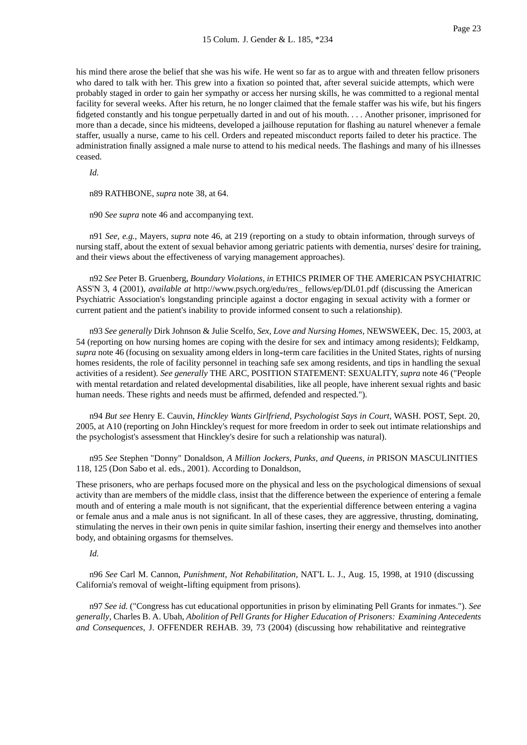his mind there arose the belief that she was his wife. He went so far as to argue with and threaten fellow prisoners who dared to talk with her. This grew into a fixation so pointed that, after several suicide attempts, which were probably staged in order to gain her sympathy or access her nursing skills, he was committed to a regional mental facility for several weeks. After his return, he no longer claimed that the female staffer was his wife, but his fingers fidgeted constantly and his tongue perpetually darted in and out of his mouth. . . . Another prisoner, imprisoned for more than a decade, since his midteens, developed a jailhouse reputation for flashing au naturel whenever a female staffer, usually a nurse, came to his cell. Orders and repeated misconduct reports failed to deter his practice. The administration finally assigned a male nurse to attend to his medical needs. The flashings and many of his illnesses ceased.

*Id.*

n89 RATHBONE, *supra* note 38, at 64.

n90 *See supra* note 46 and accompanying text.

n91 *See, e.g.*, Mayers, *supra* note 46, at 219 (reporting on a study to obtain information, through surveys of nursing staff, about the extent of sexual behavior among geriatric patients with dementia, nurses' desire for training, and their views about the effectiveness of varying management approaches).

n92 *See* Peter B. Gruenberg, *Boundary Violations, in* ETHICS PRIMER OF THE AMERICAN PSYCHIATRIC ASS'N 3, 4 (2001), *available at* http://www.psych.org/edu/res_ fellows/ep/DL01.pdf (discussing the American Psychiatric Association's longstanding principle against a doctor engaging in sexual activity with a former or current patient and the patient's inability to provide informed consent to such a relationship).

n93 *See generally* Dirk Johnson & Julie Scelfo, *Sex, Love and Nursing Homes*, NEWSWEEK, Dec. 15, 2003, at 54 (reporting on how nursing homes are coping with the desire for sex and intimacy among residents); Feldkamp, *supra* note 46 (focusing on sexuality among elders in long-term care facilities in the United States, rights of nursing homes residents, the role of facility personnel in teaching safe sex among residents, and tips in handling the sexual activities of a resident). *See generally* THE ARC, POSITION STATEMENT: SEXUALITY, *supra* note 46 ("People with mental retardation and related developmental disabilities, like all people, have inherent sexual rights and basic human needs. These rights and needs must be affirmed, defended and respected.").

n94 *But see* Henry E. Cauvin, *Hinckley Wants Girlfriend, Psychologist Says in Court*, WASH. POST, Sept. 20, 2005, at A10 (reporting on John Hinckley's request for more freedom in order to seek out intimate relationships and the psychologist's assessment that Hinckley's desire for such a relationship was natural).

n95 *See* Stephen "Donny" Donaldson, *A Million Jockers, Punks, and Queens, in* PRISON MASCULINITIES 118, 125 (Don Sabo et al. eds., 2001). According to Donaldson,

These prisoners, who are perhaps focused more on the physical and less on the psychological dimensions of sexual activity than are members of the middle class, insist that the difference between the experience of entering a female mouth and of entering a male mouth is not significant, that the experiential difference between entering a vagina or female anus and a male anus is not significant. In all of these cases, they are aggressive, thrusting, dominating, stimulating the nerves in their own penis in quite similar fashion, inserting their energy and themselves into another body, and obtaining orgasms for themselves.

*Id.*

n96 *See* Carl M. Cannon, *Punishment, Not Rehabilitation*, NAT'L L. J., Aug. 15, 1998, at 1910 (discussing California's removal of weight-lifting equipment from prisons).

n97 *See id.* ("Congress has cut educational opportunities in prison by eliminating Pell Grants for inmates."). *See generally*, Charles B. A. Ubah, *Abolition of Pell Grants for Higher Education of Prisoners: Examining Antecedents and Consequences*, J. OFFENDER REHAB. 39, 73 (2004) (discussing how rehabilitative and reintegrative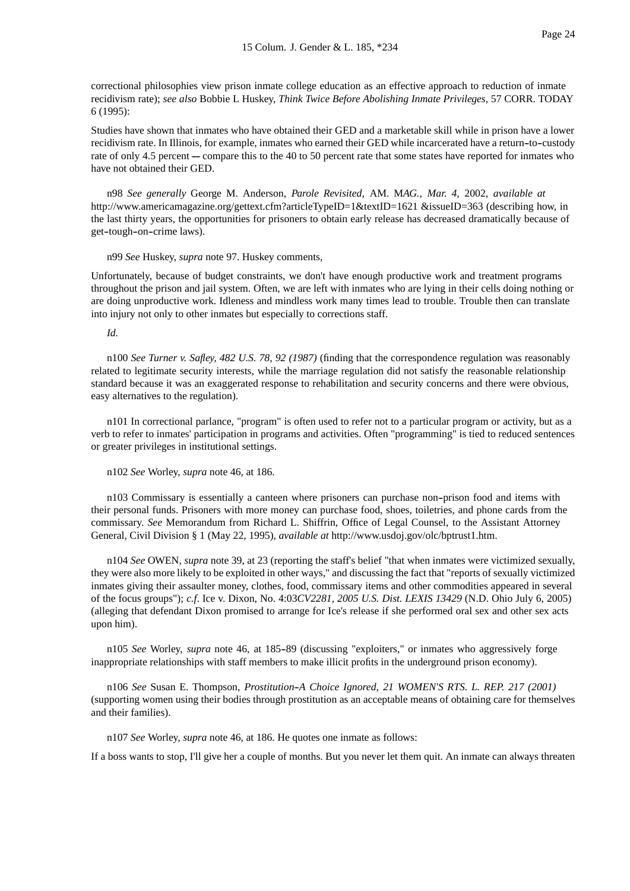correctional philosophies view prison inmate college education as an effective approach to reduction of inmate recidivism rate); *see also* Bobbie L Huskey, *Think Twice Before Abolishing Inmate Privileges*, 57 CORR. TODAY 6 (1995):

Studies have shown that inmates who have obtained their GED and a marketable skill while in prison have a lower recidivism rate. In Illinois, for example, inmates who earned their GED while incarcerated have a return-to-custody rate of only 4.5 percent -- compare this to the 40 to 50 percent rate that some states have reported for inmates who have not obtained their GED.

n98 *See generally* George M. Anderson, *Parole Revisited*, AM. M*AG., Mar. 4*, 2002, *available at* http://www.americamagazine.org/gettext.cfm?articleTypeID=1&textID=1621 &issueID=363 (describing how, in the last thirty years, the opportunities for prisoners to obtain early release has decreased dramatically because of get-tough-on-crime laws).

n99 *See* Huskey, *supra* note 97. Huskey comments,

Unfortunately, because of budget constraints, we don't have enough productive work and treatment programs throughout the prison and jail system. Often, we are left with inmates who are lying in their cells doing nothing or are doing unproductive work. Idleness and mindless work many times lead to trouble. Trouble then can translate into injury not only to other inmates but especially to corrections staff.

*Id.*

n100 *See Turner v. Safley, 482 U.S. 78, 92 (1987)* (finding that the correspondence regulation was reasonably related to legitimate security interests, while the marriage regulation did not satisfy the reasonable relationship standard because it was an exaggerated response to rehabilitation and security concerns and there were obvious, easy alternatives to the regulation).

n101 In correctional parlance, "program" is often used to refer not to a particular program or activity, but as a verb to refer to inmates' participation in programs and activities. Often "programming" is tied to reduced sentences or greater privileges in institutional settings.

n102 *See* Worley, *supra* note 46, at 186.

n103 Commissary is essentially a canteen where prisoners can purchase non-prison food and items with their personal funds. Prisoners with more money can purchase food, shoes, toiletries, and phone cards from the commissary. *See* Memorandum from Richard L. Shiffrin, Office of Legal Counsel, to the Assistant Attorney General, Civil Division § 1 (May 22, 1995), *available at* http://www.usdoj.gov/olc/bptrust1.htm.

n104 *See* OWEN, *supra* note 39, at 23 (reporting the staff's belief "that when inmates were victimized sexually, they were also more likely to be exploited in other ways," and discussing the fact that "reports of sexually victimized inmates giving their assaulter money, clothes, food, commissary items and other commodities appeared in several of the focus groups"); *c.f*. Ice v. Dixon, No. 4:03*CV2281, 2005 U.S. Dist. LEXIS 13429* (N.D. Ohio July 6, 2005) (alleging that defendant Dixon promised to arrange for Ice's release if she performed oral sex and other sex acts upon him).

n105 *See* Worley, *supra* note 46, at 185-89 (discussing "exploiters," or inmates who aggressively forge inappropriate relationships with staff members to make illicit profits in the underground prison economy).

n106 *See* Susan E. Thompson, *Prostitution--A Choice Ignored, 21 WOMEN'S RTS. L. REP. 217 (2001)* (supporting women using their bodies through prostitution as an acceptable means of obtaining care for themselves and their families).

n107 *See* Worley, *supra* note 46, at 186. He quotes one inmate as follows:

If a boss wants to stop, I'll give her a couple of months. But you never let them quit. An inmate can always threaten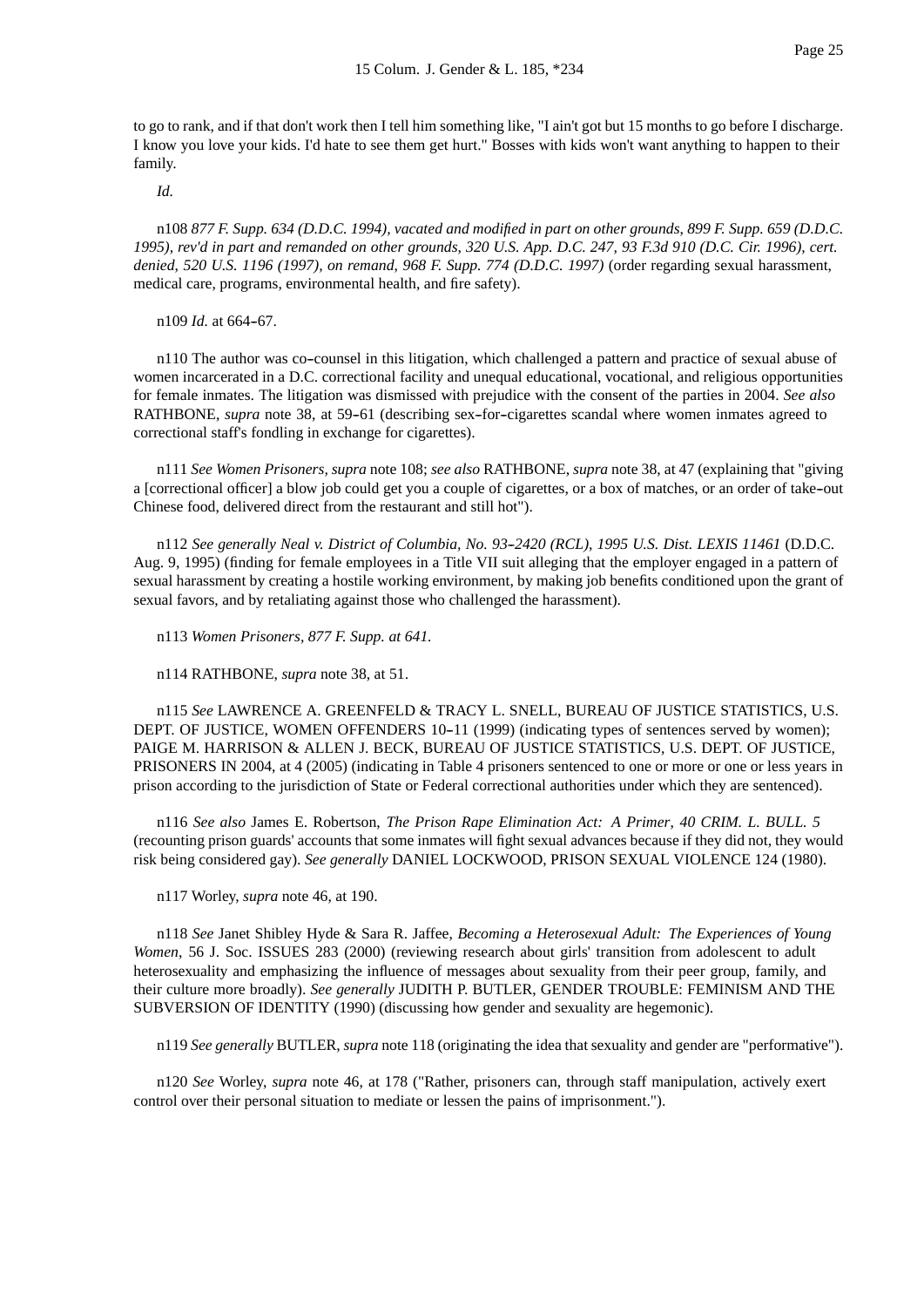to go to rank, and if that don't work then I tell him something like, "I ain't got but 15 months to go before I discharge. I know you love your kids. I'd hate to see them get hurt." Bosses with kids won't want anything to happen to their family.

*Id.*

n108 *877 F. Supp. 634 (D.D.C. 1994), vacated and modified in part on other grounds, 899 F. Supp. 659 (D.D.C. 1995), rev'd in part and remanded on other grounds, 320 U.S. App. D.C. 247, 93 F.3d 910 (D.C. Cir. 1996), cert. denied, 520 U.S. 1196 (1997), on remand, 968 F. Supp. 774 (D.D.C. 1997)* (order regarding sexual harassment, medical care, programs, environmental health, and fire safety).

n109 *Id.* at 664-67.

n110 The author was co-counsel in this litigation, which challenged a pattern and practice of sexual abuse of women incarcerated in a D.C. correctional facility and unequal educational, vocational, and religious opportunities for female inmates. The litigation was dismissed with prejudice with the consent of the parties in 2004. *See also* RATHBONE, *supra* note 38, at 59-61 (describing sex-for-cigarettes scandal where women inmates agreed to correctional staff's fondling in exchange for cigarettes).

n111 *See Women Prisoners, supra* note 108; *see also* RATHBONE, *supra* note 38, at 47 (explaining that "giving a [correctional officer] a blow job could get you a couple of cigarettes, or a box of matches, or an order of take-out Chinese food, delivered direct from the restaurant and still hot").

n112 *See generally Neal v. District of Columbia, No. 93-2420 (RCL), 1995 U.S. Dist. LEXIS 11461* (D.D.C. Aug. 9, 1995) (finding for female employees in a Title VII suit alleging that the employer engaged in a pattern of sexual harassment by creating a hostile working environment, by making job benefits conditioned upon the grant of sexual favors, and by retaliating against those who challenged the harassment).

n113 *Women Prisoners, 877 F. Supp. at 641.*

n114 RATHBONE, *supra* note 38, at 51.

n115 *See* LAWRENCE A. GREENFELD & TRACY L. SNELL, BUREAU OF JUSTICE STATISTICS, U.S. DEPT. OF JUSTICE, WOMEN OFFENDERS 10-11 (1999) (indicating types of sentences served by women); PAIGE M. HARRISON & ALLEN J. BECK, BUREAU OF JUSTICE STATISTICS, U.S. DEPT. OF JUSTICE, PRISONERS IN 2004, at 4 (2005) (indicating in Table 4 prisoners sentenced to one or more or one or less years in prison according to the jurisdiction of State or Federal correctional authorities under which they are sentenced).

n116 *See also* James E. Robertson, *The Prison Rape Elimination Act: A Primer, 40 CRIM. L. BULL. 5* (recounting prison guards' accounts that some inmates will fight sexual advances because if they did not, they would risk being considered gay). *See generally* DANIEL LOCKWOOD, PRISON SEXUAL VIOLENCE 124 (1980).

n117 Worley, *supra* note 46, at 190.

n118 *See* Janet Shibley Hyde & Sara R. Jaffee, *Becoming a Heterosexual Adult: The Experiences of Young Women*, 56 J. Soc. ISSUES 283 (2000) (reviewing research about girls' transition from adolescent to adult heterosexuality and emphasizing the influence of messages about sexuality from their peer group, family, and their culture more broadly). *See generally* JUDITH P. BUTLER, GENDER TROUBLE: FEMINISM AND THE SUBVERSION OF IDENTITY (1990) (discussing how gender and sexuality are hegemonic).

n119 *See generally* BUTLER, *supra* note 118 (originating the idea that sexuality and gender are "performative").

n120 *See* Worley, *supra* note 46, at 178 ("Rather, prisoners can, through staff manipulation, actively exert control over their personal situation to mediate or lessen the pains of imprisonment.").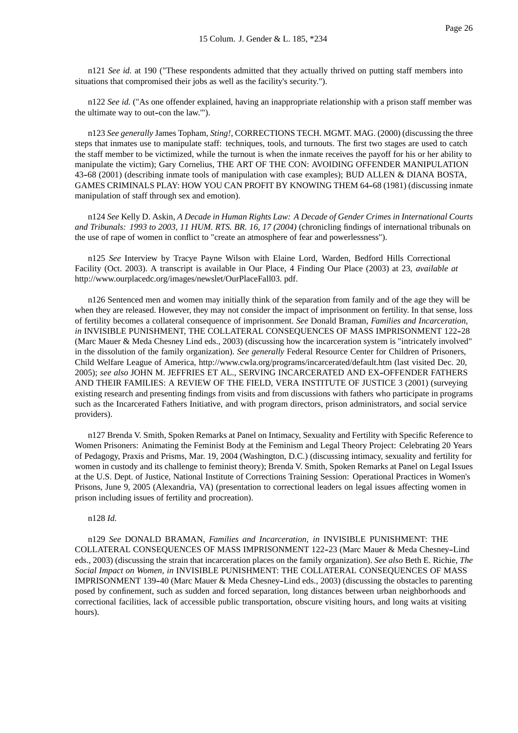n121 *See id.* at 190 ("These respondents admitted that they actually thrived on putting staff members into situations that compromised their jobs as well as the facility's security.").

n122 *See id.* ("As one offender explained, having an inappropriate relationship with a prison staff member was the ultimate way to out-con the law.'").

n123 *See generally* James Topham, *Sting!*, CORRECTIONS TECH. MGMT. MAG. (2000) (discussing the three steps that inmates use to manipulate staff: techniques, tools, and turnouts. The first two stages are used to catch the staff member to be victimized, while the turnout is when the inmate receives the payoff for his or her ability to manipulate the victim); Gary Cornelius, THE ART OF THE CON: AVOIDING OFFENDER MANIPULATION 43-68 (2001) (describing inmate tools of manipulation with case examples); BUD ALLEN & DIANA BOSTA, GAMES CRIMINALS PLAY: HOW YOU CAN PROFIT BY KNOWING THEM 64-68 (1981) (discussing inmate manipulation of staff through sex and emotion).

n124 *See* Kelly D. Askin, *A Decade in Human Rights Law: A Decade of Gender Crimes in International Courts and Tribunals: 1993 to 2003, 11 HUM. RTS. BR. 16, 17 (2004)* (chronicling findings of international tribunals on the use of rape of women in conflict to "create an atmosphere of fear and powerlessness").

n125 *See* Interview by Tracye Payne Wilson with Elaine Lord, Warden, Bedford Hills Correctional Facility (Oct. 2003). A transcript is available in Our Place, 4 Finding Our Place (2003) at 23, *available at* http://www.ourplacedc.org/images/newslet/OurPlaceFall03. pdf.

n126 Sentenced men and women may initially think of the separation from family and of the age they will be when they are released. However, they may not consider the impact of imprisonment on fertility. In that sense, loss of fertility becomes a collateral consequence of imprisonment. *See* Donald Braman, *Families and Incarceration, in* INVISIBLE PUNISHMENT, THE COLLATERAL CONSEQUENCES OF MASS IMPRISONMENT 122-28 (Marc Mauer & Meda Chesney Lind eds., 2003) (discussing how the incarceration system is "intricately involved" in the dissolution of the family organization). *See generally* Federal Resource Center for Children of Prisoners, Child Welfare League of America, http://www.cwla.org/programs/incarcerated/default.htm (last visited Dec. 20, 2005); *see also* JOHN M. JEFFRIES ET AL., SERVING INCARCERATED AND EX-OFFENDER FATHERS AND THEIR FAMILIES: A REVIEW OF THE FIELD, VERA INSTITUTE OF JUSTICE 3 (2001) (surveying existing research and presenting findings from visits and from discussions with fathers who participate in programs such as the Incarcerated Fathers Initiative, and with program directors, prison administrators, and social service providers).

n127 Brenda V. Smith, Spoken Remarks at Panel on Intimacy, Sexuality and Fertility with Specific Reference to Women Prisoners: Animating the Feminist Body at the Feminism and Legal Theory Project: Celebrating 20 Years of Pedagogy, Praxis and Prisms, Mar. 19, 2004 (Washington, D.C.) (discussing intimacy, sexuality and fertility for women in custody and its challenge to feminist theory); Brenda V. Smith, Spoken Remarks at Panel on Legal Issues at the U.S. Dept. of Justice, National Institute of Corrections Training Session: Operational Practices in Women's Prisons, June 9, 2005 (Alexandria, VA) (presentation to correctional leaders on legal issues affecting women in prison including issues of fertility and procreation).

n128 *Id.*

n129 *See* DONALD BRAMAN, *Families and Incarceration, in* INVISIBLE PUNISHMENT: THE COLLATERAL CONSEQUENCES OF MASS IMPRISONMENT 122-23 (Marc Mauer & Meda Chesney-Lind eds., 2003) (discussing the strain that incarceration places on the family organization). *See also* Beth E. Richie, *The Social Impact on Women, in* INVISIBLE PUNISHMENT: THE COLLATERAL CONSEQUENCES OF MASS IMPRISONMENT 139-40 (Marc Mauer & Meda Chesney-Lind eds., 2003) (discussing the obstacles to parenting posed by confinement, such as sudden and forced separation, long distances between urban neighborhoods and correctional facilities, lack of accessible public transportation, obscure visiting hours, and long waits at visiting hours).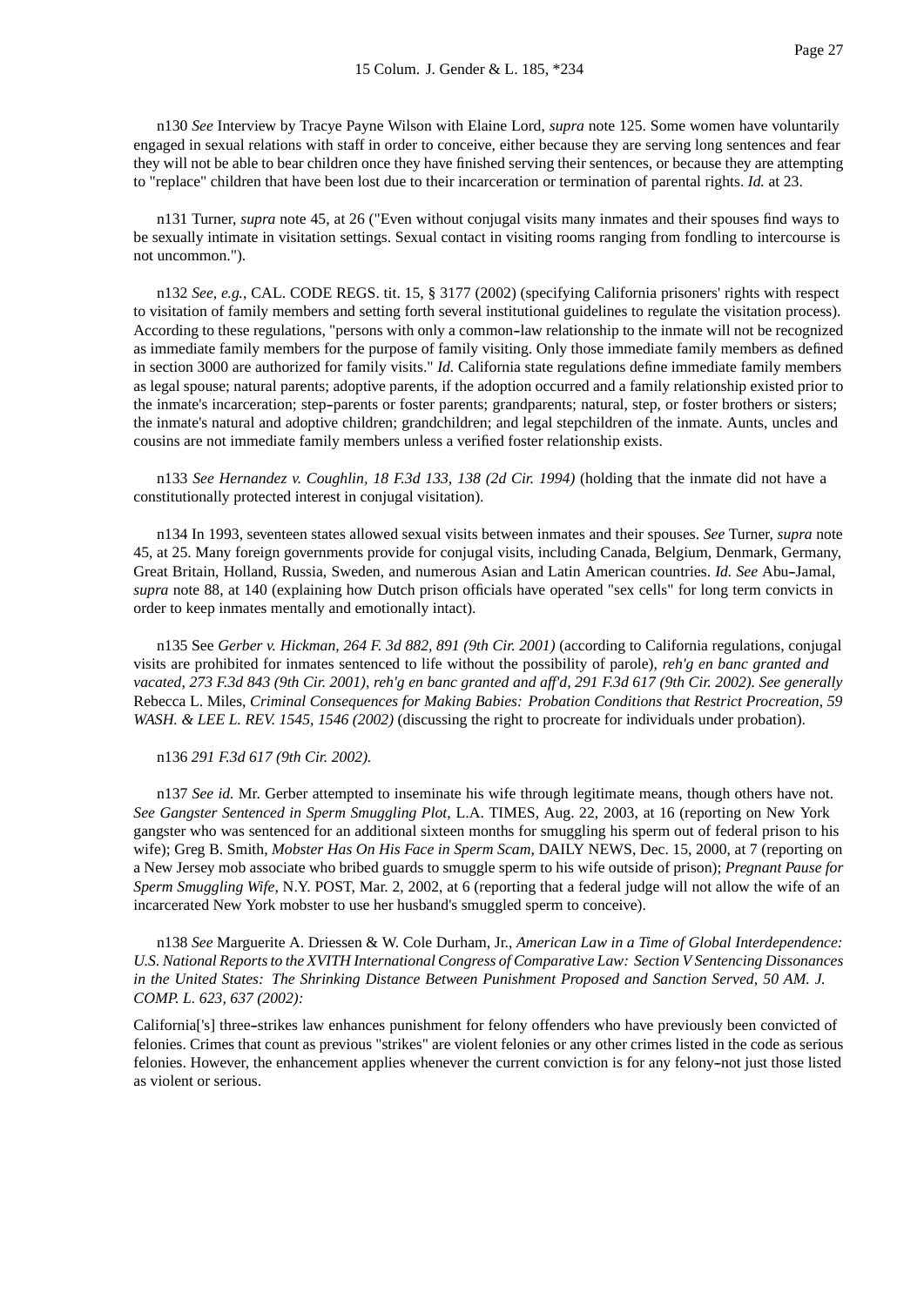n130 *See* Interview by Tracye Payne Wilson with Elaine Lord, *supra* note 125. Some women have voluntarily engaged in sexual relations with staff in order to conceive, either because they are serving long sentences and fear they will not be able to bear children once they have finished serving their sentences, or because they are attempting to "replace" children that have been lost due to their incarceration or termination of parental rights. *Id.* at 23.

n131 Turner, *supra* note 45, at 26 ("Even without conjugal visits many inmates and their spouses find ways to be sexually intimate in visitation settings. Sexual contact in visiting rooms ranging from fondling to intercourse is not uncommon.").

n132 *See, e.g.*, CAL. CODE REGS. tit. 15, § 3177 (2002) (specifying California prisoners' rights with respect to visitation of family members and setting forth several institutional guidelines to regulate the visitation process). According to these regulations, "persons with only a common-law relationship to the inmate will not be recognized as immediate family members for the purpose of family visiting. Only those immediate family members as defined in section 3000 are authorized for family visits." *Id.* California state regulations define immediate family members as legal spouse; natural parents; adoptive parents, if the adoption occurred and a family relationship existed prior to the inmate's incarceration; step-parents or foster parents; grandparents; natural, step, or foster brothers or sisters; the inmate's natural and adoptive children; grandchildren; and legal stepchildren of the inmate. Aunts, uncles and cousins are not immediate family members unless a verified foster relationship exists.

n133 *See Hernandez v. Coughlin, 18 F.3d 133, 138 (2d Cir. 1994)* (holding that the inmate did not have a constitutionally protected interest in conjugal visitation).

n134 In 1993, seventeen states allowed sexual visits between inmates and their spouses. *See* Turner, *supra* note 45, at 25. Many foreign governments provide for conjugal visits, including Canada, Belgium, Denmark, Germany, Great Britain, Holland, Russia, Sweden, and numerous Asian and Latin American countries. *Id. See* Abu-Jamal, *supra* note 88, at 140 (explaining how Dutch prison officials have operated "sex cells" for long term convicts in order to keep inmates mentally and emotionally intact).

n135 See *Gerber v. Hickman, 264 F. 3d 882, 891 (9th Cir. 2001)* (according to California regulations, conjugal visits are prohibited for inmates sentenced to life without the possibility of parole), *reh'g en banc granted and vacated, 273 F.3d 843 (9th Cir. 2001), reh'g en banc granted and aff'd, 291 F.3d 617 (9th Cir. 2002). See generally* Rebecca L. Miles, *Criminal Consequences for Making Babies: Probation Conditions that Restrict Procreation, 59 WASH. & LEE L. REV. 1545, 1546 (2002)* (discussing the right to procreate for individuals under probation).

n136 *291 F.3d 617 (9th Cir. 2002).*

n137 *See id.* Mr. Gerber attempted to inseminate his wife through legitimate means, though others have not. *See Gangster Sentenced in Sperm Smuggling Plot*, L.A. TIMES, Aug. 22, 2003, at 16 (reporting on New York gangster who was sentenced for an additional sixteen months for smuggling his sperm out of federal prison to his wife); Greg B. Smith, *Mobster Has On His Face in Sperm Scam*, DAILY NEWS, Dec. 15, 2000, at 7 (reporting on a New Jersey mob associate who bribed guards to smuggle sperm to his wife outside of prison); *Pregnant Pause for Sperm Smuggling Wife*, N.Y. POST, Mar. 2, 2002, at 6 (reporting that a federal judge will not allow the wife of an incarcerated New York mobster to use her husband's smuggled sperm to conceive).

n138 *See* Marguerite A. Driessen & W. Cole Durham, Jr., *American Law in a Time of Global Interdependence: U.S. National Reports to the XVITH International Congress of Comparative Law: Section V Sentencing Dissonances in the United States: The Shrinking Distance Between Punishment Proposed and Sanction Served, 50 AM. J. COMP. L. 623, 637 (2002):*

California['s] three-strikes law enhances punishment for felony offenders who have previously been convicted of felonies. Crimes that count as previous "strikes" are violent felonies or any other crimes listed in the code as serious felonies. However, the enhancement applies whenever the current conviction is for any felony-not just those listed as violent or serious.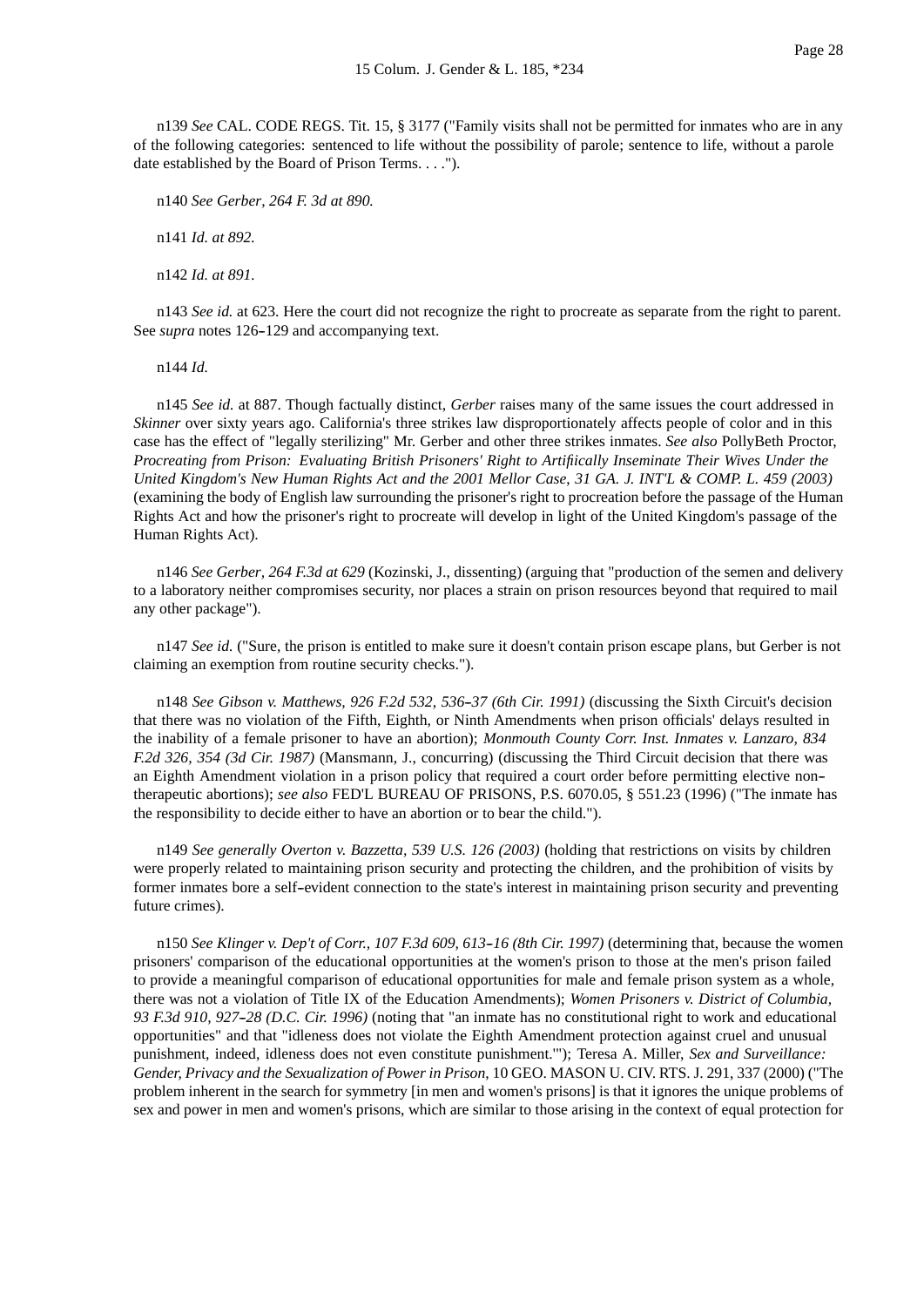n139 *See* CAL. CODE REGS. Tit. 15, § 3177 ("Family visits shall not be permitted for inmates who are in any of the following categories: sentenced to life without the possibility of parole; sentence to life, without a parole date established by the Board of Prison Terms. . . .").

n140 *See Gerber, 264 F. 3d at 890.*

n141 *Id. at 892.*

n142 *Id. at 891.*

n143 *See id.* at 623. Here the court did not recognize the right to procreate as separate from the right to parent. See *supra* notes 126-129 and accompanying text.

n144 *Id.*

n145 *See id.* at 887. Though factually distinct, *Gerber* raises many of the same issues the court addressed in *Skinner* over sixty years ago. California's three strikes law disproportionately affects people of color and in this case has the effect of "legally sterilizing" Mr. Gerber and other three strikes inmates. *See also* PollyBeth Proctor, *Procreating from Prison: Evaluating British Prisoners' Right to Artifically Inseminate Their Wives Under the United Kingdom's New Human Rights Act and the 2001 Mellor Case*, *31 GA. J. INT'L & COMP. L. 459 (2003)* (examining the body of English law surrounding the prisoner's right to procreation before the passage of the Human Rights Act and how the prisoner's right to procreate will develop in light of the United Kingdom's passage of the Human Rights Act).

n146 *See Gerber, 264 F.3d at 629* (Kozinski, J., dissenting) (arguing that "production of the semen and delivery to a laboratory neither compromises security, nor places a strain on prison resources beyond that required to mail any other package").

n147 *See id.* ("Sure, the prison is entitled to make sure it doesn't contain prison escape plans, but Gerber is not claiming an exemption from routine security checks.").

n148 *See Gibson v. Matthews, 926 F.2d 532, 536-37 (6th Cir. 1991)* (discussing the Sixth Circuit's decision that there was no violation of the Fifth, Eighth, or Ninth Amendments when prison officials' delays resulted in the inability of a female prisoner to have an abortion); *Monmouth County Corr. Inst. Inmates v. Lanzaro, 834 F.2d 326, 354 (3d Cir. 1987)* (Mansmann, J., concurring) (discussing the Third Circuit decision that there was an Eighth Amendment violation in a prison policy that required a court order before permitting elective non-therapeutic abortions); *see also* FED'L BUREAU OF PRISONS, P.S. 6070.05, § 551.23 (1996) ("The inmate has the responsibility to decide either to have an abortion or to bear the child.").

n149 *See generally Overton v. Bazzetta, 539 U.S. 126 (2003)* (holding that restrictions on visits by children were properly related to maintaining prison security and protecting the children, and the prohibition of visits by former inmates bore a self-evident connection to the state's interest in maintaining prison security and preventing future crimes).

n150 *See Klinger v. Dep't of Corr., 107 F.3d 609, 613-16 (8th Cir. 1997)* (determining that, because the women prisoners' comparison of the educational opportunities at the women's prison to those at the men's prison failed to provide a meaningful comparison of educational opportunities for male and female prison system as a whole, there was not a violation of Title IX of the Education Amendments); *Women Prisoners v. District of Columbia, 93 F.3d 910, 927-28 (D.C. Cir. 1996)* (noting that "an inmate has no constitutional right to work and educational opportunities" and that "idleness does not violate the Eighth Amendment protection against cruel and unusual punishment, indeed, idleness does not even constitute punishment.'"); Teresa A. Miller, *Sex and Surveillance: Gender, Privacy and the Sexualization of Power in Prison*, 10 GEO. MASON U. CIV. RTS. J. 291, 337 (2000) ("The problem inherent in the search for symmetry [in men and women's prisons] is that it ignores the unique problems of sex and power in men and women's prisons, which are similar to those arising in the context of equal protection for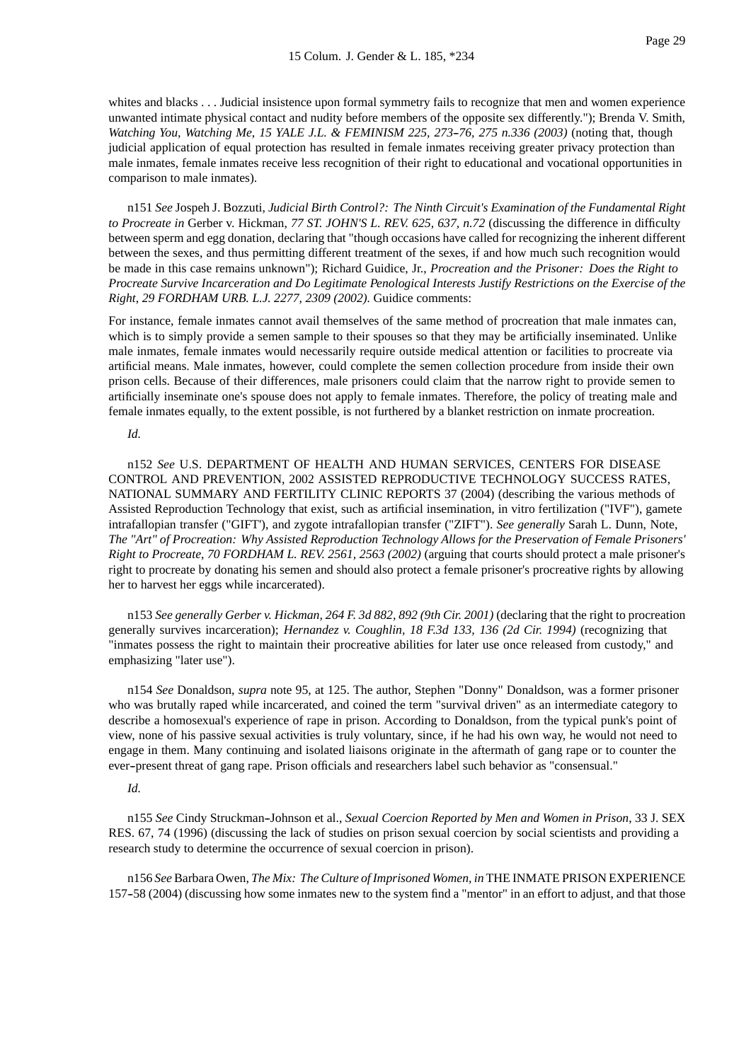whites and blacks . . . Judicial insistence upon formal symmetry fails to recognize that men and women experience unwanted intimate physical contact and nudity before members of the opposite sex differently."); Brenda V. Smith, *Watching You, Watching Me, 15 YALE J.L. & FEMINISM 225, 273-76, 275 n.336 (2003)* (noting that, though judicial application of equal protection has resulted in female inmates receiving greater privacy protection than male inmates, female inmates receive less recognition of their right to educational and vocational opportunities in comparison to male inmates).

n151 *See* Jospeh J. Bozzuti, *Judicial Birth Control?: The Ninth Circuit's Examination of the Fundamental Right to Procreate in* Gerber v. Hickman, *77 ST. JOHN'S L. REV. 625, 637, n.72* (discussing the difference in difficulty between sperm and egg donation, declaring that "though occasions have called for recognizing the inherent different between the sexes, and thus permitting different treatment of the sexes, if and how much such recognition would be made in this case remains unknown"); Richard Guidice, Jr., *Procreation and the Prisoner: Does the Right to Procreate Survive Incarceration and Do Legitimate Penological Interests Justify Restrictions on the Exercise of the Right*, *29 FORDHAM URB. L.J. 2277, 2309 (2002)*. Guidice comments:

For instance, female inmates cannot avail themselves of the same method of procreation that male inmates can, which is to simply provide a semen sample to their spouses so that they may be artificially inseminated. Unlike male inmates, female inmates would necessarily require outside medical attention or facilities to procreate via artificial means. Male inmates, however, could complete the semen collection procedure from inside their own prison cells. Because of their differences, male prisoners could claim that the narrow right to provide semen to artificially inseminate one's spouse does not apply to female inmates. Therefore, the policy of treating male and female inmates equally, to the extent possible, is not furthered by a blanket restriction on inmate procreation.

*Id.*

n152 *See* U.S. DEPARTMENT OF HEALTH AND HUMAN SERVICES, CENTERS FOR DISEASE CONTROL AND PREVENTION, 2002 ASSISTED REPRODUCTIVE TECHNOLOGY SUCCESS RATES, NATIONAL SUMMARY AND FERTILITY CLINIC REPORTS 37 (2004) (describing the various methods of Assisted Reproduction Technology that exist, such as artificial insemination, in vitro fertilization ("IVF"), gamete intrafallopian transfer ("GIFT'), and zygote intrafallopian transfer ("ZIFT"). *See generally* Sarah L. Dunn, Note, *The "Art" of Procreation: Why Assisted Reproduction Technology Allows for the Preservation of Female Prisoners' Right to Procreate, 70 FORDHAM L. REV. 2561, 2563 (2002)* (arguing that courts should protect a male prisoner's right to procreate by donating his semen and should also protect a female prisoner's procreative rights by allowing her to harvest her eggs while incarcerated).

n153 *See generally Gerber v. Hickman, 264 F. 3d 882, 892 (9th Cir. 2001)* (declaring that the right to procreation generally survives incarceration); *Hernandez v. Coughlin, 18 F.3d 133, 136 (2d Cir. 1994)* (recognizing that "inmates possess the right to maintain their procreative abilities for later use once released from custody," and emphasizing "later use").

n154 *See* Donaldson, *supra* note 95, at 125. The author, Stephen "Donny" Donaldson, was a former prisoner who was brutally raped while incarcerated, and coined the term "survival driven" as an intermediate category to describe a homosexual's experience of rape in prison. According to Donaldson, from the typical punk's point of view, none of his passive sexual activities is truly voluntary, since, if he had his own way, he would not need to engage in them. Many continuing and isolated liaisons originate in the aftermath of gang rape or to counter the ever-present threat of gang rape. Prison officials and researchers label such behavior as "consensual."

*Id.*

n155 *See* Cindy Struckman-Johnson et al., *Sexual Coercion Reported by Men and Women in Prison*, 33 J. SEX RES. 67, 74 (1996) (discussing the lack of studies on prison sexual coercion by social scientists and providing a research study to determine the occurrence of sexual coercion in prison).

n156 *See* Barbara Owen, *The Mix: The Culture of Imprisoned Women, in* THE INMATE PRISON EXPERIENCE 157-58 (2004) (discussing how some inmates new to the system find a "mentor" in an effort to adjust, and that those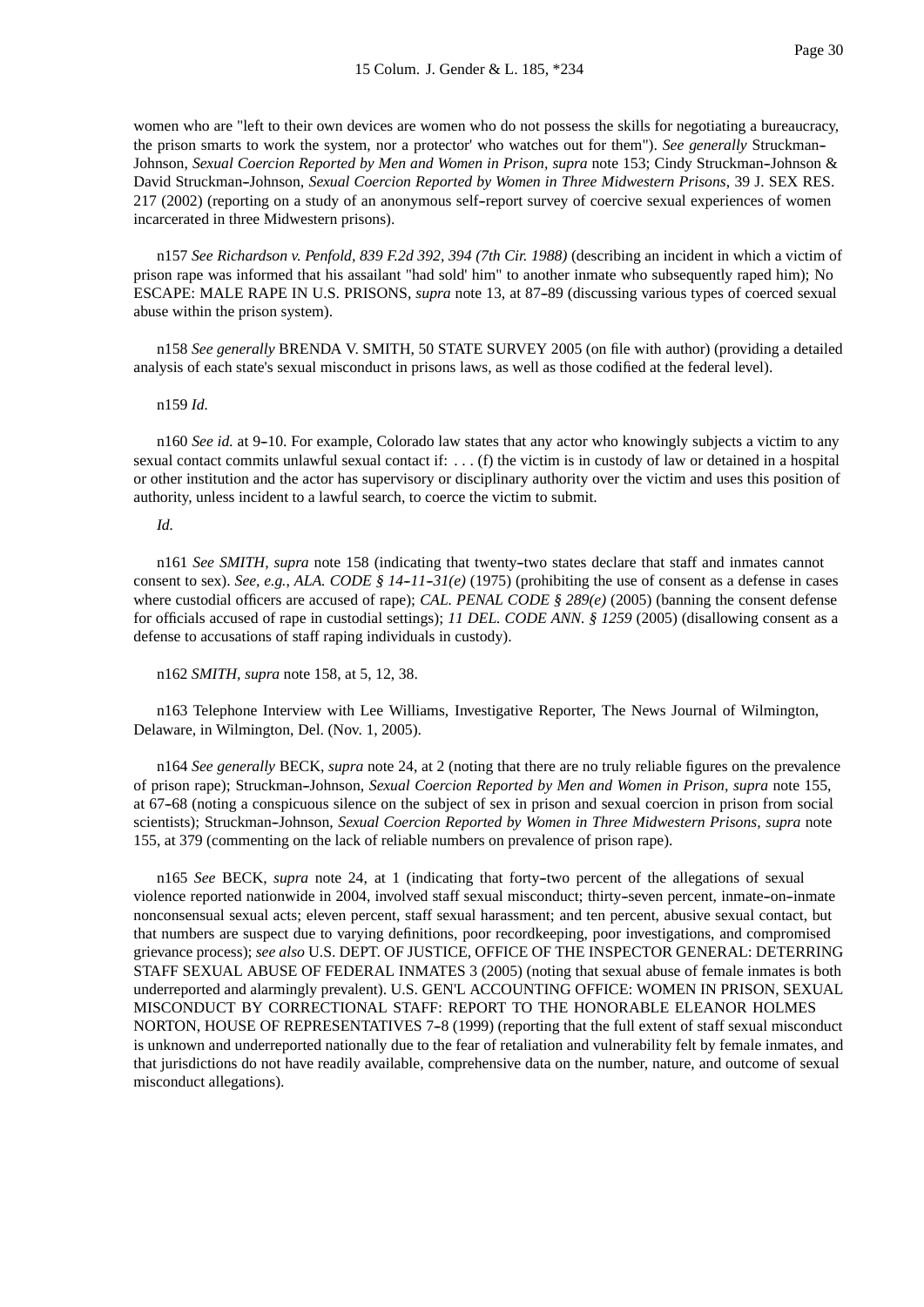women who are "left to their own devices are women who do not possess the skills for negotiating a bureaucracy, the prison smarts to work the system, nor a protector' who watches out for them"). *See generally* Struckman-Johnson, *Sexual Coercion Reported by Men and Women in Prison, supra* note 153; Cindy Struckman-Johnson & David Struckman-Johnson, *Sexual Coercion Reported by Women in Three Midwestern Prisons*, 39 J. SEX RES. 217 (2002) (reporting on a study of an anonymous self-report survey of coercive sexual experiences of women incarcerated in three Midwestern prisons).

n157 *See Richardson v. Penfold, 839 F.2d 392, 394 (7th Cir. 1988)* (describing an incident in which a victim of prison rape was informed that his assailant "had sold' him" to another inmate who subsequently raped him); No ESCAPE: MALE RAPE IN U.S. PRISONS, *supra* note 13, at 87-89 (discussing various types of coerced sexual abuse within the prison system).

n158 *See generally* BRENDA V. SMITH, 50 STATE SURVEY 2005 (on file with author) (providing a detailed analysis of each state's sexual misconduct in prisons laws, as well as those codified at the federal level).

n159 *Id.*

n160 *See id.* at 9-10. For example, Colorado law states that any actor who knowingly subjects a victim to any sexual contact commits unlawful sexual contact if: . . . (f) the victim is in custody of law or detained in a hospital or other institution and the actor has supervisory or disciplinary authority over the victim and uses this position of authority, unless incident to a lawful search, to coerce the victim to submit.

*Id.*

n161 *See SMITH, supra* note 158 (indicating that twenty-two states declare that staff and inmates cannot consent to sex). *See, e.g., ALA. CODE § 14-11-31(e)* (1975) (prohibiting the use of consent as a defense in cases where custodial officers are accused of rape); *CAL. PENAL CODE § 289(e)* (2005) (banning the consent defense for officials accused of rape in custodial settings); *11 DEL. CODE ANN. § 1259* (2005) (disallowing consent as a defense to accusations of staff raping individuals in custody).

n162 *SMITH, supra* note 158, at 5, 12, 38.

n163 Telephone Interview with Lee Williams, Investigative Reporter, The News Journal of Wilmington, Delaware, in Wilmington, Del. (Nov. 1, 2005).

n164 *See generally* BECK, *supra* note 24, at 2 (noting that there are no truly reliable figures on the prevalence of prison rape); Struckman-Johnson, *Sexual Coercion Reported by Men and Women in Prison, supra* note 155, at 67-68 (noting a conspicuous silence on the subject of sex in prison and sexual coercion in prison from social scientists); Struckman-Johnson, *Sexual Coercion Reported by Women in Three Midwestern Prisons, supra* note 155, at 379 (commenting on the lack of reliable numbers on prevalence of prison rape).

n165 *See* BECK, *supra* note 24, at 1 (indicating that forty-two percent of the allegations of sexual violence reported nationwide in 2004, involved staff sexual misconduct; thirty-seven percent, inmate-on-inmate nonconsensual sexual acts; eleven percent, staff sexual harassment; and ten percent, abusive sexual contact, but that numbers are suspect due to varying definitions, poor recordkeeping, poor investigations, and compromised grievance process); *see also* U.S. DEPT. OF JUSTICE, OFFICE OF THE INSPECTOR GENERAL: DETERRING STAFF SEXUAL ABUSE OF FEDERAL INMATES 3 (2005) (noting that sexual abuse of female inmates is both underreported and alarmingly prevalent). U.S. GEN'L ACCOUNTING OFFICE: WOMEN IN PRISON, SEXUAL MISCONDUCT BY CORRECTIONAL STAFF: REPORT TO THE HONORABLE ELEANOR HOLMES NORTON, HOUSE OF REPRESENTATIVES 7-8 (1999) (reporting that the full extent of staff sexual misconduct is unknown and underreported nationally due to the fear of retaliation and vulnerability felt by female inmates, and that jurisdictions do not have readily available, comprehensive data on the number, nature, and outcome of sexual misconduct allegations).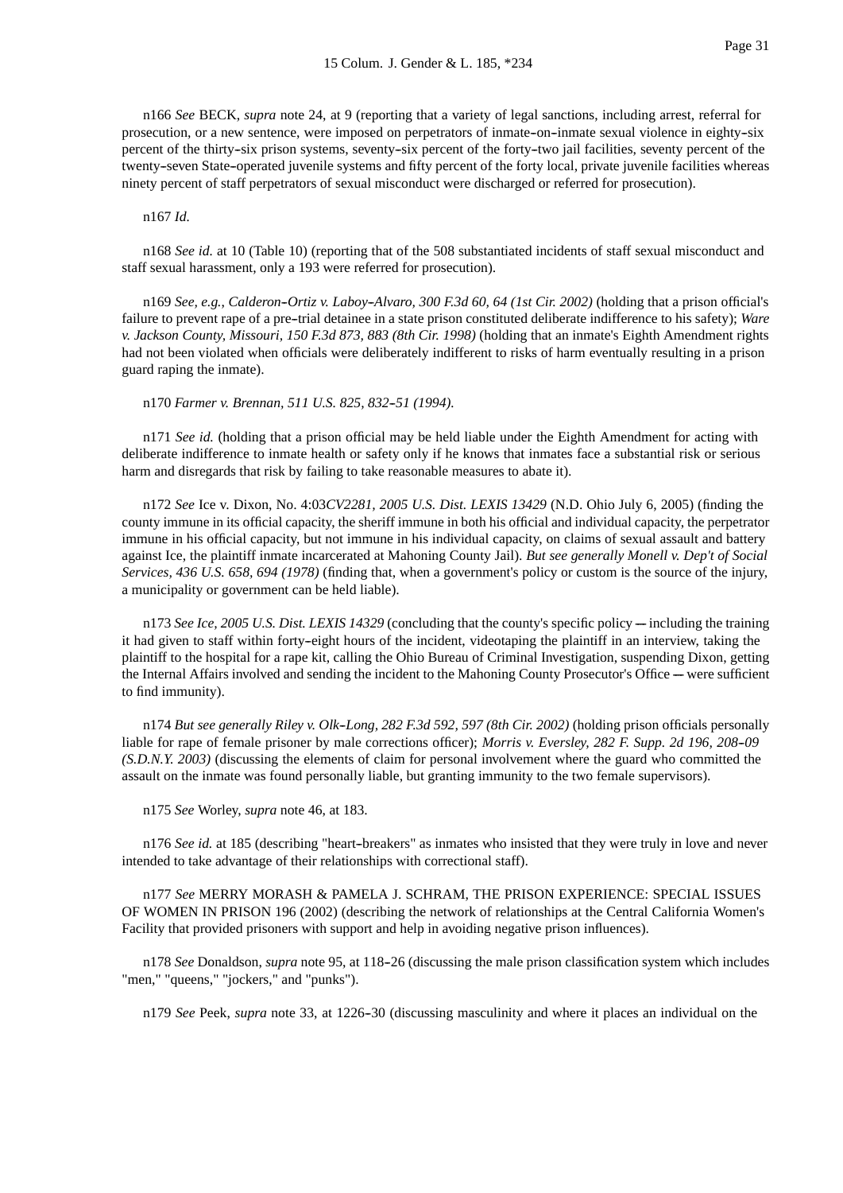n166 *See* BECK, *supra* note 24, at 9 (reporting that a variety of legal sanctions, including arrest, referral for prosecution, or a new sentence, were imposed on perpetrators of inmate-on-inmate sexual violence in eighty-six percent of the thirty-six prison systems, seventy-six percent of the forty-two jail facilities, seventy percent of the twenty-seven State-operated juvenile systems and fifty percent of the forty local, private juvenile facilities whereas ninety percent of staff perpetrators of sexual misconduct were discharged or referred for prosecution).

n167 *Id.*

n168 *See id.* at 10 (Table 10) (reporting that of the 508 substantiated incidents of staff sexual misconduct and staff sexual harassment, only a 193 were referred for prosecution).

n169 *See, e.g., Calderon-Ortiz v. Laboy-Alvaro, 300 F.3d 60, 64 (1st Cir. 2002)* (holding that a prison official's failure to prevent rape of a pre-trial detainee in a state prison constituted deliberate indifference to his safety); *Ware v. Jackson County, Missouri, 150 F.3d 873, 883 (8th Cir. 1998)* (holding that an inmate's Eighth Amendment rights had not been violated when officials were deliberately indifferent to risks of harm eventually resulting in a prison guard raping the inmate).

n170 *Farmer v. Brennan, 511 U.S. 825, 832-51 (1994).*

n171 *See id.* (holding that a prison official may be held liable under the Eighth Amendment for acting with deliberate indifference to inmate health or safety only if he knows that inmates face a substantial risk or serious harm and disregards that risk by failing to take reasonable measures to abate it).

n172 *See* Ice v. Dixon, No. 4:03*CV2281, 2005 U.S. Dist. LEXIS 13429* (N.D. Ohio July 6, 2005) (finding the county immune in its official capacity, the sheriff immune in both his official and individual capacity, the perpetrator immune in his official capacity, but not immune in his individual capacity, on claims of sexual assault and battery against Ice, the plaintiff inmate incarcerated at Mahoning County Jail). *But see generally Monell v. Dep't of Social Services, 436 U.S. 658, 694 (1978)* (finding that, when a government's policy or custom is the source of the injury, a municipality or government can be held liable).

n173 *See Ice, 2005 U.S. Dist. LEXIS 14329* (concluding that the county's specific policy -- including the training it had given to staff within forty-eight hours of the incident, videotaping the plaintiff in an interview, taking the plaintiff to the hospital for a rape kit, calling the Ohio Bureau of Criminal Investigation, suspending Dixon, getting the Internal Affairs involved and sending the incident to the Mahoning County Prosecutor's Office -- were sufficient to find immunity).

n174 *But see generally Riley v. Olk-Long, 282 F.3d 592, 597 (8th Cir. 2002)* (holding prison officials personally liable for rape of female prisoner by male corrections officer); *Morris v. Eversley, 282 F. Supp. 2d 196, 208-09 (S.D.N.Y. 2003)* (discussing the elements of claim for personal involvement where the guard who committed the assault on the inmate was found personally liable, but granting immunity to the two female supervisors).

n175 *See* Worley, *supra* note 46, at 183.

n176 *See id.* at 185 (describing "heart-breakers" as inmates who insisted that they were truly in love and never intended to take advantage of their relationships with correctional staff).

n177 *See* MERRY MORASH & PAMELA J. SCHRAM, THE PRISON EXPERIENCE: SPECIAL ISSUES OF WOMEN IN PRISON 196 (2002) (describing the network of relationships at the Central California Women's Facility that provided prisoners with support and help in avoiding negative prison influences).

n178 *See* Donaldson, *supra* note 95, at 118-26 (discussing the male prison classification system which includes "men," "queens," "jockers," and "punks").

n179 *See* Peek, *supra* note 33, at 1226-30 (discussing masculinity and where it places an individual on the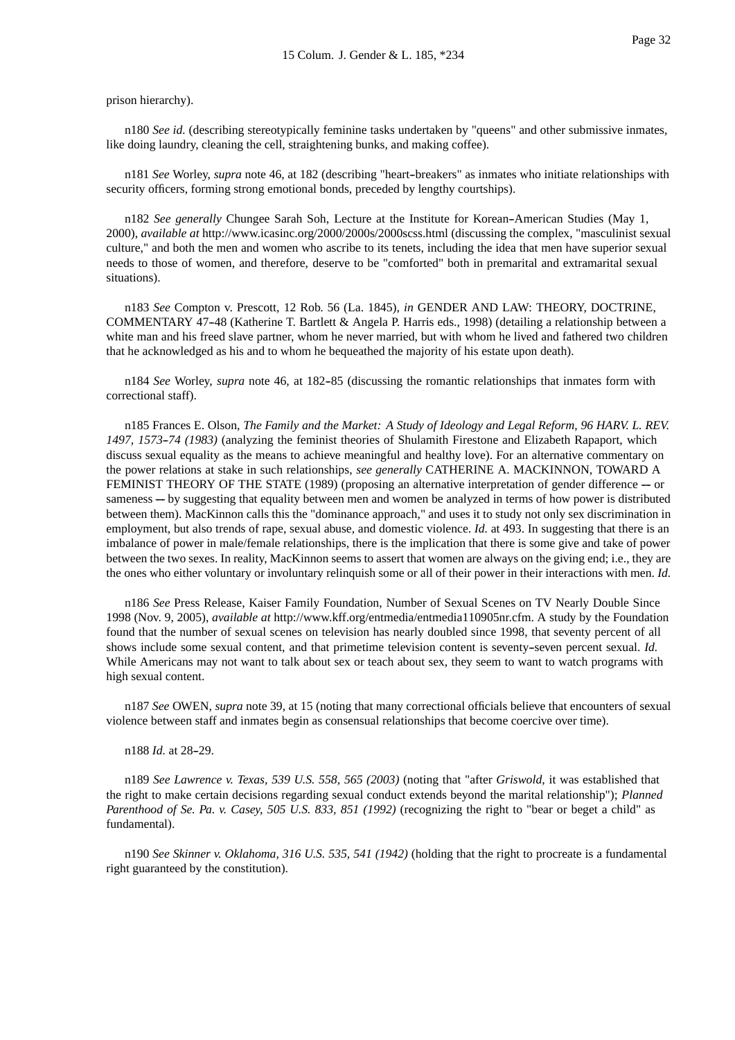prison hierarchy).

n180 *See id.* (describing stereotypically feminine tasks undertaken by "queens" and other submissive inmates, like doing laundry, cleaning the cell, straightening bunks, and making coffee).

n181 *See* Worley, *supra* note 46, at 182 (describing "heart-breakers" as inmates who initiate relationships with security officers, forming strong emotional bonds, preceded by lengthy courtships).

n182 *See generally* Chungee Sarah Soh, Lecture at the Institute for Korean-American Studies (May 1, 2000), *available at* http://www.icasinc.org/2000/2000s/2000scss.html (discussing the complex, "masculinist sexual culture," and both the men and women who ascribe to its tenets, including the idea that men have superior sexual needs to those of women, and therefore, deserve to be "comforted" both in premarital and extramarital sexual situations).

n183 *See* Compton v. Prescott, 12 Rob. 56 (La. 1845), *in* GENDER AND LAW: THEORY, DOCTRINE, COMMENTARY 47-48 (Katherine T. Bartlett & Angela P. Harris eds., 1998) (detailing a relationship between a white man and his freed slave partner, whom he never married, but with whom he lived and fathered two children that he acknowledged as his and to whom he bequeathed the majority of his estate upon death).

n184 *See* Worley, *supra* note 46, at 182-85 (discussing the romantic relationships that inmates form with correctional staff).

n185 Frances E. Olson, *The Family and the Market: A Study of Ideology and Legal Reform, 96 HARV. L. REV. 1497, 1573-74 (1983)* (analyzing the feminist theories of Shulamith Firestone and Elizabeth Rapaport, which discuss sexual equality as the means to achieve meaningful and healthy love). For an alternative commentary on the power relations at stake in such relationships, *see generally* CATHERINE A. MACKINNON, TOWARD A FEMINIST THEORY OF THE STATE (1989) (proposing an alternative interpretation of gender difference -- or sameness -- by suggesting that equality between men and women be analyzed in terms of how power is distributed between them). MacKinnon calls this the "dominance approach," and uses it to study not only sex discrimination in employment, but also trends of rape, sexual abuse, and domestic violence. *Id.* at 493. In suggesting that there is an imbalance of power in male/female relationships, there is the implication that there is some give and take of power between the two sexes. In reality, MacKinnon seems to assert that women are always on the giving end; i.e., they are the ones who either voluntary or involuntary relinquish some or all of their power in their interactions with men. *Id.*

n186 *See* Press Release, Kaiser Family Foundation, Number of Sexual Scenes on TV Nearly Double Since 1998 (Nov. 9, 2005), *available at* http://www.kff.org/entmedia/entmedia110905nr.cfm. A study by the Foundation found that the number of sexual scenes on television has nearly doubled since 1998, that seventy percent of all shows include some sexual content, and that primetime television content is seventy-seven percent sexual. *Id.* While Americans may not want to talk about sex or teach about sex, they seem to want to watch programs with high sexual content.

n187 *See* OWEN, *supra* note 39, at 15 (noting that many correctional officials believe that encounters of sexual violence between staff and inmates begin as consensual relationships that become coercive over time).

n188 *Id.* at 28-29.

n189 *See Lawrence v. Texas, 539 U.S. 558, 565 (2003)* (noting that "after *Griswold*, it was established that the right to make certain decisions regarding sexual conduct extends beyond the marital relationship"); *Planned Parenthood of Se. Pa. v. Casey, 505 U.S. 833, 851 (1992)* (recognizing the right to "bear or beget a child" as fundamental).

n190 *See Skinner v. Oklahoma, 316 U.S. 535, 541 (1942)* (holding that the right to procreate is a fundamental right guaranteed by the constitution).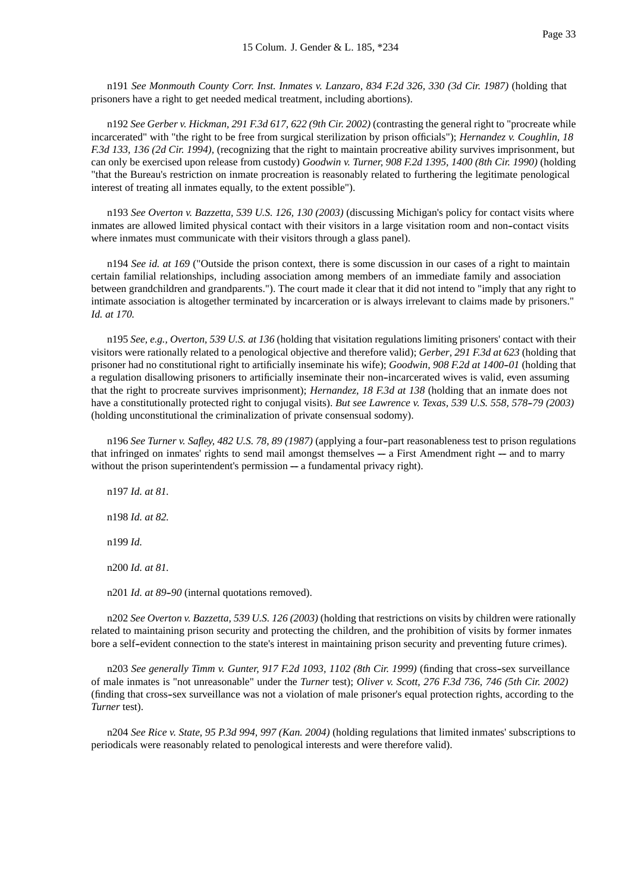n191 *See Monmouth County Corr. Inst. Inmates v. Lanzaro, 834 F.2d 326, 330 (3d Cir. 1987)* (holding that prisoners have a right to get needed medical treatment, including abortions).

n192 *See Gerber v. Hickman, 291 F.3d 617, 622 (9th Cir. 2002)* (contrasting the general right to "procreate while incarcerated" with "the right to be free from surgical sterilization by prison officials"); *Hernandez v. Coughlin, 18 F.3d 133, 136 (2d Cir. 1994)*, (recognizing that the right to maintain procreative ability survives imprisonment, but can only be exercised upon release from custody) *Goodwin v. Turner, 908 F.2d 1395, 1400 (8th Cir. 1990)* (holding "that the Bureau's restriction on inmate procreation is reasonably related to furthering the legitimate penological interest of treating all inmates equally, to the extent possible").

n193 *See Overton v. Bazzetta, 539 U.S. 126, 130 (2003)* (discussing Michigan's policy for contact visits where inmates are allowed limited physical contact with their visitors in a large visitation room and non-contact visits where inmates must communicate with their visitors through a glass panel).

n194 *See id. at 169* ("Outside the prison context, there is some discussion in our cases of a right to maintain certain familial relationships, including association among members of an immediate family and association between grandchildren and grandparents."). The court made it clear that it did not intend to "imply that any right to intimate association is altogether terminated by incarceration or is always irrelevant to claims made by prisoners." *Id. at 170.*

n195 *See, e.g., Overton, 539 U.S. at 136* (holding that visitation regulations limiting prisoners' contact with their visitors were rationally related to a penological objective and therefore valid); *Gerber, 291 F.3d at 623* (holding that prisoner had no constitutional right to artificially inseminate his wife); *Goodwin, 908 F.2d at 1400-01* (holding that a regulation disallowing prisoners to artificially inseminate their non-incarcerated wives is valid, even assuming that the right to procreate survives imprisonment); *Hernandez, 18 F.3d at 138* (holding that an inmate does not have a constitutionally protected right to conjugal visits). *But see Lawrence v. Texas, 539 U.S. 558, 578-79 (2003)* (holding unconstitutional the criminalization of private consensual sodomy).

n196 *See Turner v. Safley, 482 U.S. 78, 89 (1987)* (applying a four-part reasonableness test to prison regulations that infringed on inmates' rights to send mail amongst themselves -- a First Amendment right -- and to marry without the prison superintendent's permission -- a fundamental privacy right).

n197 *Id. at 81.*

n198 *Id. at 82.*

n199 *Id.*

n200 *Id. at 81.*

n201 *Id. at 89-90* (internal quotations removed).

n202 *See Overton v. Bazzetta, 539 U.S. 126 (2003)* (holding that restrictions on visits by children were rationally related to maintaining prison security and protecting the children, and the prohibition of visits by former inmates bore a self-evident connection to the state's interest in maintaining prison security and preventing future crimes).

n203 *See generally Timm v. Gunter, 917 F.2d 1093, 1102 (8th Cir. 1999)* (finding that cross-sex surveillance of male inmates is "not unreasonable" under the *Turner* test); *Oliver v. Scott, 276 F.3d 736, 746 (5th Cir. 2002)* (finding that cross-sex surveillance was not a violation of male prisoner's equal protection rights, according to the *Turner* test).

n204 *See Rice v. State, 95 P.3d 994, 997 (Kan. 2004)* (holding regulations that limited inmates' subscriptions to periodicals were reasonably related to penological interests and were therefore valid).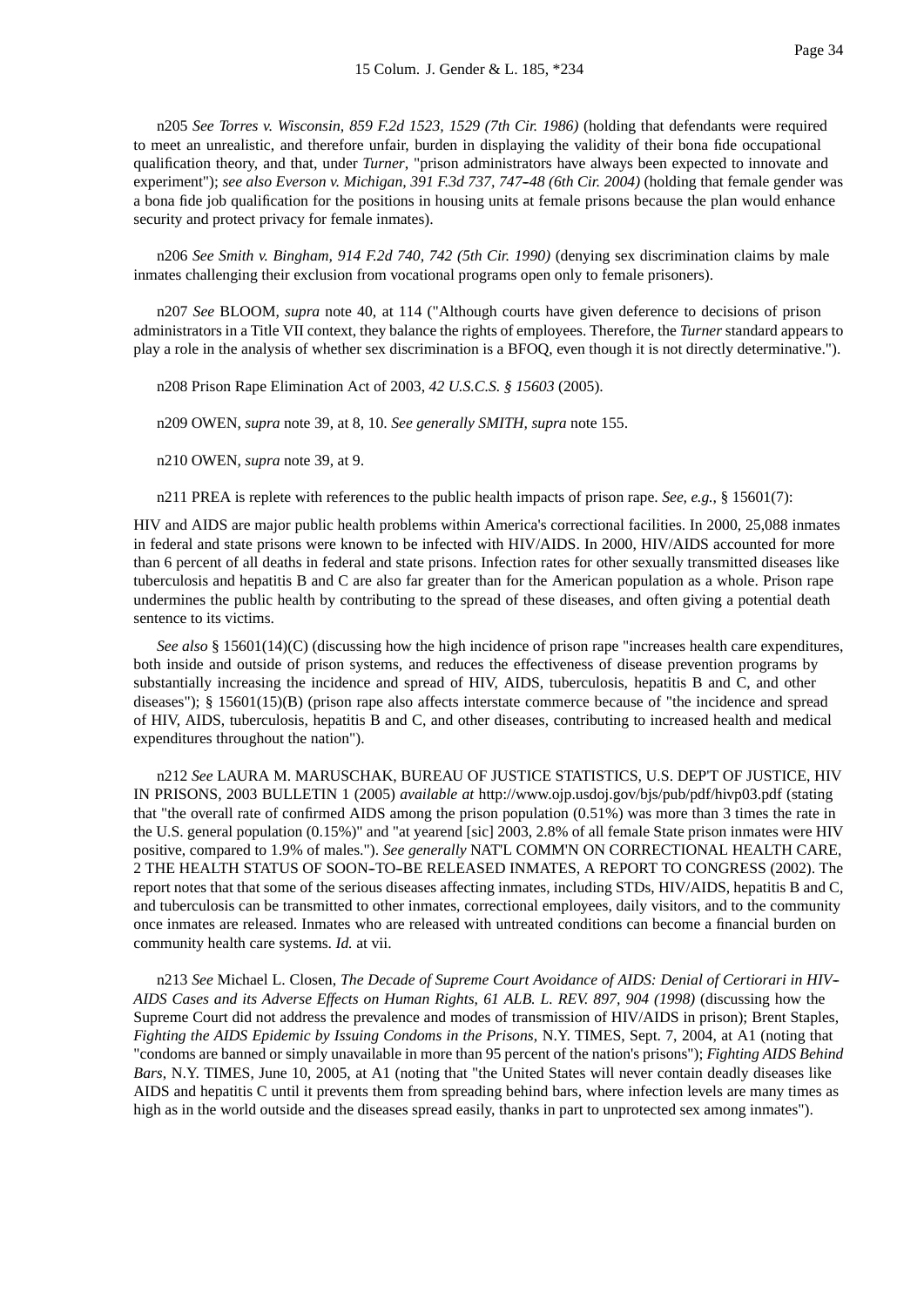n205 *See Torres v. Wisconsin, 859 F.2d 1523, 1529 (7th Cir. 1986)* (holding that defendants were required to meet an unrealistic, and therefore unfair, burden in displaying the validity of their bona fide occupational qualification theory, and that, under *Turner*, "prison administrators have always been expected to innovate and experiment"); *see also Everson v. Michigan, 391 F.3d 737, 747-48 (6th Cir. 2004)* (holding that female gender was a bona fide job qualification for the positions in housing units at female prisons because the plan would enhance security and protect privacy for female inmates).

n206 *See Smith v. Bingham, 914 F.2d 740, 742 (5th Cir. 1990)* (denying sex discrimination claims by male inmates challenging their exclusion from vocational programs open only to female prisoners).

n207 *See* BLOOM, *supra* note 40, at 114 ("Although courts have given deference to decisions of prison administrators in a Title VII context, they balance the rights of employees. Therefore, the *Turner* standard appears to play a role in the analysis of whether sex discrimination is a BFOQ, even though it is not directly determinative.").

n208 Prison Rape Elimination Act of 2003, *42 U.S.C.S. § 15603* (2005).

n209 OWEN, *supra* note 39, at 8, 10. *See generally SMITH, supra* note 155.

n210 OWEN, *supra* note 39, at 9.

n211 PREA is replete with references to the public health impacts of prison rape. *See, e.g.*, § 15601(7):

HIV and AIDS are major public health problems within America's correctional facilities. In 2000, 25,088 inmates in federal and state prisons were known to be infected with HIV/AIDS. In 2000, HIV/AIDS accounted for more than 6 percent of all deaths in federal and state prisons. Infection rates for other sexually transmitted diseases like tuberculosis and hepatitis B and C are also far greater than for the American population as a whole. Prison rape undermines the public health by contributing to the spread of these diseases, and often giving a potential death sentence to its victims.

*See also* § 15601(14)(C) (discussing how the high incidence of prison rape "increases health care expenditures, both inside and outside of prison systems, and reduces the effectiveness of disease prevention programs by substantially increasing the incidence and spread of HIV, AIDS, tuberculosis, hepatitis B and C, and other diseases"); § 15601(15)(B) (prison rape also affects interstate commerce because of "the incidence and spread of HIV, AIDS, tuberculosis, hepatitis B and C, and other diseases, contributing to increased health and medical expenditures throughout the nation").

n212 *See* LAURA M. MARUSCHAK, BUREAU OF JUSTICE STATISTICS, U.S. DEP'T OF JUSTICE, HIV IN PRISONS, 2003 BULLETIN 1 (2005) *available at* http://www.ojp.usdoj.gov/bjs/pub/pdf/hivp03.pdf (stating that "the overall rate of confirmed AIDS among the prison population (0.51%) was more than 3 times the rate in the U.S. general population (0.15%)" and "at yearend [sic] 2003, 2.8% of all female State prison inmates were HIV positive, compared to 1.9% of males."). *See generally* NAT'L COMM'N ON CORRECTIONAL HEALTH CARE, 2 THE HEALTH STATUS OF SOON-TO-BE RELEASED INMATES, A REPORT TO CONGRESS (2002). The report notes that that some of the serious diseases affecting inmates, including STDs, HIV/AIDS, hepatitis B and C, and tuberculosis can be transmitted to other inmates, correctional employees, daily visitors, and to the community once inmates are released. Inmates who are released with untreated conditions can become a financial burden on community health care systems. *Id.* at vii.

n213 *See* Michael L. Closen, *The Decade of Supreme Court Avoidance of AIDS: Denial of Certiorari in HIV-AIDS Cases and its Adverse Effects on Human Rights, 61 ALB. L. REV. 897, 904 (1998)* (discussing how the Supreme Court did not address the prevalence and modes of transmission of HIV/AIDS in prison); Brent Staples, *Fighting the AIDS Epidemic by Issuing Condoms in the Prisons*, N.Y. TIMES, Sept. 7, 2004, at A1 (noting that "condoms are banned or simply unavailable in more than 95 percent of the nation's prisons"); *Fighting AIDS Behind Bars*, N.Y. TIMES, June 10, 2005, at A1 (noting that "the United States will never contain deadly diseases like AIDS and hepatitis C until it prevents them from spreading behind bars, where infection levels are many times as high as in the world outside and the diseases spread easily, thanks in part to unprotected sex among inmates").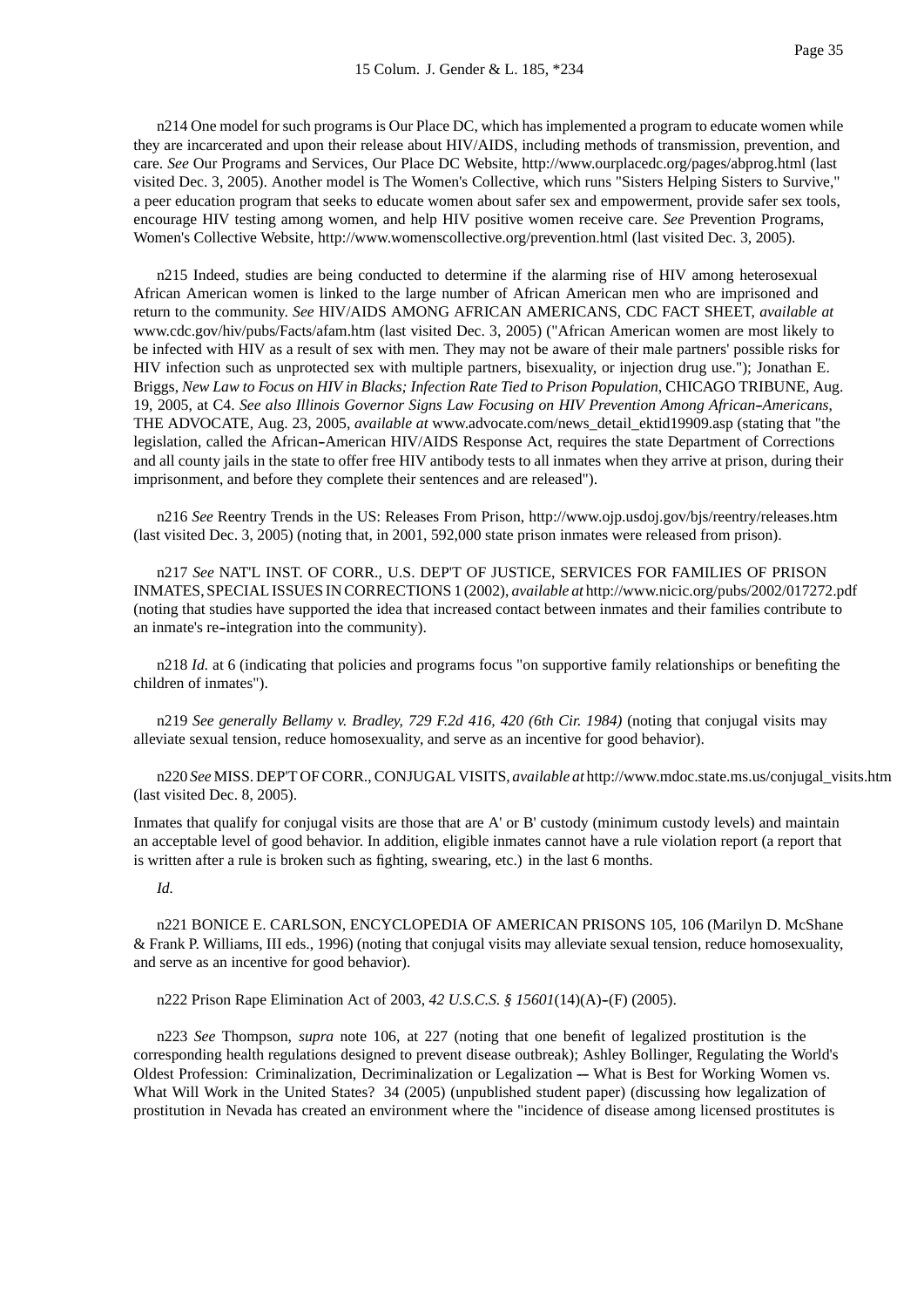n214 One model for such programs is Our Place DC, which has implemented a program to educate women while they are incarcerated and upon their release about HIV/AIDS, including methods of transmission, prevention, and care. *See* Our Programs and Services, Our Place DC Website, http://www.ourplacedc.org/pages/abprog.html (last visited Dec. 3, 2005). Another model is The Women's Collective, which runs "Sisters Helping Sisters to Survive," a peer education program that seeks to educate women about safer sex and empowerment, provide safer sex tools, encourage HIV testing among women, and help HIV positive women receive care. *See* Prevention Programs, Women's Collective Website, http://www.womenscollective.org/prevention.html (last visited Dec. 3, 2005).

n215 Indeed, studies are being conducted to determine if the alarming rise of HIV among heterosexual African American women is linked to the large number of African American men who are imprisoned and return to the community. *See* HIV/AIDS AMONG AFRICAN AMERICANS, CDC FACT SHEET, *available at* www.cdc.gov/hiv/pubs/Facts/afam.htm (last visited Dec. 3, 2005) ("African American women are most likely to be infected with HIV as a result of sex with men. They may not be aware of their male partners' possible risks for HIV infection such as unprotected sex with multiple partners, bisexuality, or injection drug use."); Jonathan E. Briggs, *New Law to Focus on HIV in Blacks; Infection Rate Tied to Prison Population*, CHICAGO TRIBUNE, Aug. 19, 2005, at C4. *See also Illinois Governor Signs Law Focusing on HIV Prevention Among African-Americans*, THE ADVOCATE, Aug. 23, 2005, *available at* www.advocate.com/news_detail_ektid19909.asp (stating that "the legislation, called the African-American HIV/AIDS Response Act, requires the state Department of Corrections and all county jails in the state to offer free HIV antibody tests to all inmates when they arrive at prison, during their imprisonment, and before they complete their sentences and are released").

n216 *See* Reentry Trends in the US: Releases From Prison, http://www.ojp.usdoj.gov/bjs/reentry/releases.htm (last visited Dec. 3, 2005) (noting that, in 2001, 592,000 state prison inmates were released from prison).

n217 *See* NAT'L INST. OF CORR., U.S. DEP'T OF JUSTICE, SERVICES FOR FAMILIES OF PRISON INMATES, SPECIAL ISSUES IN CORRECTIONS 1 (2002), *available at* http://www.nicic.org/pubs/2002/017272.pdf (noting that studies have supported the idea that increased contact between inmates and their families contribute to an inmate's re-integration into the community).

n218 *Id.* at 6 (indicating that policies and programs focus "on supportive family relationships or benefiting the children of inmates").

n219 *See generally Bellamy v. Bradley, 729 F.2d 416, 420 (6th Cir. 1984)* (noting that conjugal visits may alleviate sexual tension, reduce homosexuality, and serve as an incentive for good behavior).

n220 *See* MISS. DEP'T OF CORR., CONJUGAL VISITS, *available at* http://www.mdoc.state.ms.us/conjugal_visits.htm (last visited Dec. 8, 2005).

Inmates that qualify for conjugal visits are those that are A' or B' custody (minimum custody levels) and maintain an acceptable level of good behavior. In addition, eligible inmates cannot have a rule violation report (a report that is written after a rule is broken such as fighting, swearing, etc.) in the last 6 months.

*Id.*

n221 BONICE E. CARLSON, ENCYCLOPEDIA OF AMERICAN PRISONS 105, 106 (Marilyn D. McShane & Frank P. Williams, III eds., 1996) (noting that conjugal visits may alleviate sexual tension, reduce homosexuality, and serve as an incentive for good behavior).

n222 Prison Rape Elimination Act of 2003, *42 U.S.C.S. § 15601*(14)(A)-(F) (2005).

n223 *See* Thompson, *supra* note 106, at 227 (noting that one benefit of legalized prostitution is the corresponding health regulations designed to prevent disease outbreak); Ashley Bollinger, Regulating the World's Oldest Profession: Criminalization, Decriminalization or Legalization -- What is Best for Working Women vs. What Will Work in the United States? 34 (2005) (unpublished student paper) (discussing how legalization of prostitution in Nevada has created an environment where the "incidence of disease among licensed prostitutes is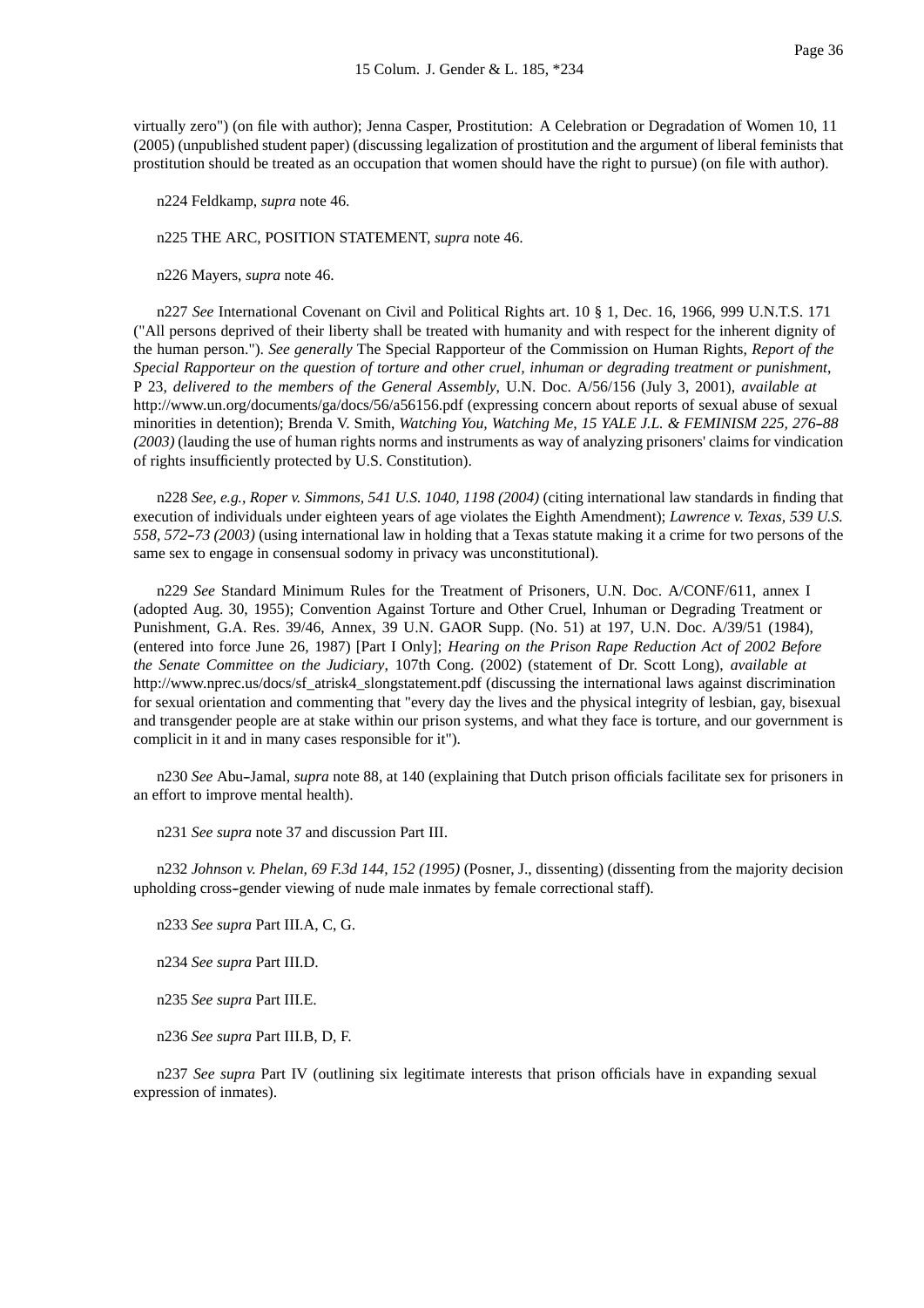virtually zero") (on file with author); Jenna Casper, Prostitution: A Celebration or Degradation of Women 10, 11 (2005) (unpublished student paper) (discussing legalization of prostitution and the argument of liberal feminists that prostitution should be treated as an occupation that women should have the right to pursue) (on file with author).

n224 Feldkamp, *supra* note 46.

n225 THE ARC, POSITION STATEMENT, *supra* note 46.

n226 Mayers, *supra* note 46.

n227 *See* International Covenant on Civil and Political Rights art. 10 § 1, Dec. 16, 1966, 999 U.N.T.S. 171 ("All persons deprived of their liberty shall be treated with humanity and with respect for the inherent dignity of the human person."). *See generally* The Special Rapporteur of the Commission on Human Rights, *Report of the Special Rapporteur on the question of torture and other cruel, inhuman or degrading treatment or punishment*, P 23, *delivered to the members of the General Assembly*, U.N. Doc. A/56/156 (July 3, 2001), *available at* http://www.un.org/documents/ga/docs/56/a56156.pdf (expressing concern about reports of sexual abuse of sexual minorities in detention); Brenda V. Smith, *Watching You, Watching Me, 15 YALE J.L. & FEMINISM 225, 276-88 (2003)* (lauding the use of human rights norms and instruments as way of analyzing prisoners' claims for vindication of rights insufficiently protected by U.S. Constitution).

n228 *See, e.g., Roper v. Simmons, 541 U.S. 1040, 1198 (2004)* (citing international law standards in finding that execution of individuals under eighteen years of age violates the Eighth Amendment); *Lawrence v. Texas, 539 U.S. 558, 572-73 (2003)* (using international law in holding that a Texas statute making it a crime for two persons of the same sex to engage in consensual sodomy in privacy was unconstitutional).

n229 *See* Standard Minimum Rules for the Treatment of Prisoners, U.N. Doc. A/CONF/611, annex I (adopted Aug. 30, 1955); Convention Against Torture and Other Cruel, Inhuman or Degrading Treatment or Punishment, G.A. Res. 39/46, Annex, 39 U.N. GAOR Supp. (No. 51) at 197, U.N. Doc. A/39/51 (1984), (entered into force June 26, 1987) [Part I Only]; *Hearing on the Prison Rape Reduction Act of 2002 Before the Senate Committee on the Judiciary*, 107th Cong. (2002) (statement of Dr. Scott Long), *available at* http://www.nprec.us/docs/sf_atrisk4_slongstatement.pdf (discussing the international laws against discrimination for sexual orientation and commenting that "every day the lives and the physical integrity of lesbian, gay, bisexual and transgender people are at stake within our prison systems, and what they face is torture, and our government is complicit in it and in many cases responsible for it").

n230 *See* Abu-Jamal, *supra* note 88, at 140 (explaining that Dutch prison officials facilitate sex for prisoners in an effort to improve mental health).

n231 *See supra* note 37 and discussion Part III.

n232 *Johnson v. Phelan, 69 F.3d 144, 152 (1995)* (Posner, J., dissenting) (dissenting from the majority decision upholding cross-gender viewing of nude male inmates by female correctional staff).

n233 *See supra* Part III.A, C, G.

n234 *See supra* Part III.D.

n235 *See supra* Part III.E.

n236 *See supra* Part III.B, D, F.

n237 *See supra* Part IV (outlining six legitimate interests that prison officials have in expanding sexual expression of inmates).